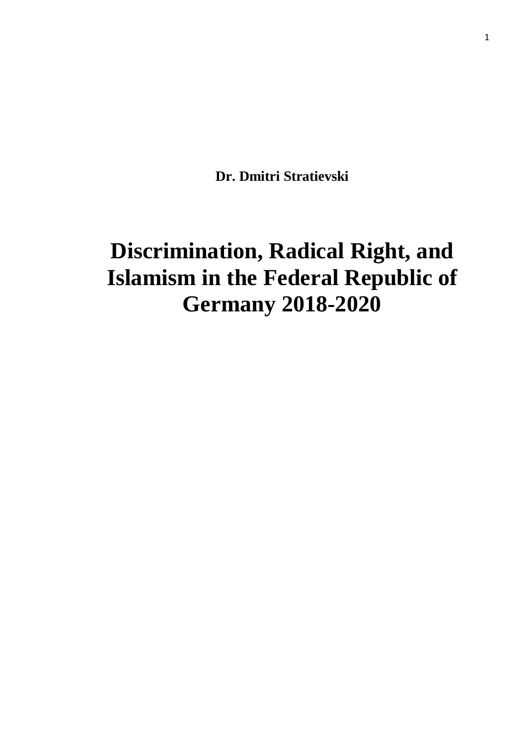**Dr. Dmitri Stratievski**

# Discrimination, Radical Right, and Islamism in the Federal Republic of Germany 2018-2020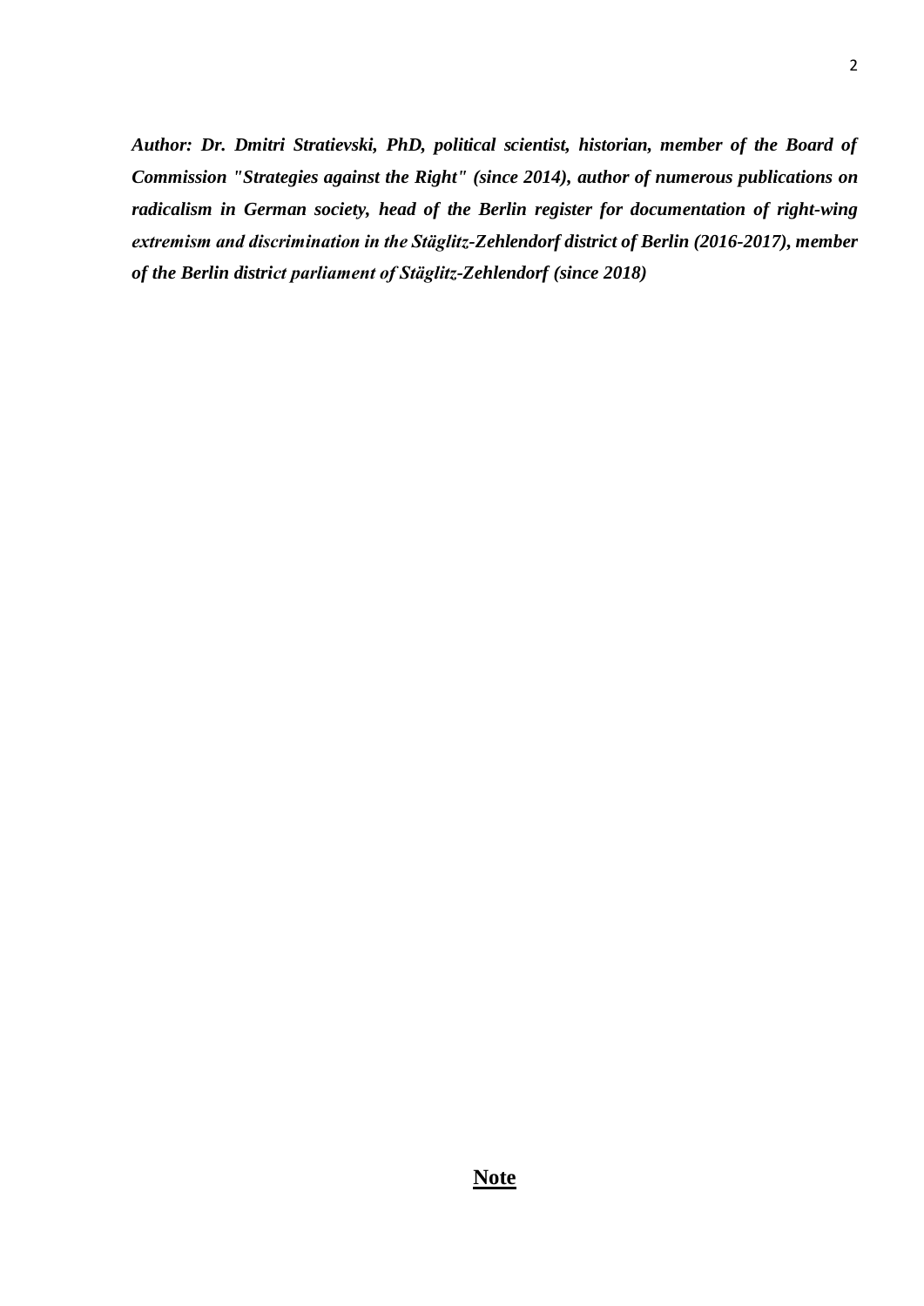***Author: Dr. Dmitri Stratievski, PhD, political scientist, historian, member of the Board of Commission "Strategies against the Right" (since 2014), author of numerous publications on radicalism in German society, head of the Berlin register for documentation of right-wing extremism and discrimination in the Stäglitz-Zehlendorf district of Berlin (2016-2017), member of the Berlin district parliament of Stäglitz-Zehlendorf (since 2018)***

## Note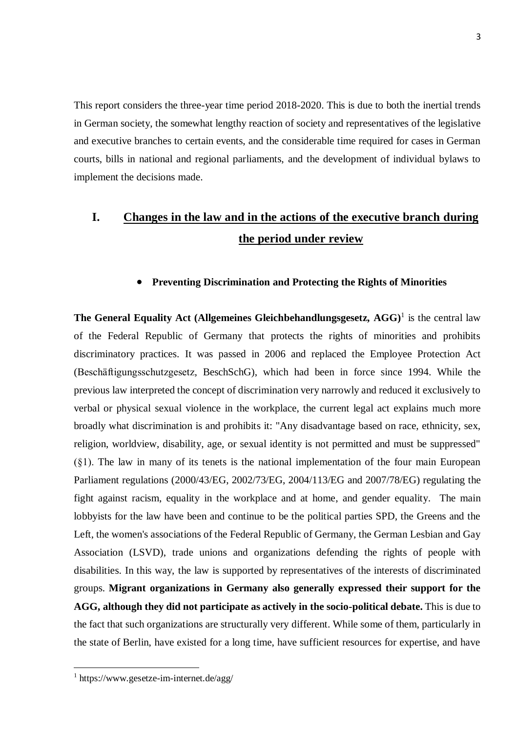This report considers the three-year time period 2018-2020. This is due to both the inertial trends in German society, the somewhat lengthy reaction of society and representatives of the legislative and executive branches to certain events, and the considerable time required for cases in German courts, bills in national and regional parliaments, and the development of individual bylaws to implement the decisions made.

# I. Changes in the law and in the actions of the executive branch during the period under review

- **Preventing Discrimination and Protecting the Rights of Minorities**

**The General Equality Act (Allgemeines Gleichbehandlungsgesetz, AGG)**[1] is the central law of the Federal Republic of Germany that protects the rights of minorities and prohibits discriminatory practices. It was passed in 2006 and replaced the Employee Protection Act (Beschäftigungsschutzgesetz, BeschSchG), which had been in force since 1994. While the previous law interpreted the concept of discrimination very narrowly and reduced it exclusively to verbal or physical sexual violence in the workplace, the current legal act explains much more broadly what discrimination is and prohibits it: "Any disadvantage based on race, ethnicity, sex, religion, worldview, disability, age, or sexual identity is not permitted and must be suppressed" (§1). The law in many of its tenets is the national implementation of the four main European Parliament regulations (2000/43/EG, 2002/73/EG, 2004/113/EG and 2007/78/EG) regulating the fight against racism, equality in the workplace and at home, and gender equality. The main lobbyists for the law have been and continue to be the political parties SPD, the Greens and the Left, the women's associations of the Federal Republic of Germany, the German Lesbian and Gay Association (LSVD), trade unions and organizations defending the rights of people with disabilities. In this way, the law is supported by representatives of the interests of discriminated groups. **Migrant organizations in Germany also generally expressed their support for the AGG, although they did not participate as actively in the socio-political debate.** This is due to the fact that such organizations are structurally very different. While some of them, particularly in the state of Berlin, have existed for a long time, have sufficient resources for expertise, and have

[1] https://www.gesetze-im-internet.de/agg/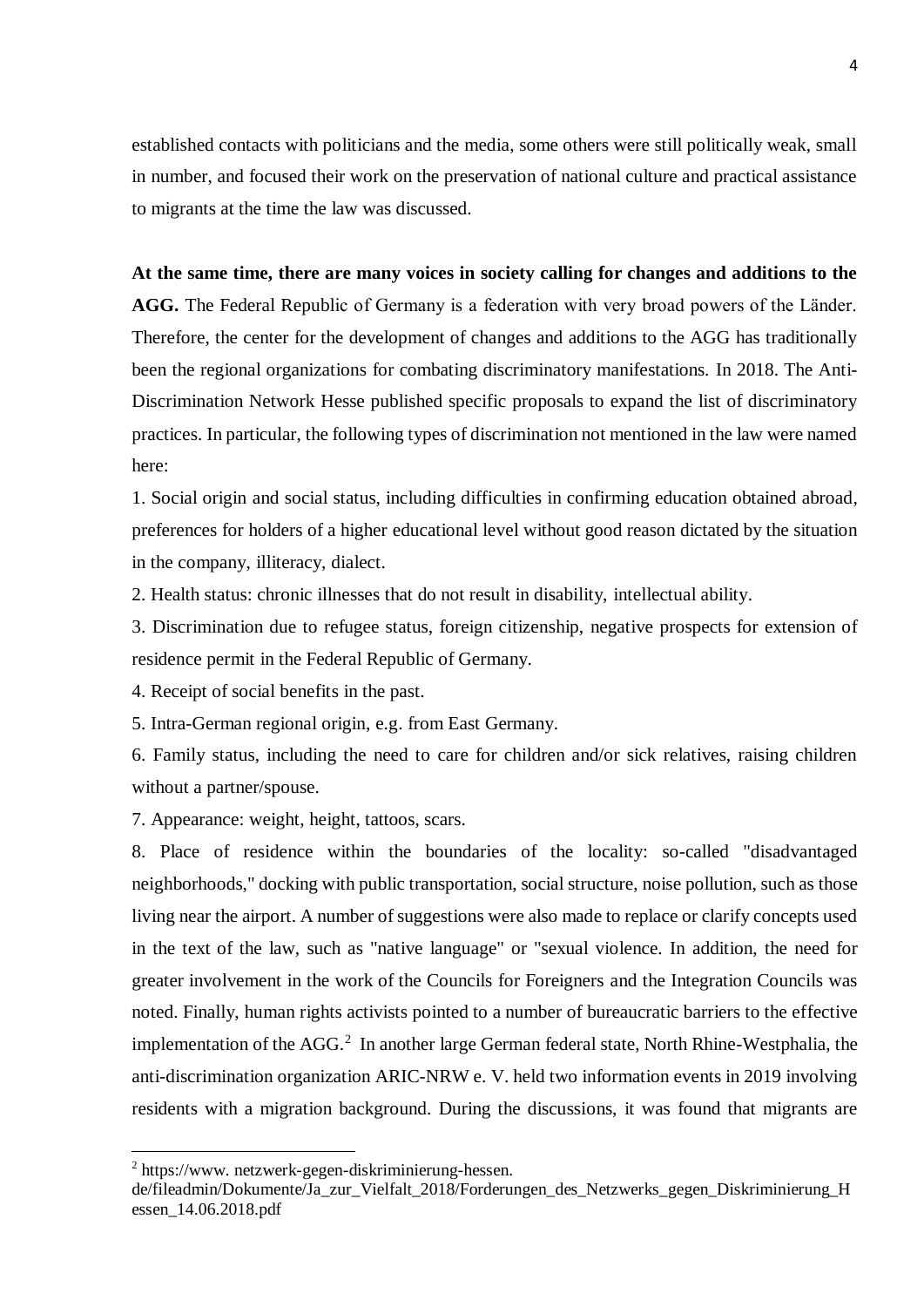established contacts with politicians and the media, some others were still politically weak, small in number, and focused their work on the preservation of national culture and practical assistance to migrants at the time the law was discussed.

**At the same time, there are many voices in society calling for changes and additions to the AGG.** The Federal Republic of Germany is a federation with very broad powers of the Länder. Therefore, the center for the development of changes and additions to the AGG has traditionally been the regional organizations for combating discriminatory manifestations. In 2018. The Anti-Discrimination Network Hesse published specific proposals to expand the list of discriminatory practices. In particular, the following types of discrimination not mentioned in the law were named here:

1. Social origin and social status, including difficulties in confirming education obtained abroad, preferences for holders of a higher educational level without good reason dictated by the situation in the company, illiteracy, dialect.
2. Health status: chronic illnesses that do not result in disability, intellectual ability.
3. Discrimination due to refugee status, foreign citizenship, negative prospects for extension of residence permit in the Federal Republic of Germany.
4. Receipt of social benefits in the past.
5. Intra-German regional origin, e.g. from East Germany.
6. Family status, including the need to care for children and/or sick relatives, raising children without a partner/spouse.
7. Appearance: weight, height, tattoos, scars.
8. Place of residence within the boundaries of the locality: so-called "disadvantaged neighborhoods," docking with public transportation, social structure, noise pollution, such as those living near the airport. A number of suggestions were also made to replace or clarify concepts used in the text of the law, such as "native language" or "sexual violence. In addition, the need for greater involvement in the work of the Councils for Foreigners and the Integration Councils was noted. Finally, human rights activists pointed to a number of bureaucratic barriers to the effective implementation of the AGG.[2] In another large German federal state, North Rhine-Westphalia, the anti-discrimination organization ARIC-NRW e. V. held two information events in 2019 involving residents with a migration background. During the discussions, it was found that migrants are

---

[2] https://www. netzwerk-gegen-diskriminierung-hessen. de/fileadmin/Dokumente/Ja_zur_Vielfalt_2018/Forderungen_des_Netzwerks_gegen_Diskriminierung_Hessen_14.06.2018.pdf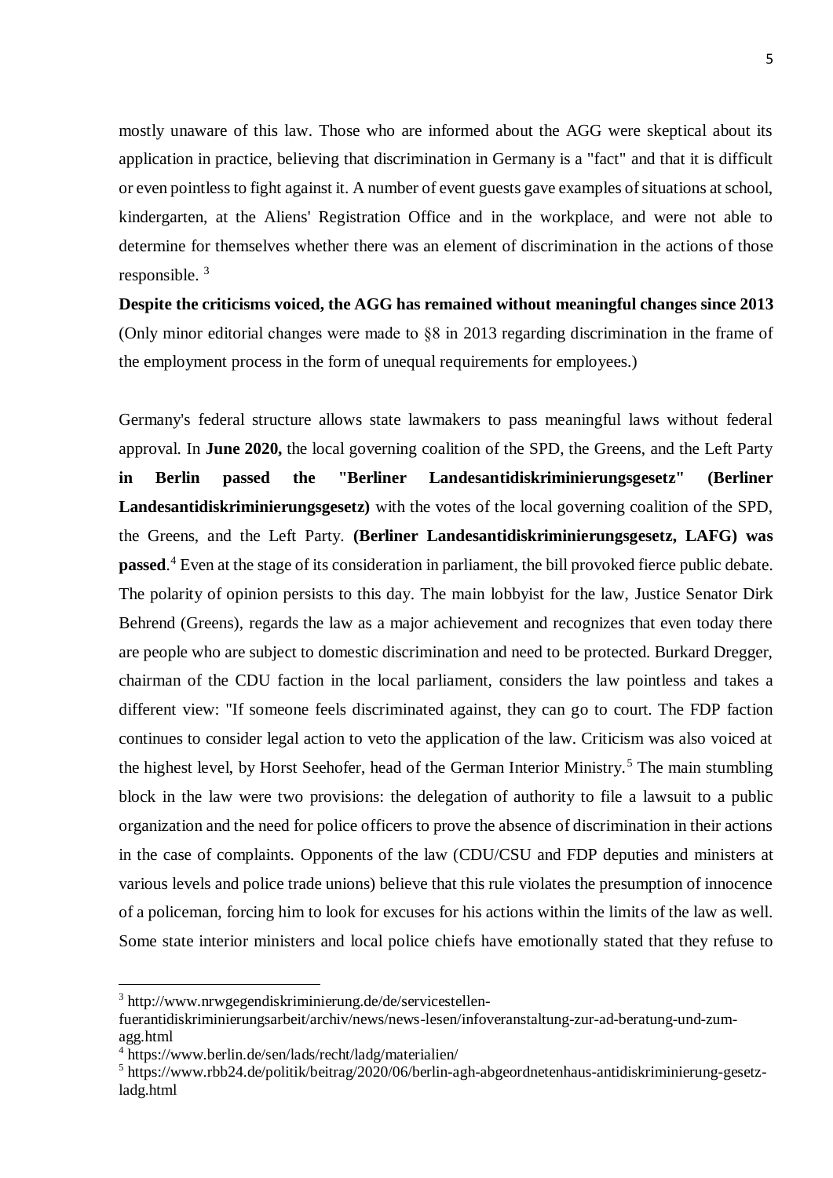mostly unaware of this law. Those who are informed about the AGG were skeptical about its application in practice, believing that discrimination in Germany is a "fact" and that it is difficult or even pointless to fight against it. A number of event guests gave examples of situations at school, kindergarten, at the Aliens' Registration Office and in the workplace, and were not able to determine for themselves whether there was an element of discrimination in the actions of those responsible. [3]

**Despite the criticisms voiced, the AGG has remained without meaningful changes since 2013** (Only minor editorial changes were made to §8 in 2013 regarding discrimination in the frame of the employment process in the form of unequal requirements for employees.)

Germany's federal structure allows state lawmakers to pass meaningful laws without federal approval. In **June 2020,** the local governing coalition of the SPD, the Greens, and the Left Party **in Berlin passed the "Berliner Landesantidiskriminierungsgesetz" (Berliner Landesantidiskriminierungsgesetz)** with the votes of the local governing coalition of the SPD, the Greens, and the Left Party. **(Berliner Landesantidiskriminierungsgesetz, LAFG) was passed**.[4] Even at the stage of its consideration in parliament, the bill provoked fierce public debate. The polarity of opinion persists to this day. The main lobbyist for the law, Justice Senator Dirk Behrend (Greens), regards the law as a major achievement and recognizes that even today there are people who are subject to domestic discrimination and need to be protected. Burkard Dregger, chairman of the CDU faction in the local parliament, considers the law pointless and takes a different view: "If someone feels discriminated against, they can go to court. The FDP faction continues to consider legal action to veto the application of the law. Criticism was also voiced at the highest level, by Horst Seehofer, head of the German Interior Ministry.[5] The main stumbling block in the law were two provisions: the delegation of authority to file a lawsuit to a public organization and the need for police officers to prove the absence of discrimination in their actions in the case of complaints. Opponents of the law (CDU/CSU and FDP deputies and ministers at various levels and police trade unions) believe that this rule violates the presumption of innocence of a policeman, forcing him to look for excuses for his actions within the limits of the law as well. Some state interior ministers and local police chiefs have emotionally stated that they refuse to

---

[3] http://www.nrwgegendiskriminierung.de/de/servicestellen-fuerantidiskriminierungsarbeit/archiv/news/news-lesen/infoveranstaltung-zur-ad-beratung-und-zum-agg.html

[4] https://www.berlin.de/sen/lads/recht/ladg/materialien/

[5] https://www.rbb24.de/politik/beitrag/2020/06/berlin-agh-abgeordnetenhaus-antidiskriminierung-gesetz-ladg.html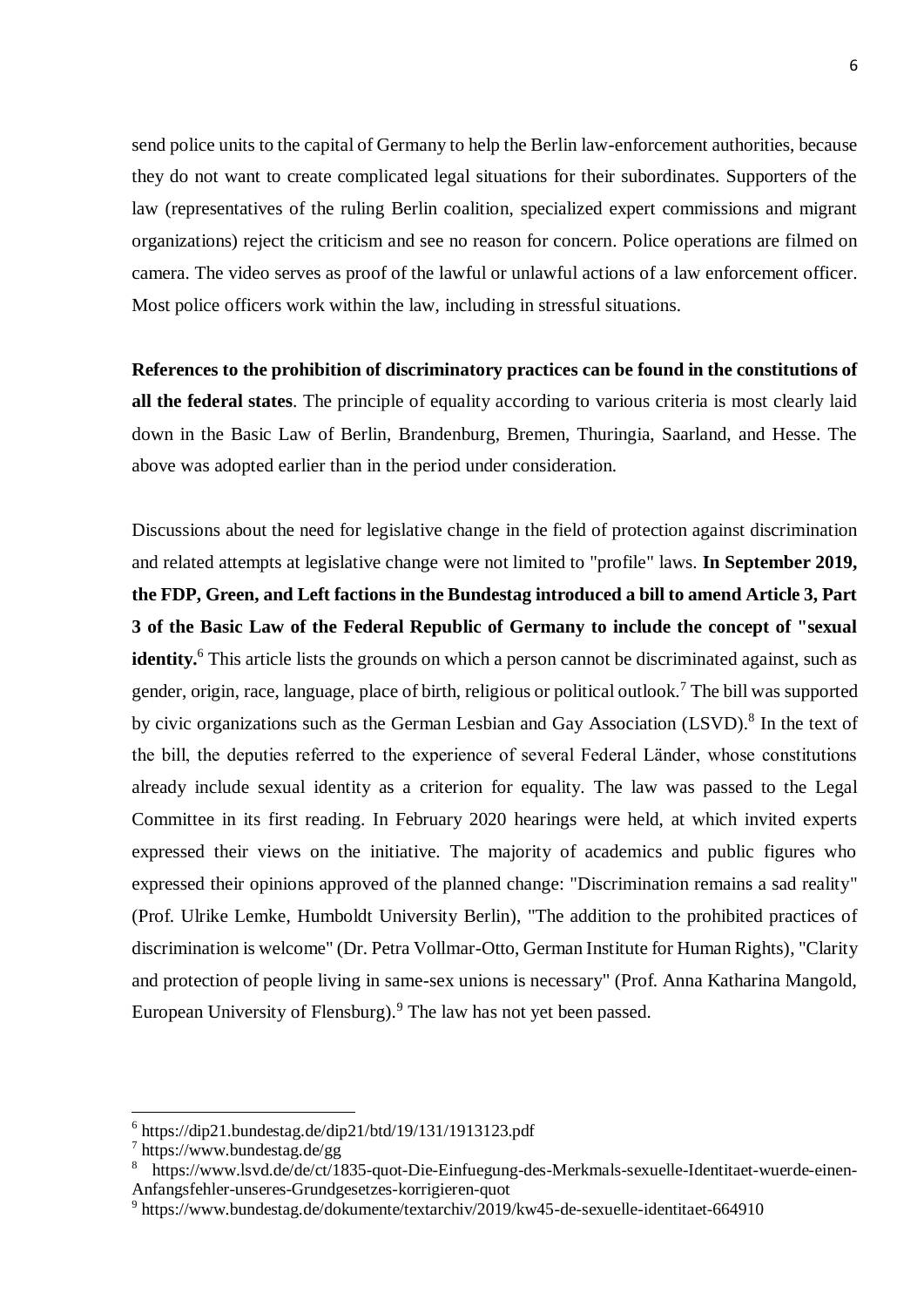send police units to the capital of Germany to help the Berlin law-enforcement authorities, because they do not want to create complicated legal situations for their subordinates. Supporters of the law (representatives of the ruling Berlin coalition, specialized expert commissions and migrant organizations) reject the criticism and see no reason for concern. Police operations are filmed on camera. The video serves as proof of the lawful or unlawful actions of a law enforcement officer. Most police officers work within the law, including in stressful situations.

**References to the prohibition of discriminatory practices can be found in the constitutions of all the federal states**. The principle of equality according to various criteria is most clearly laid down in the Basic Law of Berlin, Brandenburg, Bremen, Thuringia, Saarland, and Hesse. The above was adopted earlier than in the period under consideration.

Discussions about the need for legislative change in the field of protection against discrimination and related attempts at legislative change were not limited to "profile" laws. **In September 2019, the FDP, Green, and Left factions in the Bundestag introduced a bill to amend Article 3, Part 3 of the Basic Law of the Federal Republic of Germany to include the concept of "sexual identity.**[6] This article lists the grounds on which a person cannot be discriminated against, such as gender, origin, race, language, place of birth, religious or political outlook.[7] The bill was supported by civic organizations such as the German Lesbian and Gay Association (LSVD).[8] In the text of the bill, the deputies referred to the experience of several Federal Länder, whose constitutions already include sexual identity as a criterion for equality. The law was passed to the Legal Committee in its first reading. In February 2020 hearings were held, at which invited experts expressed their views on the initiative. The majority of academics and public figures who expressed their opinions approved of the planned change: "Discrimination remains a sad reality" (Prof. Ulrike Lemke, Humboldt University Berlin), "The addition to the prohibited practices of discrimination is welcome" (Dr. Petra Vollmar-Otto, German Institute for Human Rights), "Clarity and protection of people living in same-sex unions is necessary" (Prof. Anna Katharina Mangold, European University of Flensburg).[9] The law has not yet been passed.

---

[6] https://dip21.bundestag.de/dip21/btd/19/131/1913123.pdf

[7] https://www.bundestag.de/gg

[8] https://www.lsvd.de/de/ct/1835-quot-Die-Einfuegung-des-Merkmals-sexuelle-Identitaet-wuerde-einen-Anfangsfehler-unseres-Grundgesetzes-korrigieren-quot

[9] https://www.bundestag.de/dokumente/textarchiv/2019/kw45-de-sexuelle-identitaet-664910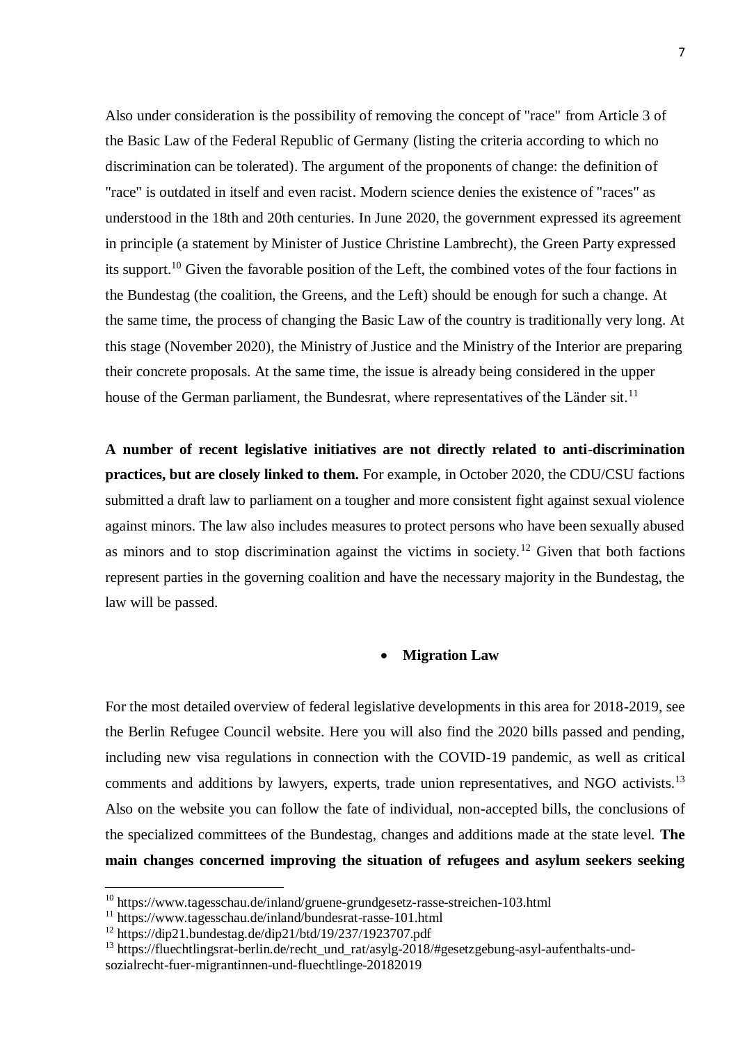Also under consideration is the possibility of removing the concept of "race" from Article 3 of the Basic Law of the Federal Republic of Germany (listing the criteria according to which no discrimination can be tolerated). The argument of the proponents of change: the definition of "race" is outdated in itself and even racist. Modern science denies the existence of "races" as understood in the 18th and 20th centuries. In June 2020, the government expressed its agreement in principle (a statement by Minister of Justice Christine Lambrecht), the Green Party expressed its support.[10] Given the favorable position of the Left, the combined votes of the four factions in the Bundestag (the coalition, the Greens, and the Left) should be enough for such a change. At the same time, the process of changing the Basic Law of the country is traditionally very long. At this stage (November 2020), the Ministry of Justice and the Ministry of the Interior are preparing their concrete proposals. At the same time, the issue is already being considered in the upper house of the German parliament, the Bundesrat, where representatives of the Länder sit.[11]

**A number of recent legislative initiatives are not directly related to anti-discrimination practices, but are closely linked to them.** For example, in October 2020, the CDU/CSU factions submitted a draft law to parliament on a tougher and more consistent fight against sexual violence against minors. The law also includes measures to protect persons who have been sexually abused as minors and to stop discrimination against the victims in society.[12] Given that both factions represent parties in the governing coalition and have the necessary majority in the Bundestag, the law will be passed.

- **Migration Law**

For the most detailed overview of federal legislative developments in this area for 2018-2019, see the Berlin Refugee Council website. Here you will also find the 2020 bills passed and pending, including new visa regulations in connection with the COVID-19 pandemic, as well as critical comments and additions by lawyers, experts, trade union representatives, and NGO activists.[13] Also on the website you can follow the fate of individual, non-accepted bills, the conclusions of the specialized committees of the Bundestag, changes and additions made at the state level. **The main changes concerned improving the situation of refugees and asylum seekers seeking**

---

[10] https://www.tagesschau.de/inland/gruene-grundgesetz-rasse-streichen-103.html

[11] https://www.tagesschau.de/inland/bundesrat-rasse-101.html

[12] https://dip21.bundestag.de/dip21/btd/19/237/1923707.pdf

[13] https://fluechtlingsrat-berlin.de/recht_und_rat/asylg-2018/#gesetzgebung-asyl-aufenthalts-und-sozialrecht-fuer-migrantinnen-und-fluechtlinge-20182019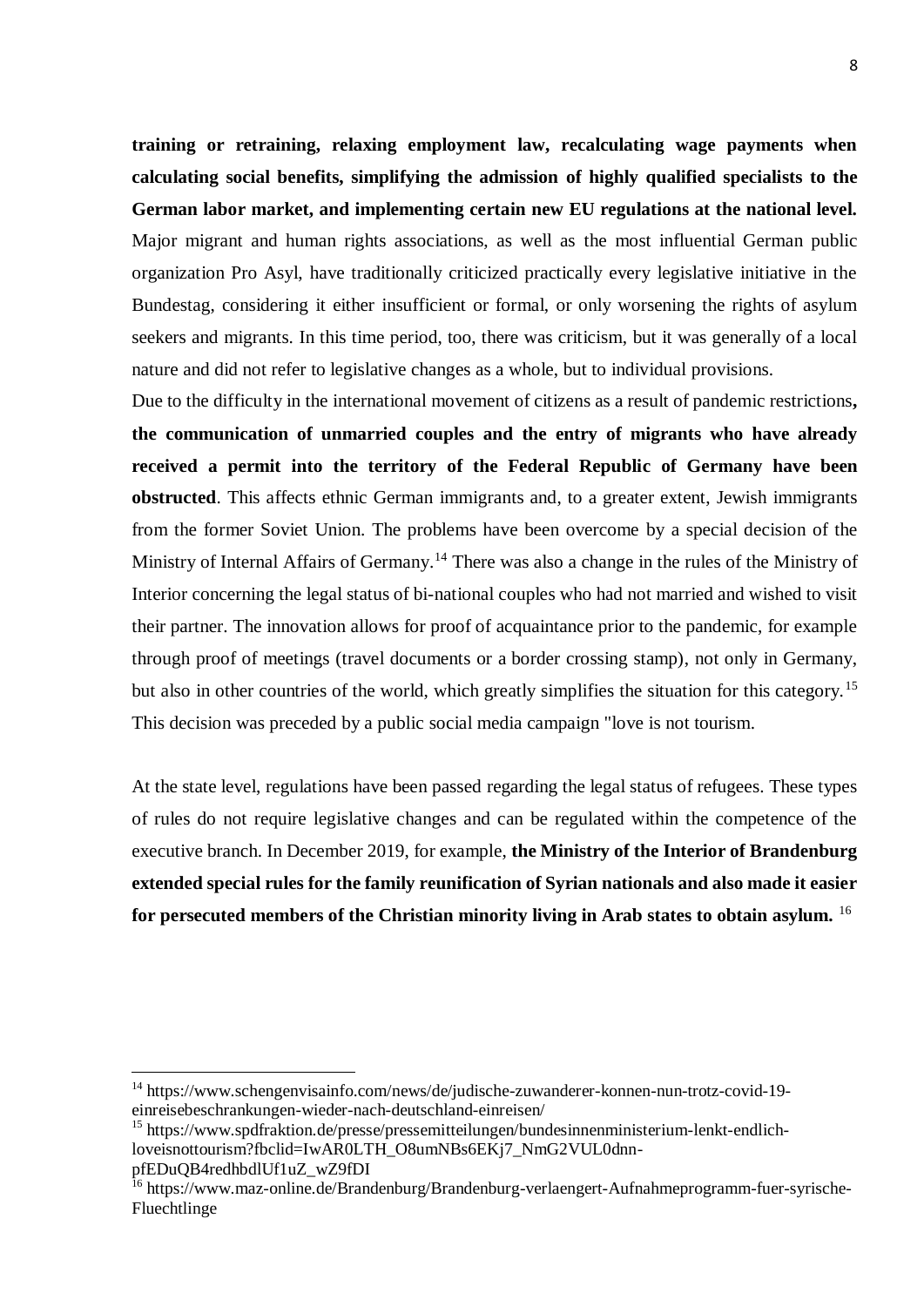**training or retraining, relaxing employment law, recalculating wage payments when calculating social benefits, simplifying the admission of highly qualified specialists to the German labor market, and implementing certain new EU regulations at the national level.** Major migrant and human rights associations, as well as the most influential German public organization Pro Asyl, have traditionally criticized practically every legislative initiative in the Bundestag, considering it either insufficient or formal, or only worsening the rights of asylum seekers and migrants. In this time period, too, there was criticism, but it was generally of a local nature and did not refer to legislative changes as a whole, but to individual provisions.

Due to the difficulty in the international movement of citizens as a result of pandemic restrictions**, the communication of unmarried couples and the entry of migrants who have already received a permit into the territory of the Federal Republic of Germany have been obstructed**. This affects ethnic German immigrants and, to a greater extent, Jewish immigrants from the former Soviet Union. The problems have been overcome by a special decision of the Ministry of Internal Affairs of Germany.[14] There was also a change in the rules of the Ministry of Interior concerning the legal status of bi-national couples who had not married and wished to visit their partner. The innovation allows for proof of acquaintance prior to the pandemic, for example through proof of meetings (travel documents or a border crossing stamp), not only in Germany, but also in other countries of the world, which greatly simplifies the situation for this category.[15] This decision was preceded by a public social media campaign "love is not tourism.

At the state level, regulations have been passed regarding the legal status of refugees. These types of rules do not require legislative changes and can be regulated within the competence of the executive branch. In December 2019, for example, **the Ministry of the Interior of Brandenburg extended special rules for the family reunification of Syrian nationals and also made it easier for persecuted members of the Christian minority living in Arab states to obtain asylum.** [16]

---

[14] https://www.schengenvisainfo.com/news/de/judische-zuwanderer-konnen-nun-trotz-covid-19-einreisebeschrankungen-wieder-nach-deutschland-einreisen/

[15] https://www.spdfraktion.de/presse/pressemitteilungen/bundesinnenministerium-lenkt-endlich-loveisnottourism?fbclid=IwAR0LTH_O8umNBs6EKj7_NmG2VUL0dnn-pfEDuQB4redhbdlUf1uZ_wZ9fDI

[16] https://www.maz-online.de/Brandenburg/Brandenburg-verlaengert-Aufnahmeprogramm-fuer-syrische-Fluechtlinge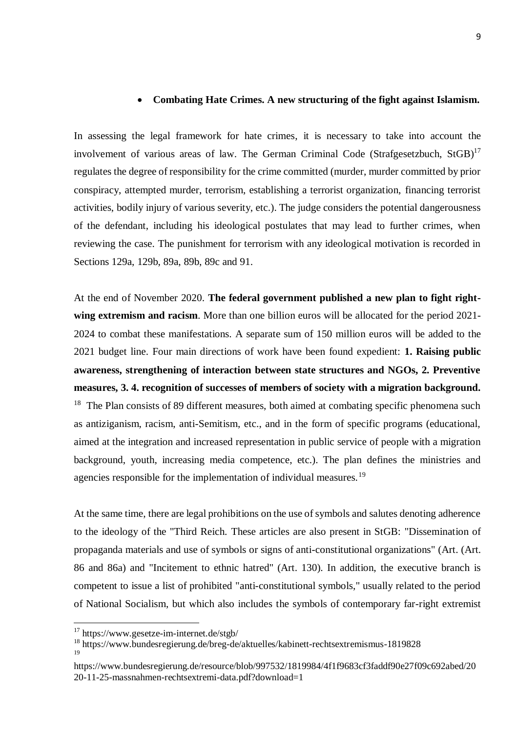- **Combating Hate Crimes. A new structuring of the fight against Islamism.**

In assessing the legal framework for hate crimes, it is necessary to take into account the involvement of various areas of law. The German Criminal Code (Strafgesetzbuch, StGB)[17] regulates the degree of responsibility for the crime committed (murder, murder committed by prior conspiracy, attempted murder, terrorism, establishing a terrorist organization, financing terrorist activities, bodily injury of various severity, etc.). The judge considers the potential dangerousness of the defendant, including his ideological postulates that may lead to further crimes, when reviewing the case. The punishment for terrorism with any ideological motivation is recorded in Sections 129a, 129b, 89a, 89b, 89c and 91.

At the end of November 2020. **The federal government published a new plan to fight right-wing extremism and racism**. More than one billion euros will be allocated for the period 2021-2024 to combat these manifestations. A separate sum of 150 million euros will be added to the 2021 budget line. Four main directions of work have been found expedient: **1. Raising public awareness, strengthening of interaction between state structures and NGOs, 2. Preventive measures, 3. 4. recognition of successes of members of society with a migration background.** [18] The Plan consists of 89 different measures, both aimed at combating specific phenomena such as antiziganism, racism, anti-Semitism, etc., and in the form of specific programs (educational, aimed at the integration and increased representation in public service of people with a migration background, youth, increasing media competence, etc.). The plan defines the ministries and agencies responsible for the implementation of individual measures.[19]

At the same time, there are legal prohibitions on the use of symbols and salutes denoting adherence to the ideology of the "Third Reich. These articles are also present in StGB: "Dissemination of propaganda materials and use of symbols or signs of anti-constitutional organizations" (Art. (Art. 86 and 86a) and "Incitement to ethnic hatred" (Art. 130). In addition, the executive branch is competent to issue a list of prohibited "anti-constitutional symbols," usually related to the period of National Socialism, but which also includes the symbols of contemporary far-right extremist

---

[17] https://www.gesetze-im-internet.de/stgb/

[18] https://www.bundesregierung.de/breg-de/aktuelles/kabinett-rechtsextremismus-1819828

[19] https://www.bundesregierung.de/resource/blob/997532/1819984/4f1f9683cf3faddf90e27f09c692abed/2020-11-25-massnahmen-rechtsextremi-data.pdf?download=1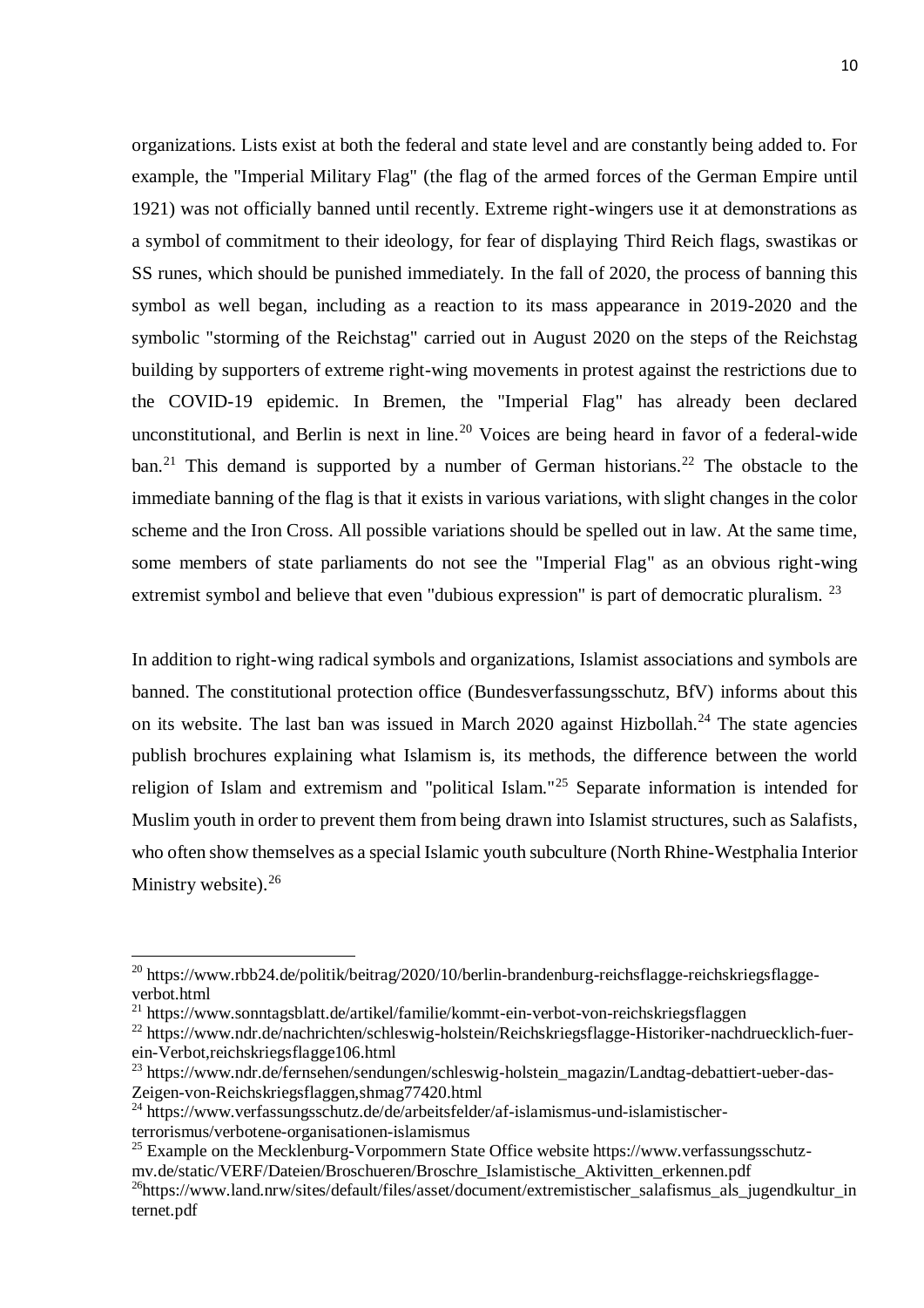organizations. Lists exist at both the federal and state level and are constantly being added to. For example, the "Imperial Military Flag" (the flag of the armed forces of the German Empire until 1921) was not officially banned until recently. Extreme right-wingers use it at demonstrations as a symbol of commitment to their ideology, for fear of displaying Third Reich flags, swastikas or SS runes, which should be punished immediately. In the fall of 2020, the process of banning this symbol as well began, including as a reaction to its mass appearance in 2019-2020 and the symbolic "storming of the Reichstag" carried out in August 2020 on the steps of the Reichstag building by supporters of extreme right-wing movements in protest against the restrictions due to the COVID-19 epidemic. In Bremen, the "Imperial Flag" has already been declared unconstitutional, and Berlin is next in line.[20] Voices are being heard in favor of a federal-wide ban.[21] This demand is supported by a number of German historians.[22] The obstacle to the immediate banning of the flag is that it exists in various variations, with slight changes in the color scheme and the Iron Cross. All possible variations should be spelled out in law. At the same time, some members of state parliaments do not see the "Imperial Flag" as an obvious right-wing extremist symbol and believe that even "dubious expression" is part of democratic pluralism. [23]

In addition to right-wing radical symbols and organizations, Islamist associations and symbols are banned. The constitutional protection office (Bundesverfassungsschutz, BfV) informs about this on its website. The last ban was issued in March 2020 against Hizbollah.[24] The state agencies publish brochures explaining what Islamism is, its methods, the difference between the world religion of Islam and extremism and "political Islam."[25] Separate information is intended for Muslim youth in order to prevent them from being drawn into Islamist structures, such as Salafists, who often show themselves as a special Islamic youth subculture (North Rhine-Westphalia Interior Ministry website).[26]

---

[20] https://www.rbb24.de/politik/beitrag/2020/10/berlin-brandenburg-reichsflagge-reichskriegsflagge-verbot.html

[21] https://www.sonntagsblatt.de/artikel/familie/kommt-ein-verbot-von-reichskriegsflaggen

[22] https://www.ndr.de/nachrichten/schleswig-holstein/Reichskriegsflagge-Historiker-nachdruecklich-fuer-ein-Verbot,reichskriegsflagge106.html

[23] https://www.ndr.de/fernsehen/sendungen/schleswig-holstein_magazin/Landtag-debattiert-ueber-das-Zeigen-von-Reichskriegsflaggen,shmag77420.html

[24] https://www.verfassungsschutz.de/de/arbeitsfelder/af-islamismus-und-islamistischer-terrorismus/verbotene-organisationen-islamismus

[25] Example on the Mecklenburg-Vorpommern State Office website https://www.verfassungsschutz-mv.de/static/VERF/Dateien/Broschueren/Broschre_Islamistische_Aktivitten_erkennen.pdf

[26] https://www.land.nrw/sites/default/files/asset/document/extremistischer_salafismus_als_jugendkultur_internet.pdf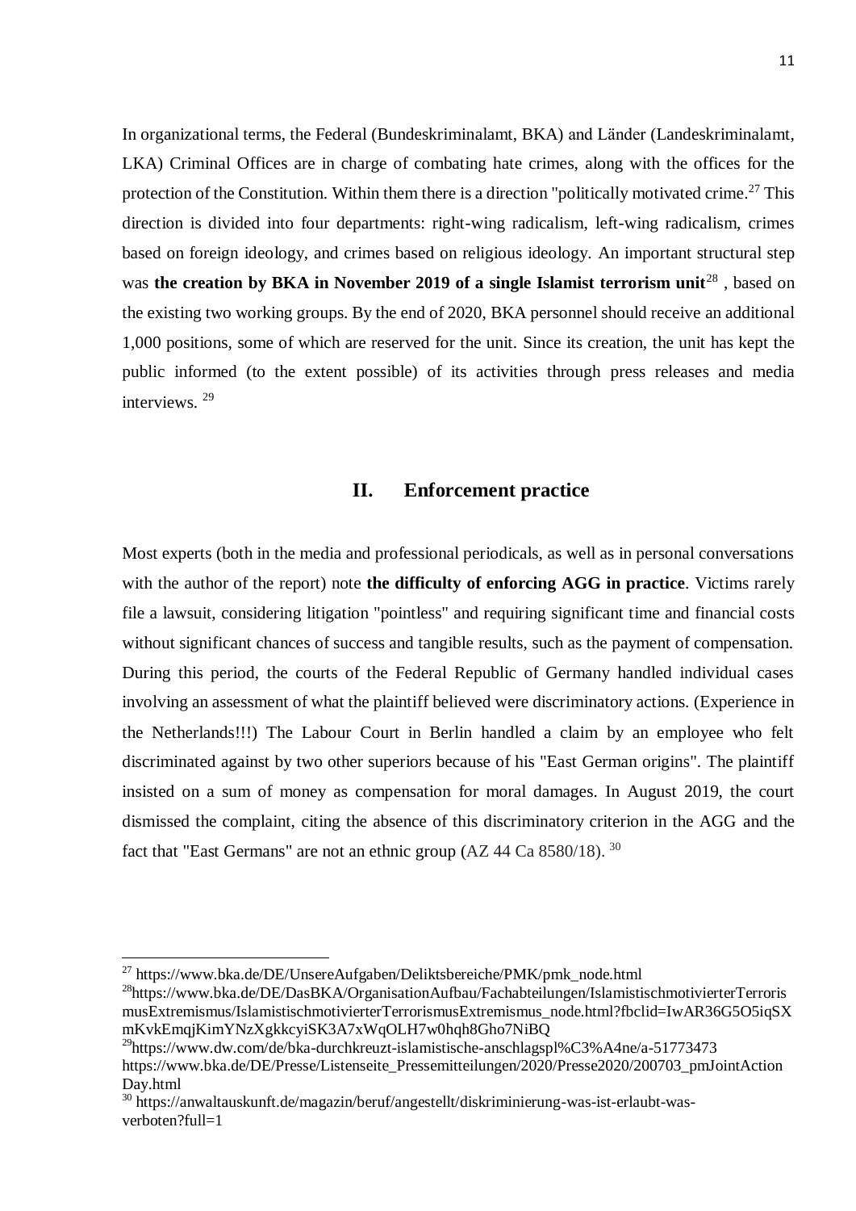In organizational terms, the Federal (Bundeskriminalamt, BKA) and Länder (Landeskriminalamt, LKA) Criminal Offices are in charge of combating hate crimes, along with the offices for the protection of the Constitution. Within them there is a direction "politically motivated crime.[27] This direction is divided into four departments: right-wing radicalism, left-wing radicalism, crimes based on foreign ideology, and crimes based on religious ideology. An important structural step was **the creation by BKA in November 2019 of a single Islamist terrorism unit**[28] , based on the existing two working groups. By the end of 2020, BKA personnel should receive an additional 1,000 positions, some of which are reserved for the unit. Since its creation, the unit has kept the public informed (to the extent possible) of its activities through press releases and media interviews. [29]

## II. Enforcement practice

Most experts (both in the media and professional periodicals, as well as in personal conversations with the author of the report) note **the difficulty of enforcing AGG in practice**. Victims rarely file a lawsuit, considering litigation "pointless" and requiring significant time and financial costs without significant chances of success and tangible results, such as the payment of compensation. During this period, the courts of the Federal Republic of Germany handled individual cases involving an assessment of what the plaintiff believed were discriminatory actions. (Experience in the Netherlands!!!) The Labour Court in Berlin handled a claim by an employee who felt discriminated against by two other superiors because of his "East German origins". The plaintiff insisted on a sum of money as compensation for moral damages. In August 2019, the court dismissed the complaint, citing the absence of this discriminatory criterion in the AGG and the fact that "East Germans" are not an ethnic group (AZ 44 Ca 8580/18). [30]

---

[27] https://www.bka.de/DE/UnsereAufgaben/Deliktsbereiche/PMK/pmk_node.html

[28] https://www.bka.de/DE/DasBKA/OrganisationAufbau/Fachabteilungen/IslamistischmotivierterTerrorismusExtremismus/IslamistischmotivierterTerrorismusExtremismus_node.html?fbclid=IwAR36G5O5iqSXmKvkEmqjKimYNzXgkkcyiSK3A7xWqOLH7w0hqh8Gho7NiBQ

[29] https://www.dw.com/de/bka-durchkreuzt-islamistische-anschlagspl%C3%A4ne/a-51773473
https://www.bka.de/DE/Presse/Listenseite_Pressemitteilungen/2020/Presse2020/200703_pmJointActionDay.html

[30] https://anwaltauskunft.de/magazin/beruf/angestellt/diskriminierung-was-ist-erlaubt-was-verboten?full=1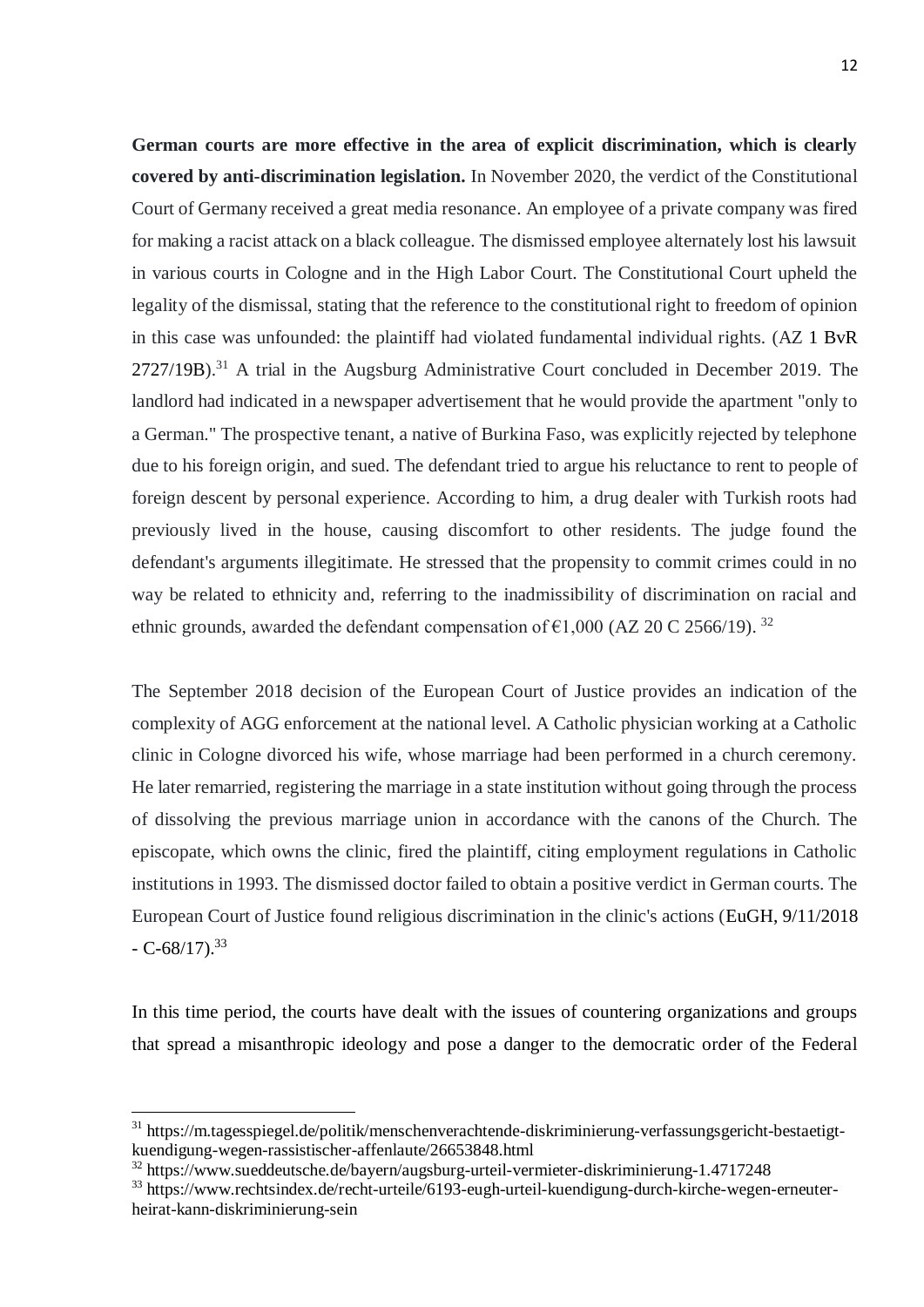**German courts are more effective in the area of explicit discrimination, which is clearly covered by anti-discrimination legislation.** In November 2020, the verdict of the Constitutional Court of Germany received a great media resonance. An employee of a private company was fired for making a racist attack on a black colleague. The dismissed employee alternately lost his lawsuit in various courts in Cologne and in the High Labor Court. The Constitutional Court upheld the legality of the dismissal, stating that the reference to the constitutional right to freedom of opinion in this case was unfounded: the plaintiff had violated fundamental individual rights. (AZ 1 BvR 2727/19B).[31] A trial in the Augsburg Administrative Court concluded in December 2019. The landlord had indicated in a newspaper advertisement that he would provide the apartment "only to a German." The prospective tenant, a native of Burkina Faso, was explicitly rejected by telephone due to his foreign origin, and sued. The defendant tried to argue his reluctance to rent to people of foreign descent by personal experience. According to him, a drug dealer with Turkish roots had previously lived in the house, causing discomfort to other residents. The judge found the defendant's arguments illegitimate. He stressed that the propensity to commit crimes could in no way be related to ethnicity and, referring to the inadmissibility of discrimination on racial and ethnic grounds, awarded the defendant compensation of €1,000 (AZ 20 C 2566/19). [32]

The September 2018 decision of the European Court of Justice provides an indication of the complexity of AGG enforcement at the national level. A Catholic physician working at a Catholic clinic in Cologne divorced his wife, whose marriage had been performed in a church ceremony. He later remarried, registering the marriage in a state institution without going through the process of dissolving the previous marriage union in accordance with the canons of the Church. The episcopate, which owns the clinic, fired the plaintiff, citing employment regulations in Catholic institutions in 1993. The dismissed doctor failed to obtain a positive verdict in German courts. The European Court of Justice found religious discrimination in the clinic's actions (EuGH, 9/11/2018 - C-68/17).[33]

In this time period, the courts have dealt with the issues of countering organizations and groups that spread a misanthropic ideology and pose a danger to the democratic order of the Federal

---

[31] https://m.tagesspiegel.de/politik/menschenverachtende-diskriminierung-verfassungsgericht-bestaetigt-kuendigung-wegen-rassistischer-affenlaute/26653848.html

[32] https://www.sueddeutsche.de/bayern/augsburg-urteil-vermieter-diskriminierung-1.4717248

[33] https://www.rechtsindex.de/recht-urteile/6193-eugh-urteil-kuendigung-durch-kirche-wegen-erneuter-heirat-kann-diskriminierung-sein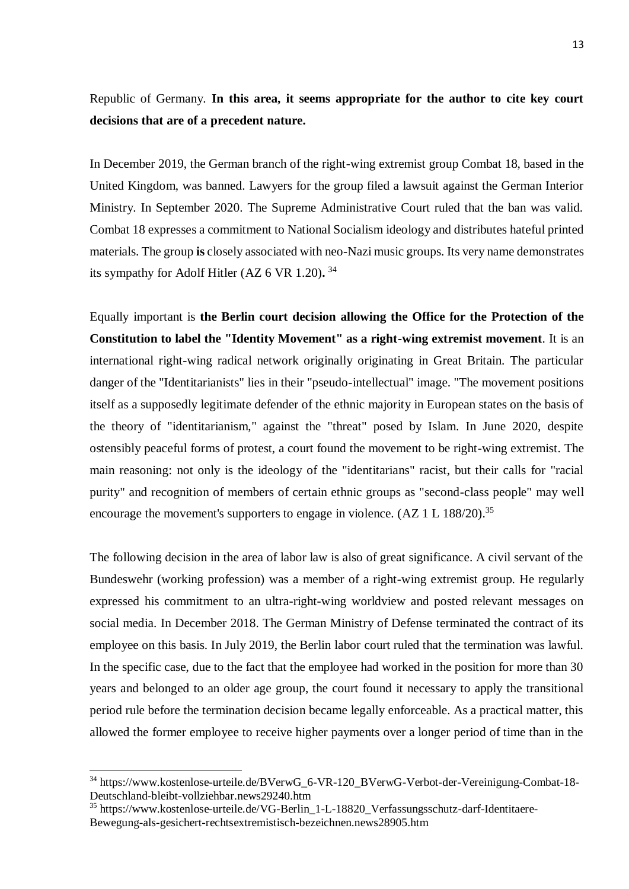Republic of Germany. **In this area, it seems appropriate for the author to cite key court decisions that are of a precedent nature.**

In December 2019, the German branch of the right-wing extremist group Combat 18, based in the United Kingdom, was banned. Lawyers for the group filed a lawsuit against the German Interior Ministry. In September 2020. The Supreme Administrative Court ruled that the ban was valid. Combat 18 expresses a commitment to National Socialism ideology and distributes hateful printed materials. The group **is** closely associated with neo-Nazi music groups. Its very name demonstrates its sympathy for Adolf Hitler (AZ 6 VR 1.20)**.** [34]

Equally important is **the Berlin court decision allowing the Office for the Protection of the Constitution to label the "Identity Movement" as a right-wing extremist movement**. It is an international right-wing radical network originally originating in Great Britain. The particular danger of the "Identitarianists" lies in their "pseudo-intellectual" image. "The movement positions itself as a supposedly legitimate defender of the ethnic majority in European states on the basis of the theory of "identitarianism," against the "threat" posed by Islam. In June 2020, despite ostensibly peaceful forms of protest, a court found the movement to be right-wing extremist. The main reasoning: not only is the ideology of the "identitarians" racist, but their calls for "racial purity" and recognition of members of certain ethnic groups as "second-class people" may well encourage the movement's supporters to engage in violence. (AZ 1 L 188/20).[35]

The following decision in the area of labor law is also of great significance. A civil servant of the Bundeswehr (working profession) was a member of a right-wing extremist group. He regularly expressed his commitment to an ultra-right-wing worldview and posted relevant messages on social media. In December 2018. The German Ministry of Defense terminated the contract of its employee on this basis. In July 2019, the Berlin labor court ruled that the termination was lawful. In the specific case, due to the fact that the employee had worked in the position for more than 30 years and belonged to an older age group, the court found it necessary to apply the transitional period rule before the termination decision became legally enforceable. As a practical matter, this allowed the former employee to receive higher payments over a longer period of time than in the

---

[34] https://www.kostenlose-urteile.de/BVerwG_6-VR-120_BVerwG-Verbot-der-Vereinigung-Combat-18-Deutschland-bleibt-vollziehbar.news29240.htm

[35] https://www.kostenlose-urteile.de/VG-Berlin_1-L-18820_Verfassungsschutz-darf-Identitaere-Bewegung-als-gesichert-rechtsextremistisch-bezeichnen.news28905.htm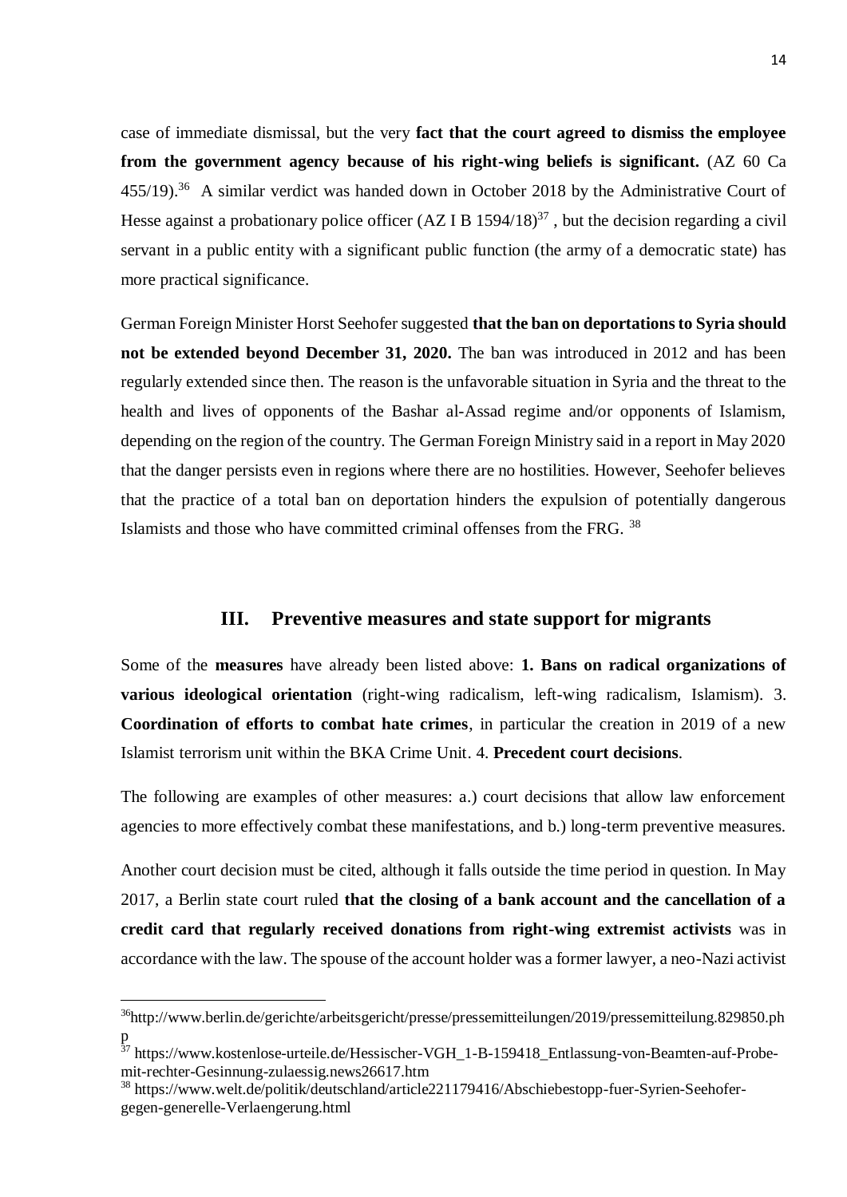case of immediate dismissal, but the very **fact that the court agreed to dismiss the employee from the government agency because of his right-wing beliefs is significant.** (AZ 60 Ca 455/19).[36] A similar verdict was handed down in October 2018 by the Administrative Court of Hesse against a probationary police officer (AZ I B 1594/18)[37] , but the decision regarding a civil servant in a public entity with a significant public function (the army of a democratic state) has more practical significance.

German Foreign Minister Horst Seehofer suggested **that the ban on deportations to Syria should not be extended beyond December 31, 2020.** The ban was introduced in 2012 and has been regularly extended since then. The reason is the unfavorable situation in Syria and the threat to the health and lives of opponents of the Bashar al-Assad regime and/or opponents of Islamism, depending on the region of the country. The German Foreign Ministry said in a report in May 2020 that the danger persists even in regions where there are no hostilities. However, Seehofer believes that the practice of a total ban on deportation hinders the expulsion of potentially dangerous Islamists and those who have committed criminal offenses from the FRG. [38]

## III. Preventive measures and state support for migrants

Some of the **measures** have already been listed above: **1. Bans on radical organizations of various ideological orientation** (right-wing radicalism, left-wing radicalism, Islamism). 3. **Coordination of efforts to combat hate crimes**, in particular the creation in 2019 of a new Islamist terrorism unit within the BKA Crime Unit. 4. **Precedent court decisions**.

The following are examples of other measures: a.) court decisions that allow law enforcement agencies to more effectively combat these manifestations, and b.) long-term preventive measures.

Another court decision must be cited, although it falls outside the time period in question. In May 2017, a Berlin state court ruled **that the closing of a bank account and the cancellation of a credit card that regularly received donations from right-wing extremist activists** was in accordance with the law. The spouse of the account holder was a former lawyer, a neo-Nazi activist

---

[36] http://www.berlin.de/gerichte/arbeitsgericht/presse/pressemitteilungen/2019/pressemitteilung.829850.php

[37] https://www.kostenlose-urteile.de/Hessischer-VGH_1-B-159418_Entlassung-von-Beamten-auf-Probe-mit-rechter-Gesinnung-zulaessig.news26617.htm

[38] https://www.welt.de/politik/deutschland/article221179416/Abschiebestopp-fuer-Syrien-Seehofer-gegen-generelle-Verlaengerung.html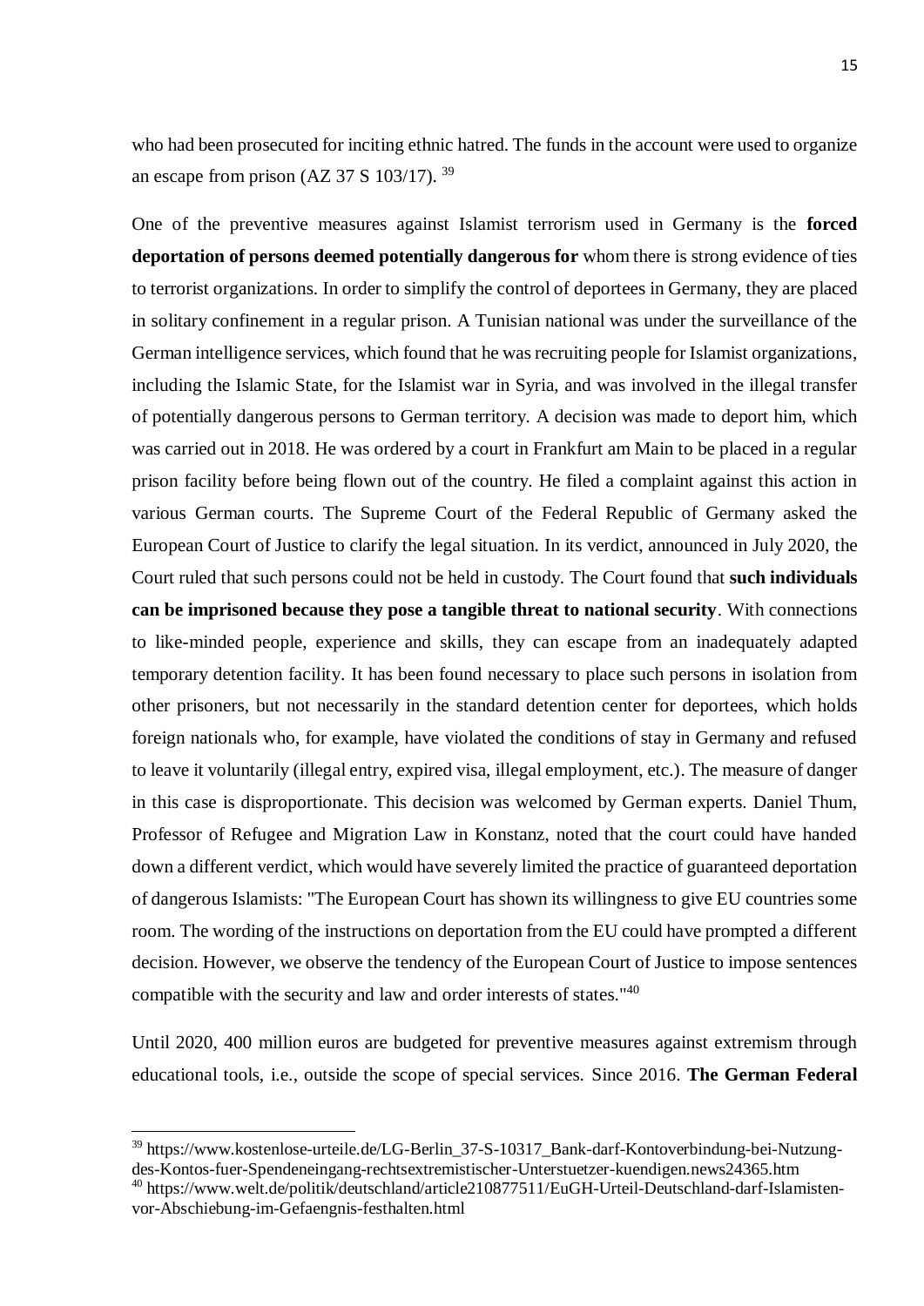who had been prosecuted for inciting ethnic hatred. The funds in the account were used to organize an escape from prison (AZ 37 S 103/17). [39]

One of the preventive measures against Islamist terrorism used in Germany is the **forced deportation of persons deemed potentially dangerous for** whom there is strong evidence of ties to terrorist organizations. In order to simplify the control of deportees in Germany, they are placed in solitary confinement in a regular prison. A Tunisian national was under the surveillance of the German intelligence services, which found that he was recruiting people for Islamist organizations, including the Islamic State, for the Islamist war in Syria, and was involved in the illegal transfer of potentially dangerous persons to German territory. A decision was made to deport him, which was carried out in 2018. He was ordered by a court in Frankfurt am Main to be placed in a regular prison facility before being flown out of the country. He filed a complaint against this action in various German courts. The Supreme Court of the Federal Republic of Germany asked the European Court of Justice to clarify the legal situation. In its verdict, announced in July 2020, the Court ruled that such persons could not be held in custody. The Court found that **such individuals can be imprisoned because they pose a tangible threat to national security**. With connections to like-minded people, experience and skills, they can escape from an inadequately adapted temporary detention facility. It has been found necessary to place such persons in isolation from other prisoners, but not necessarily in the standard detention center for deportees, which holds foreign nationals who, for example, have violated the conditions of stay in Germany and refused to leave it voluntarily (illegal entry, expired visa, illegal employment, etc.). The measure of danger in this case is disproportionate. This decision was welcomed by German experts. Daniel Thum, Professor of Refugee and Migration Law in Konstanz, noted that the court could have handed down a different verdict, which would have severely limited the practice of guaranteed deportation of dangerous Islamists: "The European Court has shown its willingness to give EU countries some room. The wording of the instructions on deportation from the EU could have prompted a different decision. However, we observe the tendency of the European Court of Justice to impose sentences compatible with the security and law and order interests of states."[40]

Until 2020, 400 million euros are budgeted for preventive measures against extremism through educational tools, i.e., outside the scope of special services. Since 2016. **The German Federal**

---

[39] https://www.kostenlose-urteile.de/LG-Berlin_37-S-10317_Bank-darf-Kontoverbindung-bei-Nutzung-des-Kontos-fuer-Spendeneingang-rechtsextremistischer-Unterstuetzer-kuendigen.news24365.htm

[40] https://www.welt.de/politik/deutschland/article210877511/EuGH-Urteil-Deutschland-darf-Islamisten-vor-Abschiebung-im-Gefaengnis-festhalten.html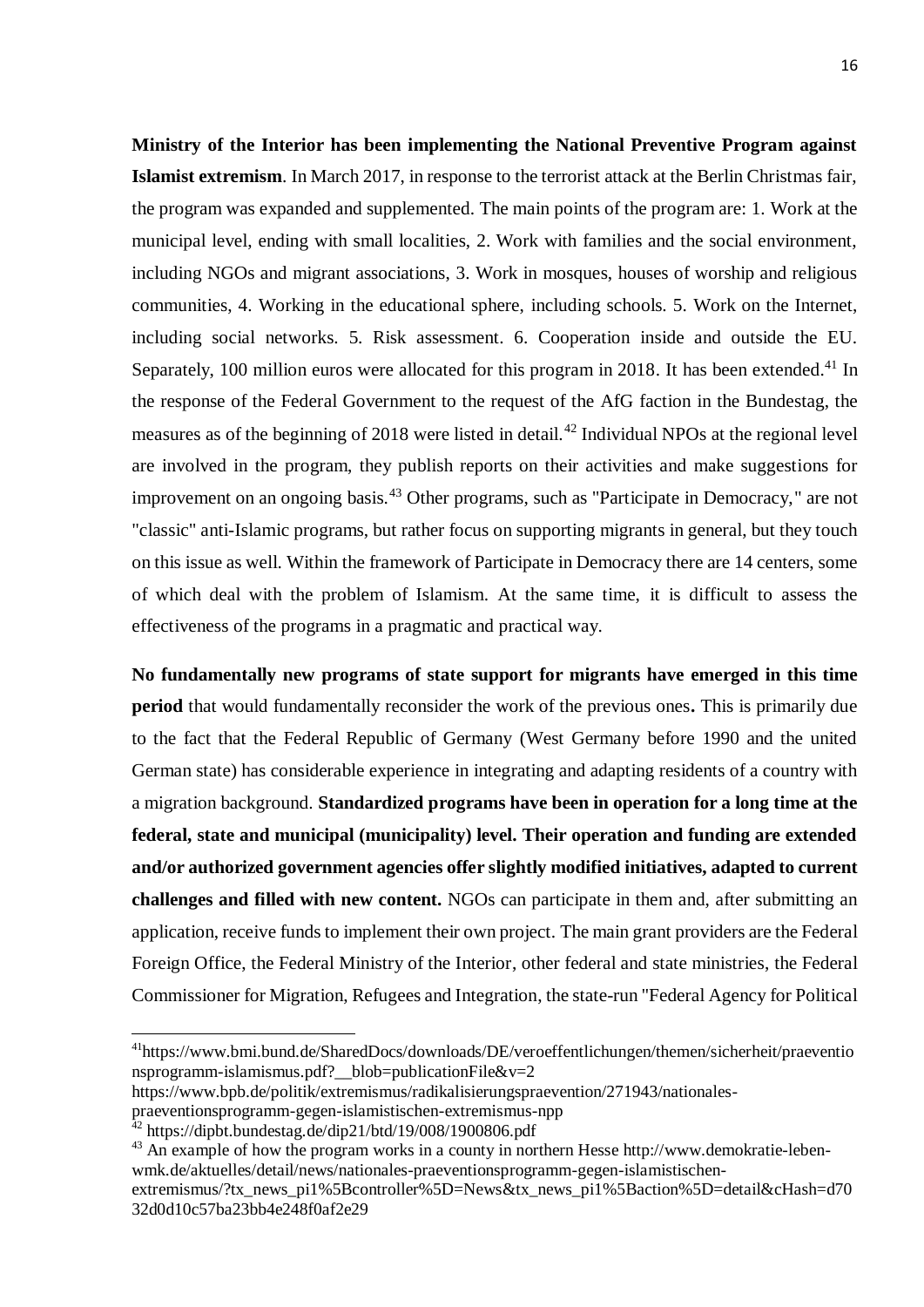**Ministry of the Interior has been implementing the National Preventive Program against Islamist extremism**. In March 2017, in response to the terrorist attack at the Berlin Christmas fair, the program was expanded and supplemented. The main points of the program are: 1. Work at the municipal level, ending with small localities, 2. Work with families and the social environment, including NGOs and migrant associations, 3. Work in mosques, houses of worship and religious communities, 4. Working in the educational sphere, including schools. 5. Work on the Internet, including social networks. 5. Risk assessment. 6. Cooperation inside and outside the EU. Separately, 100 million euros were allocated for this program in 2018. It has been extended.[41] In the response of the Federal Government to the request of the AfG faction in the Bundestag, the measures as of the beginning of 2018 were listed in detail.[42] Individual NPOs at the regional level are involved in the program, they publish reports on their activities and make suggestions for improvement on an ongoing basis.[43] Other programs, such as "Participate in Democracy," are not "classic" anti-Islamic programs, but rather focus on supporting migrants in general, but they touch on this issue as well. Within the framework of Participate in Democracy there are 14 centers, some of which deal with the problem of Islamism. At the same time, it is difficult to assess the effectiveness of the programs in a pragmatic and practical way.

**No fundamentally new programs of state support for migrants have emerged in this time period** that would fundamentally reconsider the work of the previous ones**.** This is primarily due to the fact that the Federal Republic of Germany (West Germany before 1990 and the united German state) has considerable experience in integrating and adapting residents of a country with a migration background. **Standardized programs have been in operation for a long time at the federal, state and municipal (municipality) level. Their operation and funding are extended and/or authorized government agencies offer slightly modified initiatives, adapted to current challenges and filled with new content.** NGOs can participate in them and, after submitting an application, receive funds to implement their own project. The main grant providers are the Federal Foreign Office, the Federal Ministry of the Interior, other federal and state ministries, the Federal Commissioner for Migration, Refugees and Integration, the state-run "Federal Agency for Political

---

[41] https://www.bmi.bund.de/SharedDocs/downloads/DE/veroeffentlichungen/themen/sicherheit/praeventionsprogramm-islamismus.pdf?__blob=publicationFile&v=2
https://www.bpb.de/politik/extremismus/radikalisierungspraevention/271943/nationales-praeventionsprogramm-gegen-islamistischen-extremismus-npp

[42] https://dipbt.bundestag.de/dip21/btd/19/008/1900806.pdf

[43] An example of how the program works in a county in northern Hesse http://www.demokratie-leben-wmk.de/aktuelles/detail/news/nationales-praeventionsprogramm-gegen-islamistischen-extremismus/?tx_news_pi1%5Bcontroller%5D=News&tx_news_pi1%5Baction%5D=detail&cHash=d7032d0d10c57ba23bb4e248f0af2e29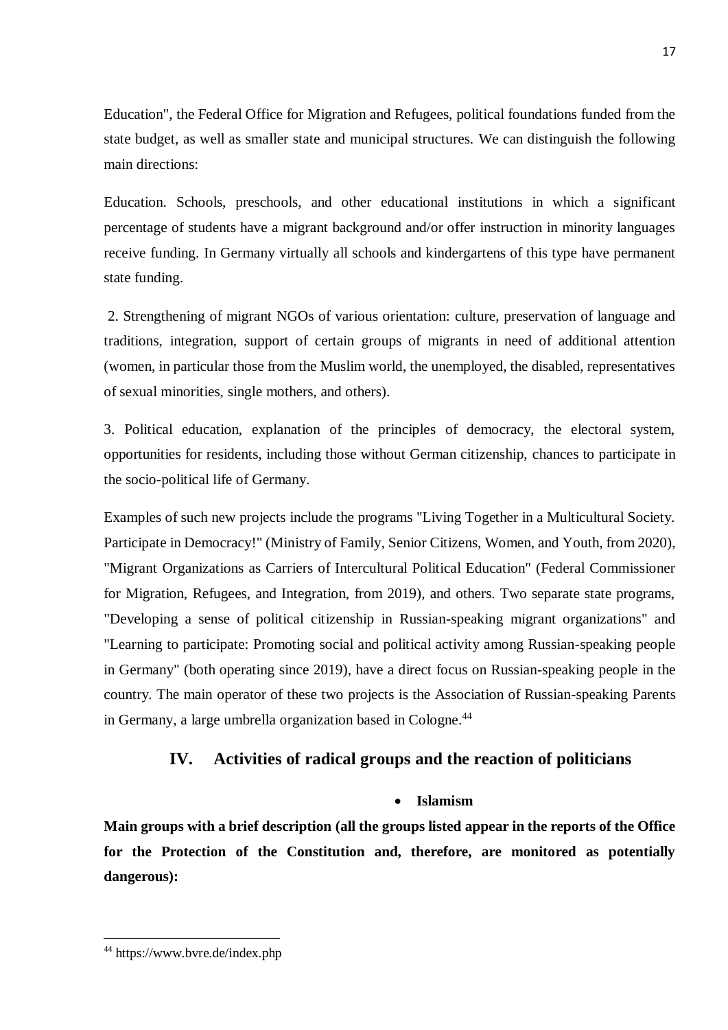Education", the Federal Office for Migration and Refugees, political foundations funded from the state budget, as well as smaller state and municipal structures. We can distinguish the following main directions:

Education. Schools, preschools, and other educational institutions in which a significant percentage of students have a migrant background and/or offer instruction in minority languages receive funding. In Germany virtually all schools and kindergartens of this type have permanent state funding.

2. Strengthening of migrant NGOs of various orientation: culture, preservation of language and traditions, integration, support of certain groups of migrants in need of additional attention (women, in particular those from the Muslim world, the unemployed, the disabled, representatives of sexual minorities, single mothers, and others).

3. Political education, explanation of the principles of democracy, the electoral system, opportunities for residents, including those without German citizenship, chances to participate in the socio-political life of Germany.

Examples of such new projects include the programs "Living Together in a Multicultural Society. Participate in Democracy!" (Ministry of Family, Senior Citizens, Women, and Youth, from 2020), "Migrant Organizations as Carriers of Intercultural Political Education" (Federal Commissioner for Migration, Refugees, and Integration, from 2019), and others. Two separate state programs, "Developing a sense of political citizenship in Russian-speaking migrant organizations" and "Learning to participate: Promoting social and political activity among Russian-speaking people in Germany" (both operating since 2019), have a direct focus on Russian-speaking people in the country. The main operator of these two projects is the Association of Russian-speaking Parents in Germany, a large umbrella organization based in Cologne.[44]

## IV. Activities of radical groups and the reaction of politicians

- **Islamism**

**Main groups with a brief description (all the groups listed appear in the reports of the Office for the Protection of the Constitution and, therefore, are monitored as potentially dangerous):**

---

[44] https://www.bvre.de/index.php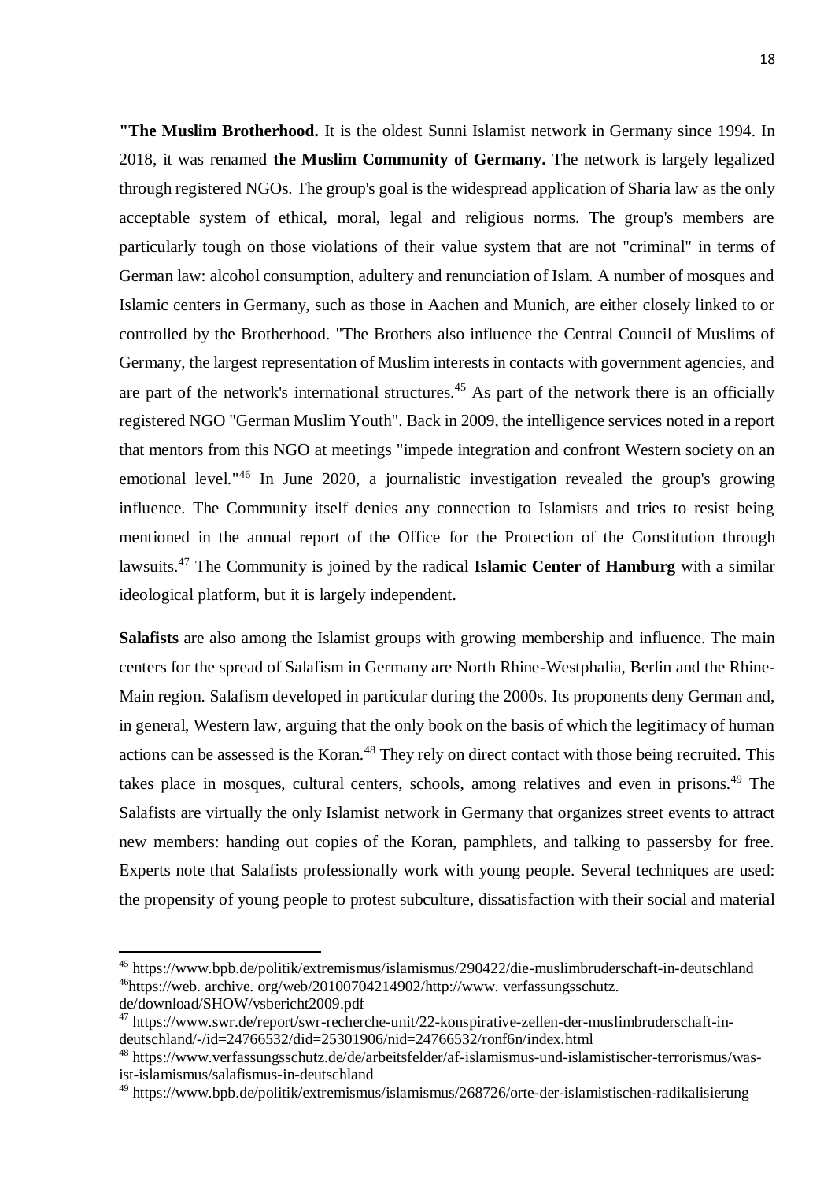**"The Muslim Brotherhood.** It is the oldest Sunni Islamist network in Germany since 1994. In 2018, it was renamed **the Muslim Community of Germany.** The network is largely legalized through registered NGOs. The group's goal is the widespread application of Sharia law as the only acceptable system of ethical, moral, legal and religious norms. The group's members are particularly tough on those violations of their value system that are not "criminal" in terms of German law: alcohol consumption, adultery and renunciation of Islam. A number of mosques and Islamic centers in Germany, such as those in Aachen and Munich, are either closely linked to or controlled by the Brotherhood. "The Brothers also influence the Central Council of Muslims of Germany, the largest representation of Muslim interests in contacts with government agencies, and are part of the network's international structures.[45] As part of the network there is an officially registered NGO "German Muslim Youth". Back in 2009, the intelligence services noted in a report that mentors from this NGO at meetings "impede integration and confront Western society on an emotional level."[46] In June 2020, a journalistic investigation revealed the group's growing influence. The Community itself denies any connection to Islamists and tries to resist being mentioned in the annual report of the Office for the Protection of the Constitution through lawsuits.[47] The Community is joined by the radical **Islamic Center of Hamburg** with a similar ideological platform, but it is largely independent.

**Salafists** are also among the Islamist groups with growing membership and influence. The main centers for the spread of Salafism in Germany are North Rhine-Westphalia, Berlin and the Rhine-Main region. Salafism developed in particular during the 2000s. Its proponents deny German and, in general, Western law, arguing that the only book on the basis of which the legitimacy of human actions can be assessed is the Koran.[48] They rely on direct contact with those being recruited. This takes place in mosques, cultural centers, schools, among relatives and even in prisons.[49] The Salafists are virtually the only Islamist network in Germany that organizes street events to attract new members: handing out copies of the Koran, pamphlets, and talking to passersby for free. Experts note that Salafists professionally work with young people. Several techniques are used: the propensity of young people to protest subculture, dissatisfaction with their social and material

---

[45] https://www.bpb.de/politik/extremismus/islamismus/290422/die-muslimbruderschaft-in-deutschland

[46] https://web. archive. org/web/20100704214902/http://www. verfassungsschutz. de/download/SHOW/vsbericht2009.pdf

[47] https://www.swr.de/report/swr-recherche-unit/22-konspirative-zellen-der-muslimbruderschaft-in-deutschland/-/id=24766532/did=25301906/nid=24766532/ronf6n/index.html

[48] https://www.verfassungsschutz.de/de/arbeitsfelder/af-islamismus-und-islamistischer-terrorismus/was-ist-islamismus/salafismus-in-deutschland

[49] https://www.bpb.de/politik/extremismus/islamismus/268726/orte-der-islamistischen-radikalisierung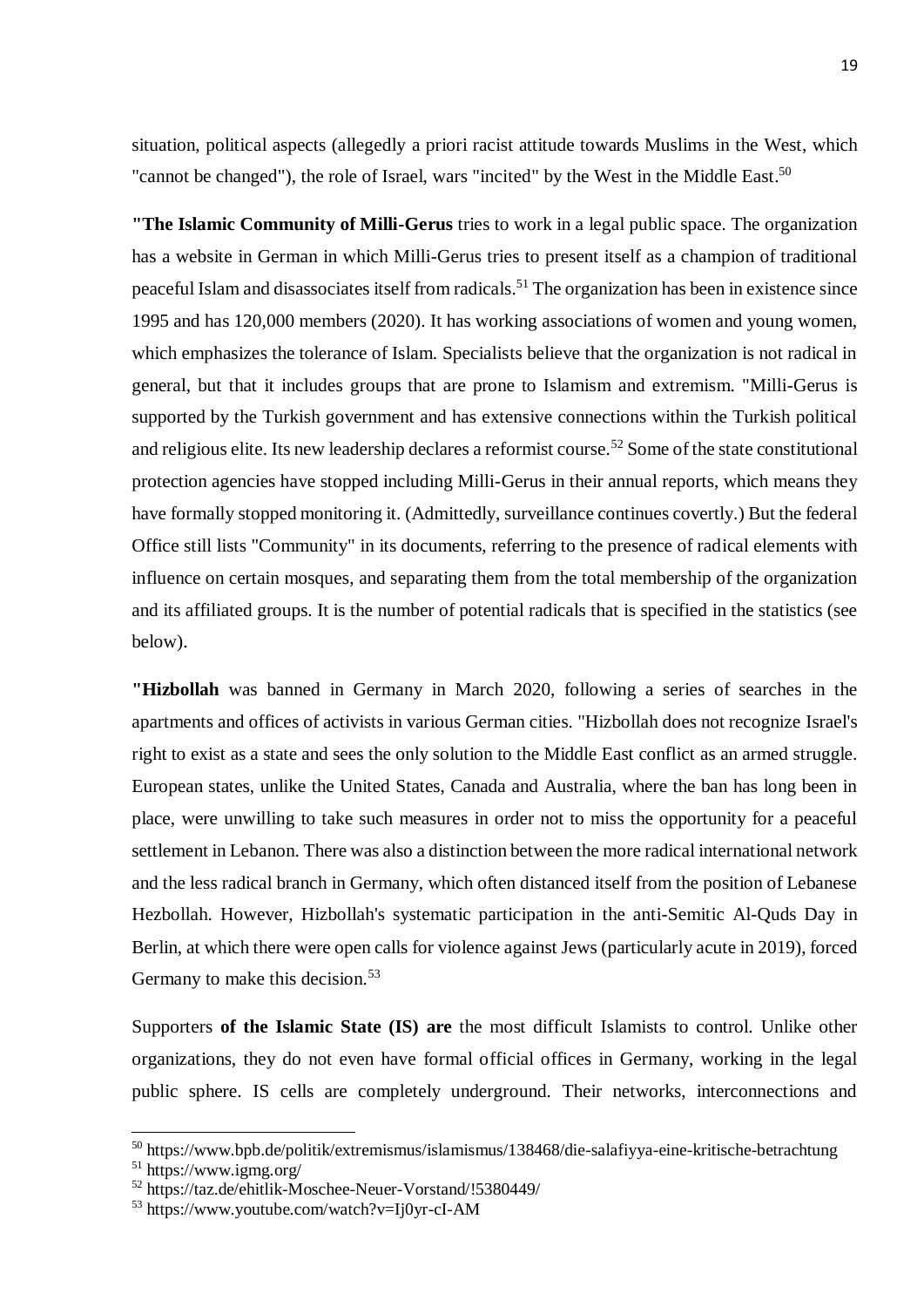situation, political aspects (allegedly a priori racist attitude towards Muslims in the West, which "cannot be changed"), the role of Israel, wars "incited" by the West in the Middle East.[50]

**"The Islamic Community of Milli-Gerus** tries to work in a legal public space. The organization has a website in German in which Milli-Gerus tries to present itself as a champion of traditional peaceful Islam and disassociates itself from radicals.[51] The organization has been in existence since 1995 and has 120,000 members (2020). It has working associations of women and young women, which emphasizes the tolerance of Islam. Specialists believe that the organization is not radical in general, but that it includes groups that are prone to Islamism and extremism. "Milli-Gerus is supported by the Turkish government and has extensive connections within the Turkish political and religious elite. Its new leadership declares a reformist course.[52] Some of the state constitutional protection agencies have stopped including Milli-Gerus in their annual reports, which means they have formally stopped monitoring it. (Admittedly, surveillance continues covertly.) But the federal Office still lists "Community" in its documents, referring to the presence of radical elements with influence on certain mosques, and separating them from the total membership of the organization and its affiliated groups. It is the number of potential radicals that is specified in the statistics (see below).

**"Hizbollah** was banned in Germany in March 2020, following a series of searches in the apartments and offices of activists in various German cities. "Hizbollah does not recognize Israel's right to exist as a state and sees the only solution to the Middle East conflict as an armed struggle. European states, unlike the United States, Canada and Australia, where the ban has long been in place, were unwilling to take such measures in order not to miss the opportunity for a peaceful settlement in Lebanon. There was also a distinction between the more radical international network and the less radical branch in Germany, which often distanced itself from the position of Lebanese Hezbollah. However, Hizbollah's systematic participation in the anti-Semitic Al-Quds Day in Berlin, at which there were open calls for violence against Jews (particularly acute in 2019), forced Germany to make this decision.[53]

Supporters **of the Islamic State (IS) are** the most difficult Islamists to control. Unlike other organizations, they do not even have formal official offices in Germany, working in the legal public sphere. IS cells are completely underground. Their networks, interconnections and

---

[50] https://www.bpb.de/politik/extremismus/islamismus/138468/die-salafiyya-eine-kritische-betrachtung

[51] https://www.igmg.org/

[52] https://taz.de/ehitlik-Moschee-Neuer-Vorstand/!5380449/

[53] https://www.youtube.com/watch?v=Ij0yr-cI-AM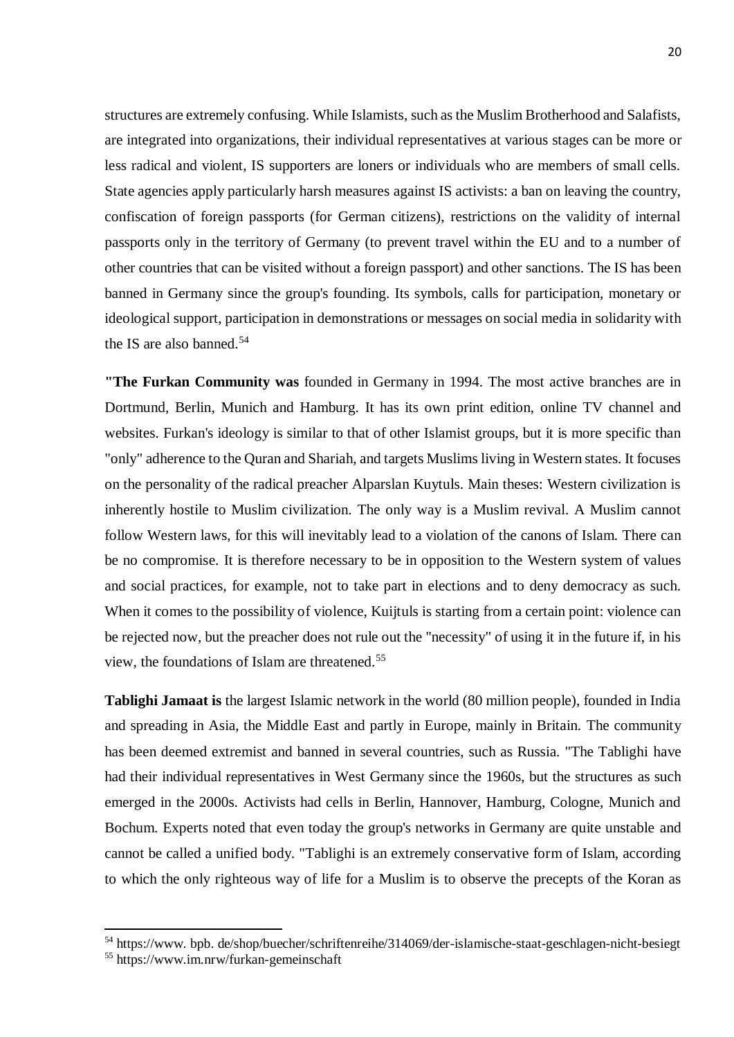structures are extremely confusing. While Islamists, such as the Muslim Brotherhood and Salafists, are integrated into organizations, their individual representatives at various stages can be more or less radical and violent, IS supporters are loners or individuals who are members of small cells. State agencies apply particularly harsh measures against IS activists: a ban on leaving the country, confiscation of foreign passports (for German citizens), restrictions on the validity of internal passports only in the territory of Germany (to prevent travel within the EU and to a number of other countries that can be visited without a foreign passport) and other sanctions. The IS has been banned in Germany since the group's founding. Its symbols, calls for participation, monetary or ideological support, participation in demonstrations or messages on social media in solidarity with the IS are also banned.[54]

**"The Furkan Community was** founded in Germany in 1994. The most active branches are in Dortmund, Berlin, Munich and Hamburg. It has its own print edition, online TV channel and websites. Furkan's ideology is similar to that of other Islamist groups, but it is more specific than "only" adherence to the Quran and Shariah, and targets Muslims living in Western states. It focuses on the personality of the radical preacher Alparslan Kuytuls. Main theses: Western civilization is inherently hostile to Muslim civilization. The only way is a Muslim revival. A Muslim cannot follow Western laws, for this will inevitably lead to a violation of the canons of Islam. There can be no compromise. It is therefore necessary to be in opposition to the Western system of values and social practices, for example, not to take part in elections and to deny democracy as such. When it comes to the possibility of violence, Kuijtuls is starting from a certain point: violence can be rejected now, but the preacher does not rule out the "necessity" of using it in the future if, in his view, the foundations of Islam are threatened.[55]

**Tablighi Jamaat is** the largest Islamic network in the world (80 million people), founded in India and spreading in Asia, the Middle East and partly in Europe, mainly in Britain. The community has been deemed extremist and banned in several countries, such as Russia. "The Tablighi have had their individual representatives in West Germany since the 1960s, but the structures as such emerged in the 2000s. Activists had cells in Berlin, Hannover, Hamburg, Cologne, Munich and Bochum. Experts noted that even today the group's networks in Germany are quite unstable and cannot be called a unified body. "Tablighi is an extremely conservative form of Islam, according to which the only righteous way of life for a Muslim is to observe the precepts of the Koran as

---

[54] https://www. bpb. de/shop/buecher/schriftenreihe/314069/der-islamische-staat-geschlagen-nicht-besiegt

[55] https://www.im.nrw/furkan-gemeinschaft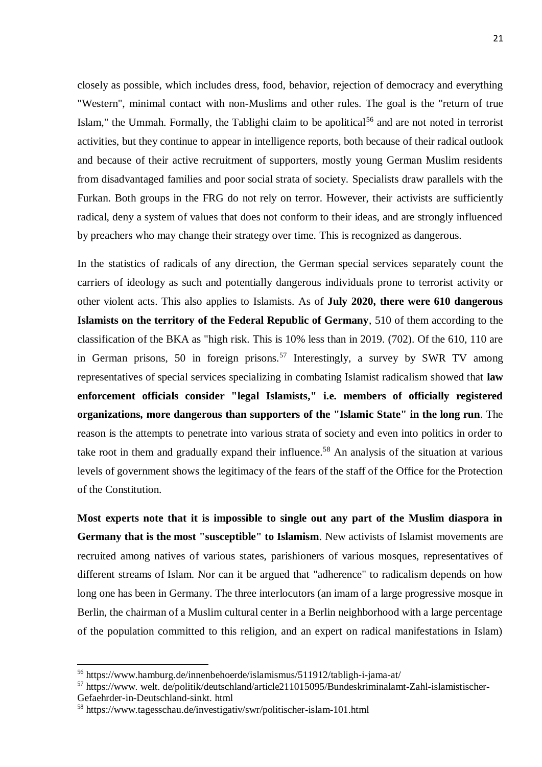closely as possible, which includes dress, food, behavior, rejection of democracy and everything "Western", minimal contact with non-Muslims and other rules. The goal is the "return of true Islam," the Ummah. Formally, the Tablighi claim to be apolitical[56] and are not noted in terrorist activities, but they continue to appear in intelligence reports, both because of their radical outlook and because of their active recruitment of supporters, mostly young German Muslim residents from disadvantaged families and poor social strata of society. Specialists draw parallels with the Furkan. Both groups in the FRG do not rely on terror. However, their activists are sufficiently radical, deny a system of values that does not conform to their ideas, and are strongly influenced by preachers who may change their strategy over time. This is recognized as dangerous.

In the statistics of radicals of any direction, the German special services separately count the carriers of ideology as such and potentially dangerous individuals prone to terrorist activity or other violent acts. This also applies to Islamists. As of **July 2020, there were 610 dangerous Islamists on the territory of the Federal Republic of Germany**, 510 of them according to the classification of the BKA as "high risk. This is 10% less than in 2019. (702). Of the 610, 110 are in German prisons, 50 in foreign prisons.[57] Interestingly, a survey by SWR TV among representatives of special services specializing in combating Islamist radicalism showed that **law enforcement officials consider "legal Islamists," i.e. members of officially registered organizations, more dangerous than supporters of the "Islamic State" in the long run**. The reason is the attempts to penetrate into various strata of society and even into politics in order to take root in them and gradually expand their influence.[58] An analysis of the situation at various levels of government shows the legitimacy of the fears of the staff of the Office for the Protection of the Constitution.

**Most experts note that it is impossible to single out any part of the Muslim diaspora in Germany that is the most "susceptible" to Islamism**. New activists of Islamist movements are recruited among natives of various states, parishioners of various mosques, representatives of different streams of Islam. Nor can it be argued that "adherence" to radicalism depends on how long one has been in Germany. The three interlocutors (an imam of a large progressive mosque in Berlin, the chairman of a Muslim cultural center in a Berlin neighborhood with a large percentage of the population committed to this religion, and an expert on radical manifestations in Islam)

---

[56] https://www.hamburg.de/innenbehoerde/islamismus/511912/tabligh-i-jama-at/

[57] https://www. welt. de/politik/deutschland/article211015095/Bundeskriminalamt-Zahl-islamistischer-Gefaehrder-in-Deutschland-sinkt. html

[58] https://www.tagesschau.de/investigativ/swr/politischer-islam-101.html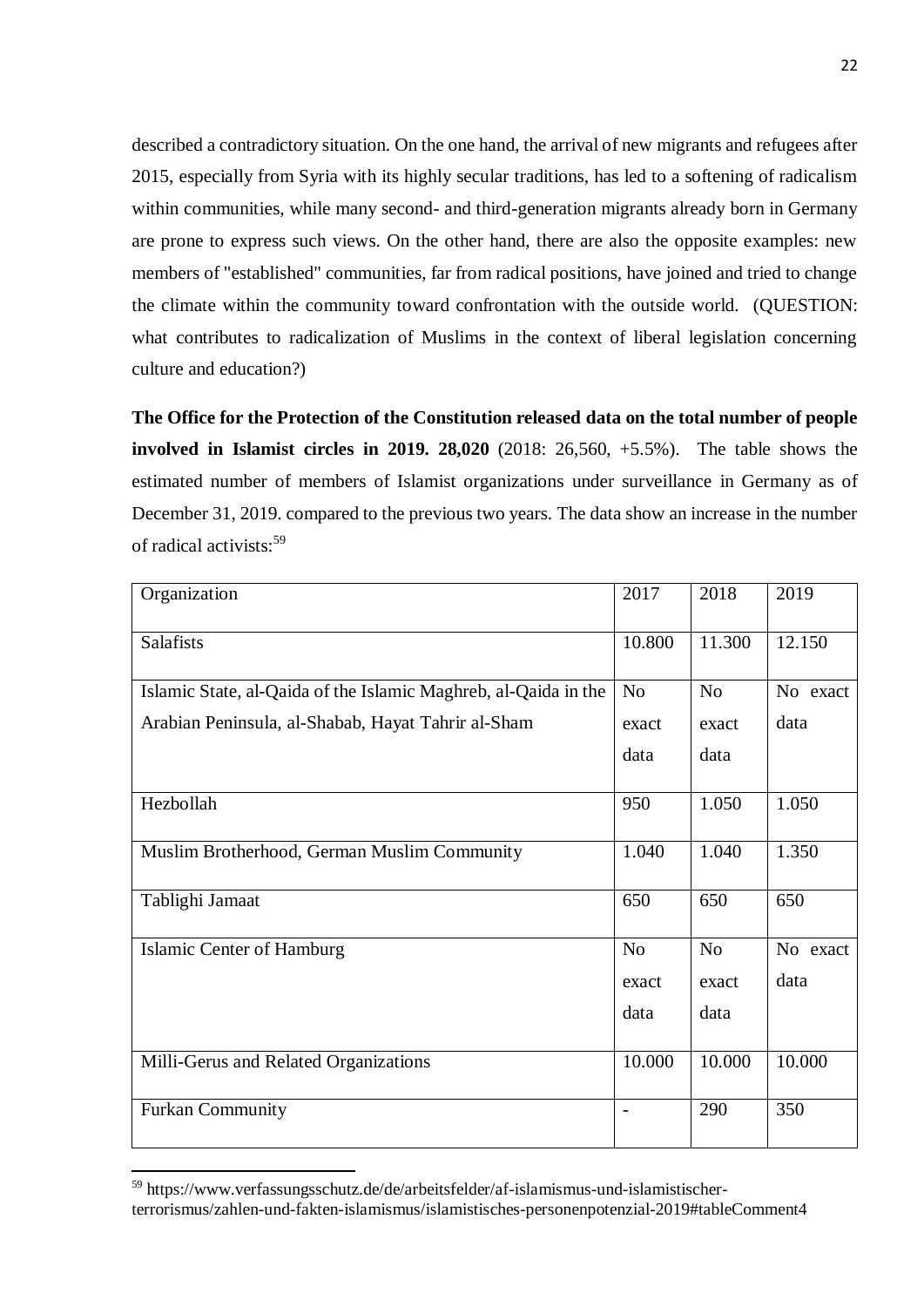described a contradictory situation. On the one hand, the arrival of new migrants and refugees after 2015, especially from Syria with its highly secular traditions, has led to a softening of radicalism within communities, while many second- and third-generation migrants already born in Germany are prone to express such views. On the other hand, there are also the opposite examples: new members of "established" communities, far from radical positions, have joined and tried to change the climate within the community toward confrontation with the outside world. (QUESTION: what contributes to radicalization of Muslims in the context of liberal legislation concerning culture and education?)

**The Office for the Protection of the Constitution released data on the total number of people involved in Islamist circles in 2019. 28,020** (2018: 26,560, +5.5%). The table shows the estimated number of members of Islamist organizations under surveillance in Germany as of December 31, 2019. compared to the previous two years. The data show an increase in the number of radical activists:[59]

| Organization | 2017 | 2018 | 2019 |
|---|---|---|---|
| Salafists | 10.800 | 11.300 | 12.150 |
| Islamic State, al-Qaida of the Islamic Maghreb, al-Qaida in the Arabian Peninsula, al-Shabab, Hayat Tahrir al-Sham | No exact data | No exact data | No exact data |
| Hezbollah | 950 | 1.050 | 1.050 |
| Muslim Brotherhood, German Muslim Community | 1.040 | 1.040 | 1.350 |
| Tablighi Jamaat | 650 | 650 | 650 |
| Islamic Center of Hamburg | No exact data | No exact data | No exact data |
| Milli-Gerus and Related Organizations | 10.000 | 10.000 | 10.000 |
| Furkan Community | - | 290 | 350 |

[59] https://www.verfassungsschutz.de/de/arbeitsfelder/af-islamismus-und-islamistischer-terrorismus/zahlen-und-fakten-islamismus/islamistisches-personenpotenzial-2019#tableComment4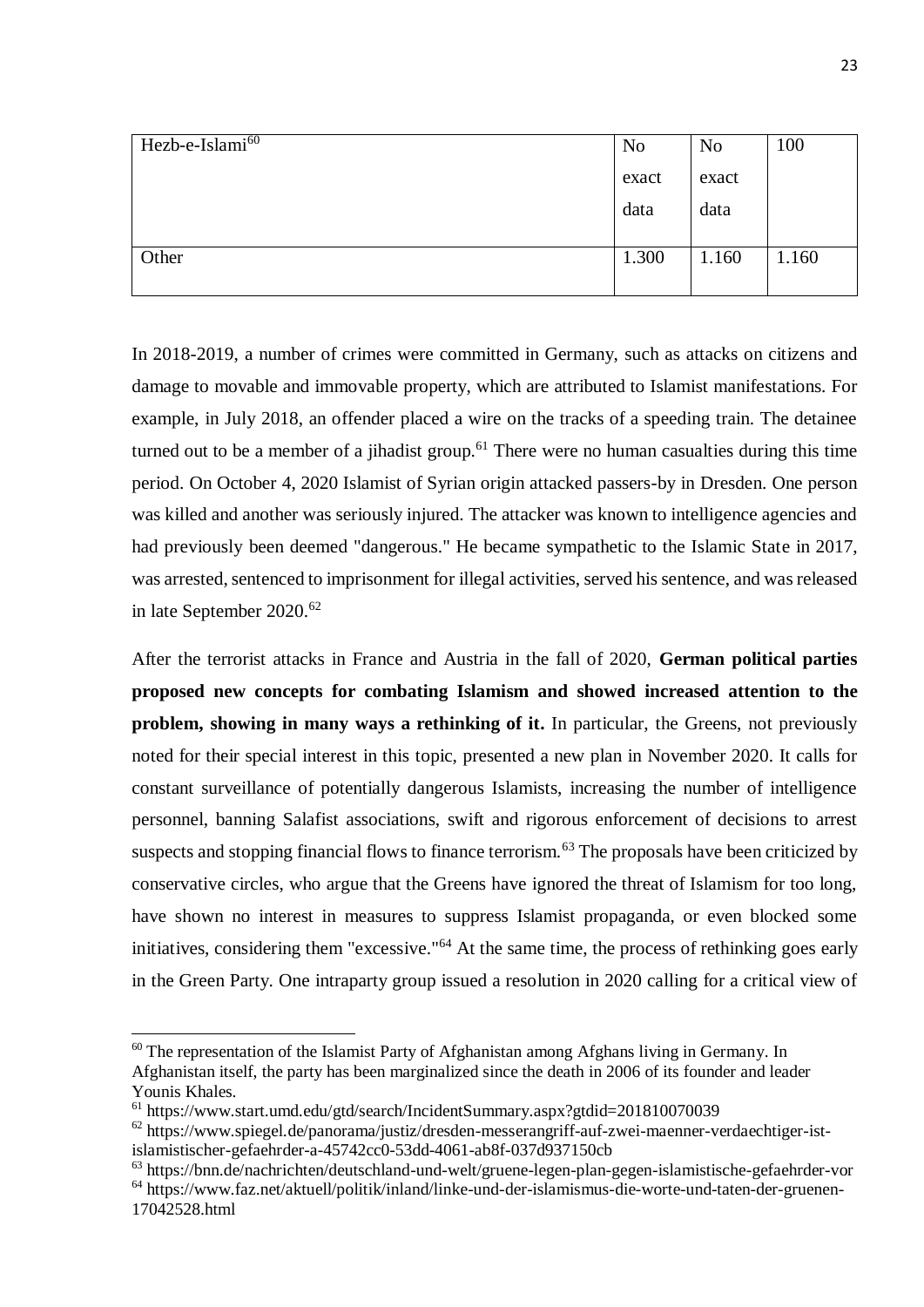| Hezb-e-Islami[60] | No exact data | No exact data | 100 |
|---|---|---|---|
| Other | 1.300 | 1.160 | 1.160 |

In 2018-2019, a number of crimes were committed in Germany, such as attacks on citizens and damage to movable and immovable property, which are attributed to Islamist manifestations. For example, in July 2018, an offender placed a wire on the tracks of a speeding train. The detainee turned out to be a member of a jihadist group.[61] There were no human casualties during this time period. On October 4, 2020 Islamist of Syrian origin attacked passers-by in Dresden. One person was killed and another was seriously injured. The attacker was known to intelligence agencies and had previously been deemed "dangerous." He became sympathetic to the Islamic State in 2017, was arrested, sentenced to imprisonment for illegal activities, served his sentence, and was released in late September 2020.[62]

After the terrorist attacks in France and Austria in the fall of 2020, **German political parties proposed new concepts for combating Islamism and showed increased attention to the problem, showing in many ways a rethinking of it.** In particular, the Greens, not previously noted for their special interest in this topic, presented a new plan in November 2020. It calls for constant surveillance of potentially dangerous Islamists, increasing the number of intelligence personnel, banning Salafist associations, swift and rigorous enforcement of decisions to arrest suspects and stopping financial flows to finance terrorism.[63] The proposals have been criticized by conservative circles, who argue that the Greens have ignored the threat of Islamism for too long, have shown no interest in measures to suppress Islamist propaganda, or even blocked some initiatives, considering them "excessive."[64] At the same time, the process of rethinking goes early in the Green Party. One intraparty group issued a resolution in 2020 calling for a critical view of

---

[60] The representation of the Islamist Party of Afghanistan among Afghans living in Germany. In Afghanistan itself, the party has been marginalized since the death in 2006 of its founder and leader Younis Khales.

[61] https://www.start.umd.edu/gtd/search/IncidentSummary.aspx?gtdid=201810070039

[62] https://www.spiegel.de/panorama/justiz/dresden-messerangriff-auf-zwei-maenner-verdaechtiger-ist-islamistischer-gefaehrder-a-45742cc0-53dd-4061-ab8f-037d937150cb

[63] https://bnn.de/nachrichten/deutschland-und-welt/gruene-legen-plan-gegen-islamistische-gefaehrder-vor

[64] https://www.faz.net/aktuell/politik/inland/linke-und-der-islamismus-die-worte-und-taten-der-gruenen-17042528.html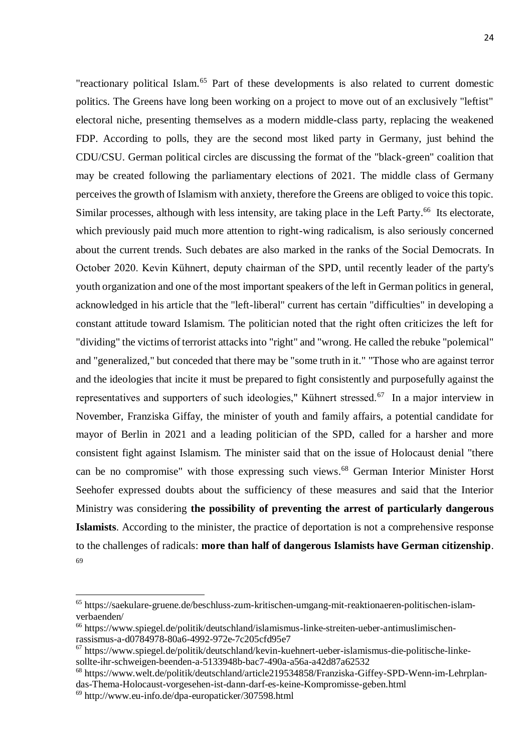"reactionary political Islam.[65] Part of these developments is also related to current domestic politics. The Greens have long been working on a project to move out of an exclusively "leftist" electoral niche, presenting themselves as a modern middle-class party, replacing the weakened FDP. According to polls, they are the second most liked party in Germany, just behind the CDU/CSU. German political circles are discussing the format of the "black-green" coalition that may be created following the parliamentary elections of 2021. The middle class of Germany perceives the growth of Islamism with anxiety, therefore the Greens are obliged to voice this topic. Similar processes, although with less intensity, are taking place in the Left Party.[66] Its electorate, which previously paid much more attention to right-wing radicalism, is also seriously concerned about the current trends. Such debates are also marked in the ranks of the Social Democrats. In October 2020. Kevin Kühnert, deputy chairman of the SPD, until recently leader of the party's youth organization and one of the most important speakers of the left in German politics in general, acknowledged in his article that the "left-liberal" current has certain "difficulties" in developing a constant attitude toward Islamism. The politician noted that the right often criticizes the left for "dividing" the victims of terrorist attacks into "right" and "wrong. He called the rebuke "polemical" and "generalized," but conceded that there may be "some truth in it." "Those who are against terror and the ideologies that incite it must be prepared to fight consistently and purposefully against the representatives and supporters of such ideologies," Kühnert stressed.[67] In a major interview in November, Franziska Giffay, the minister of youth and family affairs, a potential candidate for mayor of Berlin in 2021 and a leading politician of the SPD, called for a harsher and more consistent fight against Islamism. The minister said that on the issue of Holocaust denial "there can be no compromise" with those expressing such views.[68] German Interior Minister Horst Seehofer expressed doubts about the sufficiency of these measures and said that the Interior Ministry was considering **the possibility of preventing the arrest of particularly dangerous Islamists**. According to the minister, the practice of deportation is not a comprehensive response to the challenges of radicals: **more than half of dangerous Islamists have German citizenship**.[69]

---

[65] https://saekulare-gruene.de/beschluss-zum-kritischen-umgang-mit-reaktionaeren-politischen-islam-verbaenden/

[66] https://www.spiegel.de/politik/deutschland/islamismus-linke-streiten-ueber-antimuslimischen-rassismus-a-d0784978-80a6-4992-972e-7c205cfd95e7

[67] https://www.spiegel.de/politik/deutschland/kevin-kuehnert-ueber-islamismus-die-politische-linke-sollte-ihr-schweigen-beenden-a-5133948b-bac7-490a-a56a-a42d87a62532

[68] https://www.welt.de/politik/deutschland/article219534858/Franziska-Giffey-SPD-Wenn-im-Lehrplan-das-Thema-Holocaust-vorgesehen-ist-dann-darf-es-keine-Kompromisse-geben.html

[69] http://www.eu-info.de/dpa-europaticker/307598.html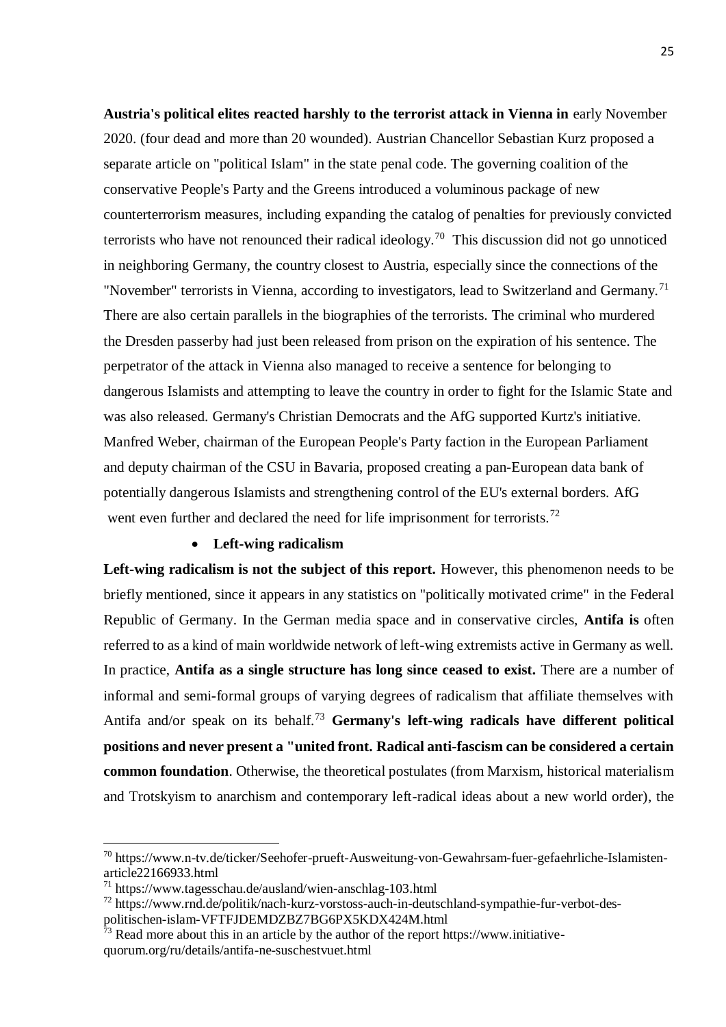**Austria's political elites reacted harshly to the terrorist attack in Vienna in** early November 2020. (four dead and more than 20 wounded). Austrian Chancellor Sebastian Kurz proposed a separate article on "political Islam" in the state penal code. The governing coalition of the conservative People's Party and the Greens introduced a voluminous package of new counterterrorism measures, including expanding the catalog of penalties for previously convicted terrorists who have not renounced their radical ideology.[70] This discussion did not go unnoticed in neighboring Germany, the country closest to Austria, especially since the connections of the "November" terrorists in Vienna, according to investigators, lead to Switzerland and Germany.[71] There are also certain parallels in the biographies of the terrorists. The criminal who murdered the Dresden passerby had just been released from prison on the expiration of his sentence. The perpetrator of the attack in Vienna also managed to receive a sentence for belonging to dangerous Islamists and attempting to leave the country in order to fight for the Islamic State and was also released. Germany's Christian Democrats and the AfG supported Kurtz's initiative. Manfred Weber, chairman of the European People's Party faction in the European Parliament and deputy chairman of the CSU in Bavaria, proposed creating a pan-European data bank of potentially dangerous Islamists and strengthening control of the EU's external borders. AfG went even further and declared the need for life imprisonment for terrorists.[72]

- **Left-wing radicalism**

**Left-wing radicalism is not the subject of this report.** However, this phenomenon needs to be briefly mentioned, since it appears in any statistics on "politically motivated crime" in the Federal Republic of Germany. In the German media space and in conservative circles, **Antifa is** often referred to as a kind of main worldwide network of left-wing extremists active in Germany as well. In practice, **Antifa as a single structure has long since ceased to exist.** There are a number of informal and semi-formal groups of varying degrees of radicalism that affiliate themselves with Antifa and/or speak on its behalf.[73] **Germany's left-wing radicals have different political positions and never present a "united front. Radical anti-fascism can be considered a certain common foundation**. Otherwise, the theoretical postulates (from Marxism, historical materialism and Trotskyism to anarchism and contemporary left-radical ideas about a new world order), the

---

[70] https://www.n-tv.de/ticker/Seehofer-prueft-Ausweitung-von-Gewahrsam-fuer-gefaehrliche-Islamisten-article22166933.html

[71] https://www.tagesschau.de/ausland/wien-anschlag-103.html

[72] https://www.rnd.de/politik/nach-kurz-vorstoss-auch-in-deutschland-sympathie-fur-verbot-des-politischen-islam-VFTFJDEMDZBZ7BG6PX5KDX424M.html

[73] Read more about this in an article by the author of the report https://www.initiative-quorum.org/ru/details/antifa-ne-suschestvuet.html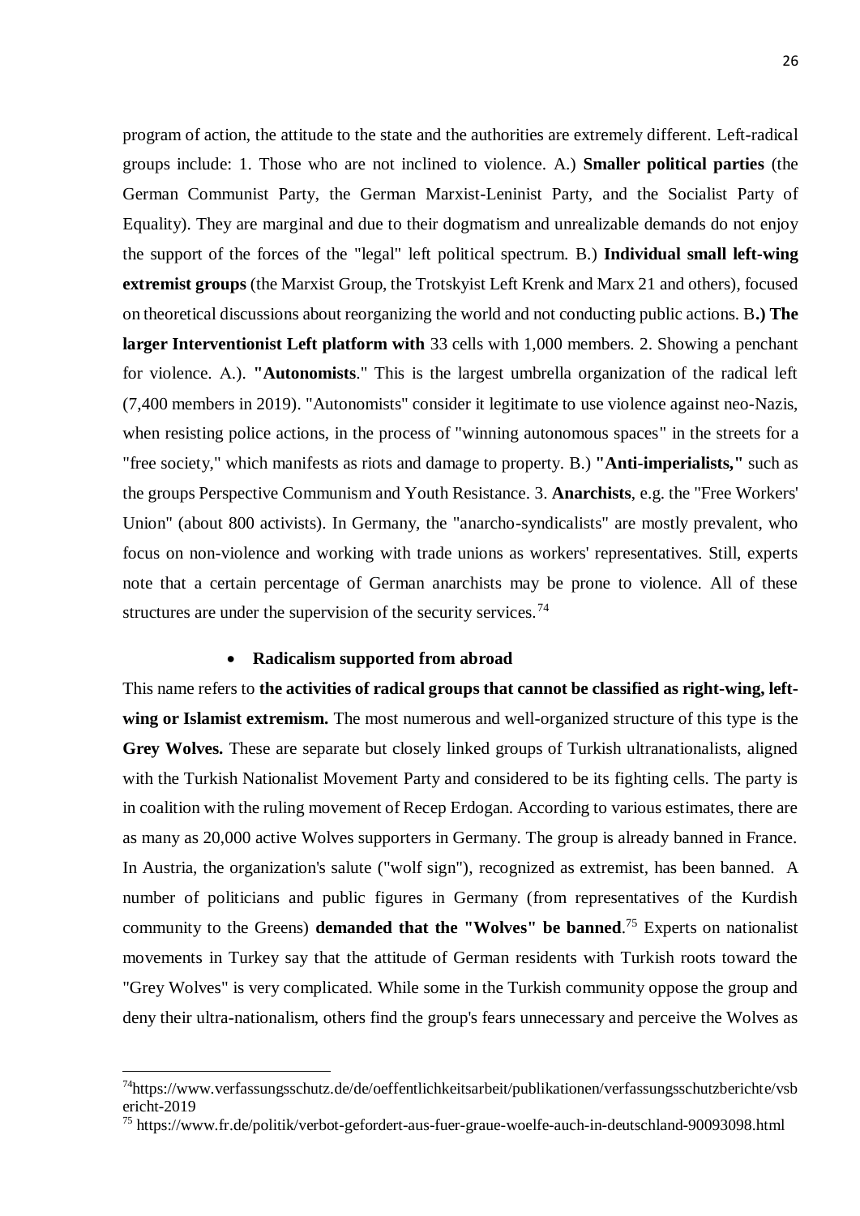program of action, the attitude to the state and the authorities are extremely different. Left-radical groups include: 1. Those who are not inclined to violence. A.) **Smaller political parties** (the German Communist Party, the German Marxist-Leninist Party, and the Socialist Party of Equality). They are marginal and due to their dogmatism and unrealizable demands do not enjoy the support of the forces of the "legal" left political spectrum. B.) **Individual small left-wing extremist groups** (the Marxist Group, the Trotskyist Left Krenk and Marx 21 and others), focused on theoretical discussions about reorganizing the world and not conducting public actions. B**.) The larger Interventionist Left platform with** 33 cells with 1,000 members. 2. Showing a penchant for violence. A.). **"Autonomists**." This is the largest umbrella organization of the radical left (7,400 members in 2019). "Autonomists" consider it legitimate to use violence against neo-Nazis, when resisting police actions, in the process of "winning autonomous spaces" in the streets for a "free society," which manifests as riots and damage to property. B.) **"Anti-imperialists,"** such as the groups Perspective Communism and Youth Resistance. 3. **Anarchists**, e.g. the "Free Workers' Union" (about 800 activists). In Germany, the "anarcho-syndicalists" are mostly prevalent, who focus on non-violence and working with trade unions as workers' representatives. Still, experts note that a certain percentage of German anarchists may be prone to violence. All of these structures are under the supervision of the security services.[74]

- **Radicalism supported from abroad**

This name refers to **the activities of radical groups that cannot be classified as right-wing, left-wing or Islamist extremism.** The most numerous and well-organized structure of this type is the **Grey Wolves.** These are separate but closely linked groups of Turkish ultranationalists, aligned with the Turkish Nationalist Movement Party and considered to be its fighting cells. The party is in coalition with the ruling movement of Recep Erdogan. According to various estimates, there are as many as 20,000 active Wolves supporters in Germany. The group is already banned in France. In Austria, the organization's salute ("wolf sign"), recognized as extremist, has been banned. A number of politicians and public figures in Germany (from representatives of the Kurdish community to the Greens) **demanded that the "Wolves" be banned**.[75] Experts on nationalist movements in Turkey say that the attitude of German residents with Turkish roots toward the "Grey Wolves" is very complicated. While some in the Turkish community oppose the group and deny their ultra-nationalism, others find the group's fears unnecessary and perceive the Wolves as

---

[74] https://www.verfassungsschutz.de/de/oeffentlichkeitsarbeit/publikationen/verfassungsschutzberichte/vsbericht-2019

[75] https://www.fr.de/politik/verbot-gefordert-aus-fuer-graue-woelfe-auch-in-deutschland-90093098.html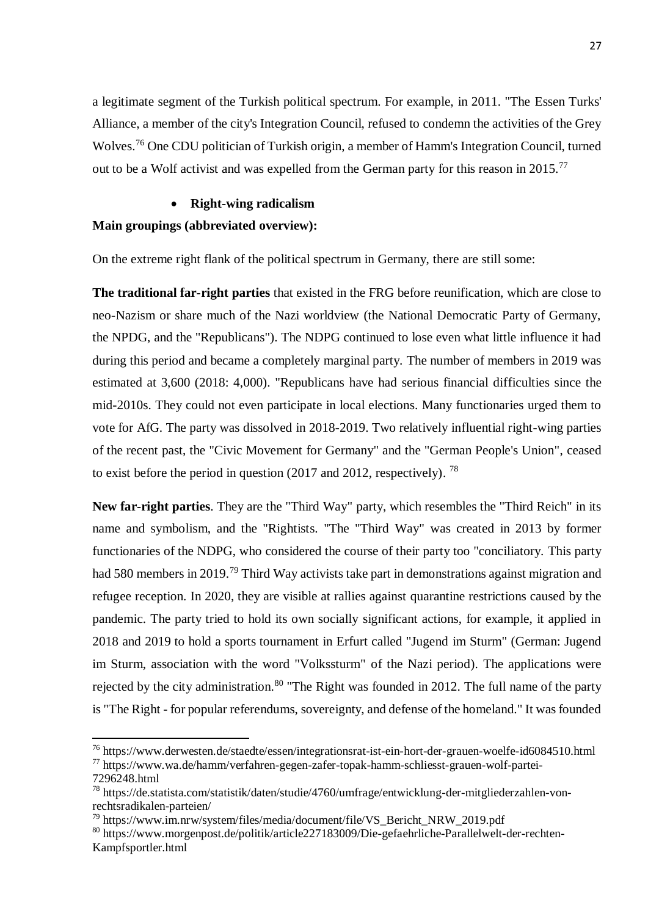a legitimate segment of the Turkish political spectrum. For example, in 2011. "The Essen Turks' Alliance, a member of the city's Integration Council, refused to condemn the activities of the Grey Wolves.[76] One CDU politician of Turkish origin, a member of Hamm's Integration Council, turned out to be a Wolf activist and was expelled from the German party for this reason in 2015.[77]

- **Right-wing radicalism**

**Main groupings (abbreviated overview):**

On the extreme right flank of the political spectrum in Germany, there are still some:

**The traditional far-right parties** that existed in the FRG before reunification, which are close to neo-Nazism or share much of the Nazi worldview (the National Democratic Party of Germany, the NPDG, and the "Republicans"). The NDPG continued to lose even what little influence it had during this period and became a completely marginal party. The number of members in 2019 was estimated at 3,600 (2018: 4,000). "Republicans have had serious financial difficulties since the mid-2010s. They could not even participate in local elections. Many functionaries urged them to vote for AfG. The party was dissolved in 2018-2019. Two relatively influential right-wing parties of the recent past, the "Civic Movement for Germany" and the "German People's Union", ceased to exist before the period in question (2017 and 2012, respectively). [78]

**New far-right parties**. They are the "Third Way" party, which resembles the "Third Reich" in its name and symbolism, and the "Rightists. "The "Third Way" was created in 2013 by former functionaries of the NDPG, who considered the course of their party too "conciliatory. This party had 580 members in 2019.[79] Third Way activists take part in demonstrations against migration and refugee reception. In 2020, they are visible at rallies against quarantine restrictions caused by the pandemic. The party tried to hold its own socially significant actions, for example, it applied in 2018 and 2019 to hold a sports tournament in Erfurt called "Jugend im Sturm" (German: Jugend im Sturm, association with the word "Volkssturm" of the Nazi period). The applications were rejected by the city administration.[80] "The Right was founded in 2012. The full name of the party is "The Right - for popular referendums, sovereignty, and defense of the homeland." It was founded

---

[76] https://www.derwesten.de/staedte/essen/integrationsrat-ist-ein-hort-der-grauen-woelfe-id6084510.html

[77] https://www.wa.de/hamm/verfahren-gegen-zafer-topak-hamm-schliesst-grauen-wolf-partei-7296248.html

[78] https://de.statista.com/statistik/daten/studie/4760/umfrage/entwicklung-der-mitgliederzahlen-von-rechtsradikalen-parteien/

[79] https://www.im.nrw/system/files/media/document/file/VS_Bericht_NRW_2019.pdf

[80] https://www.morgenpost.de/politik/article227183009/Die-gefaehrliche-Parallelwelt-der-rechten-Kampfsportler.html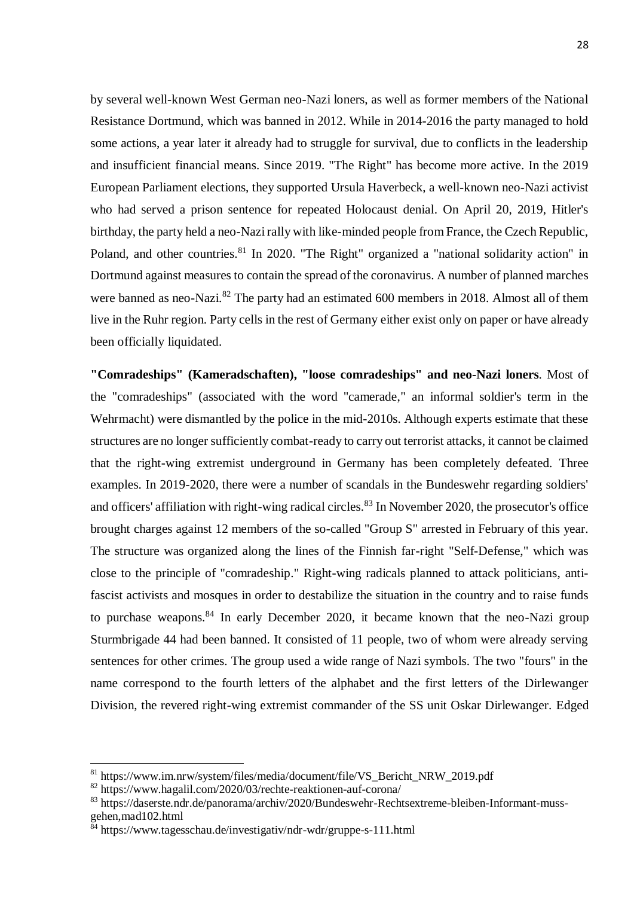by several well-known West German neo-Nazi loners, as well as former members of the National Resistance Dortmund, which was banned in 2012. While in 2014-2016 the party managed to hold some actions, a year later it already had to struggle for survival, due to conflicts in the leadership and insufficient financial means. Since 2019. "The Right" has become more active. In the 2019 European Parliament elections, they supported Ursula Haverbeck, a well-known neo-Nazi activist who had served a prison sentence for repeated Holocaust denial. On April 20, 2019, Hitler's birthday, the party held a neo-Nazi rally with like-minded people from France, the Czech Republic, Poland, and other countries.[81] In 2020. "The Right" organized a "national solidarity action" in Dortmund against measures to contain the spread of the coronavirus. A number of planned marches were banned as neo-Nazi.[82] The party had an estimated 600 members in 2018. Almost all of them live in the Ruhr region. Party cells in the rest of Germany either exist only on paper or have already been officially liquidated.

**"Comradeships" (Kameradschaften), "loose comradeships" and neo-Nazi loners**. Most of the "comradeships" (associated with the word "camerade," an informal soldier's term in the Wehrmacht) were dismantled by the police in the mid-2010s. Although experts estimate that these structures are no longer sufficiently combat-ready to carry out terrorist attacks, it cannot be claimed that the right-wing extremist underground in Germany has been completely defeated. Three examples. In 2019-2020, there were a number of scandals in the Bundeswehr regarding soldiers' and officers' affiliation with right-wing radical circles.[83] In November 2020, the prosecutor's office brought charges against 12 members of the so-called "Group S" arrested in February of this year. The structure was organized along the lines of the Finnish far-right "Self-Defense," which was close to the principle of "comradeship." Right-wing radicals planned to attack politicians, anti-fascist activists and mosques in order to destabilize the situation in the country and to raise funds to purchase weapons.[84] In early December 2020, it became known that the neo-Nazi group Sturmbrigade 44 had been banned. It consisted of 11 people, two of whom were already serving sentences for other crimes. The group used a wide range of Nazi symbols. The two "fours" in the name correspond to the fourth letters of the alphabet and the first letters of the Dirlewanger Division, the revered right-wing extremist commander of the SS unit Oskar Dirlewanger. Edged

---

[81] https://www.im.nrw/system/files/media/document/file/VS_Bericht_NRW_2019.pdf

[82] https://www.hagalil.com/2020/03/rechte-reaktionen-auf-corona/

[83] https://daserste.ndr.de/panorama/archiv/2020/Bundeswehr-Rechtsextreme-bleiben-Informant-muss-gehen,mad102.html

[84] https://www.tagesschau.de/investigativ/ndr-wdr/gruppe-s-111.html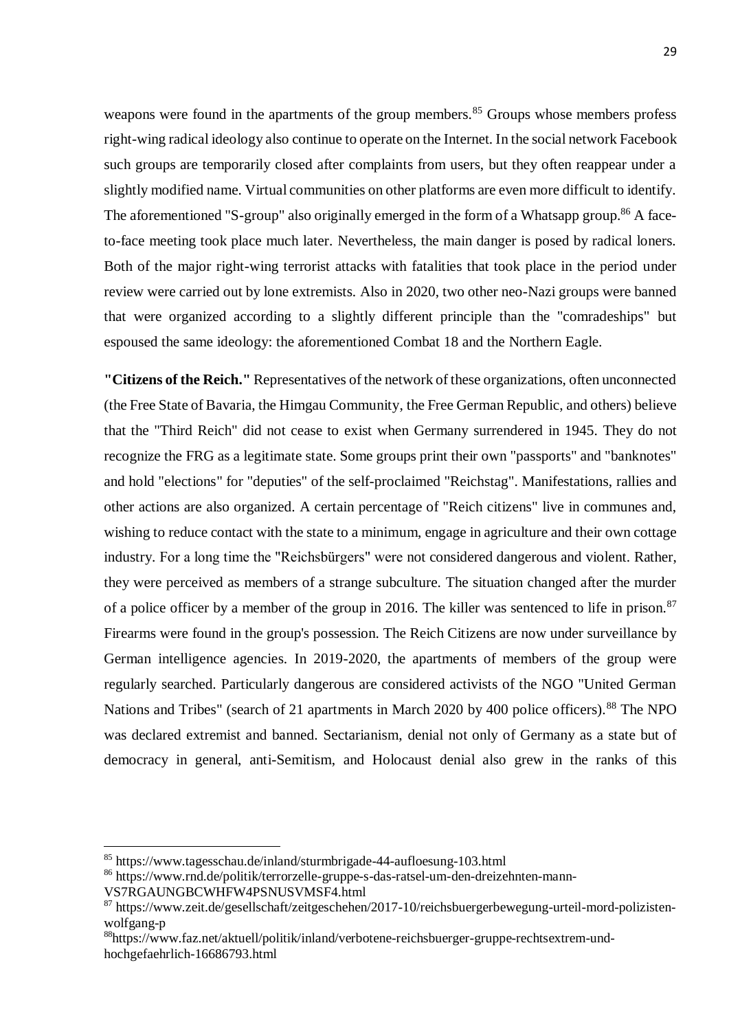weapons were found in the apartments of the group members.[85] Groups whose members profess right-wing radical ideology also continue to operate on the Internet. In the social network Facebook such groups are temporarily closed after complaints from users, but they often reappear under a slightly modified name. Virtual communities on other platforms are even more difficult to identify. The aforementioned "S-group" also originally emerged in the form of a Whatsapp group.[86] A face-to-face meeting took place much later. Nevertheless, the main danger is posed by radical loners. Both of the major right-wing terrorist attacks with fatalities that took place in the period under review were carried out by lone extremists. Also in 2020, two other neo-Nazi groups were banned that were organized according to a slightly different principle than the "comradeships" but espoused the same ideology: the aforementioned Combat 18 and the Northern Eagle.

**"Citizens of the Reich."** Representatives of the network of these organizations, often unconnected (the Free State of Bavaria, the Himgau Community, the Free German Republic, and others) believe that the "Third Reich" did not cease to exist when Germany surrendered in 1945. They do not recognize the FRG as a legitimate state. Some groups print their own "passports" and "banknotes" and hold "elections" for "deputies" of the self-proclaimed "Reichstag". Manifestations, rallies and other actions are also organized. A certain percentage of "Reich citizens" live in communes and, wishing to reduce contact with the state to a minimum, engage in agriculture and their own cottage industry. For a long time the "Reichsbürgers" were not considered dangerous and violent. Rather, they were perceived as members of a strange subculture. The situation changed after the murder of a police officer by a member of the group in 2016. The killer was sentenced to life in prison.[87] Firearms were found in the group's possession. The Reich Citizens are now under surveillance by German intelligence agencies. In 2019-2020, the apartments of members of the group were regularly searched. Particularly dangerous are considered activists of the NGO "United German Nations and Tribes" (search of 21 apartments in March 2020 by 400 police officers).[88] The NPO was declared extremist and banned. Sectarianism, denial not only of Germany as a state but of democracy in general, anti-Semitism, and Holocaust denial also grew in the ranks of this

---

[85] https://www.tagesschau.de/inland/sturmbrigade-44-aufloesung-103.html

[86] https://www.rnd.de/politik/terrorzelle-gruppe-s-das-ratsel-um-den-dreizehnten-mann-VS7RGAUNGBCWHFW4PSNUSVMSF4.html

[87] https://www.zeit.de/gesellschaft/zeitgeschehen/2017-10/reichsbuergerbewegung-urteil-mord-polizisten-wolfgang-p

[88] https://www.faz.net/aktuell/politik/inland/verbotene-reichsbuerger-gruppe-rechtsextrem-und-hochgefaehrlich-16686793.html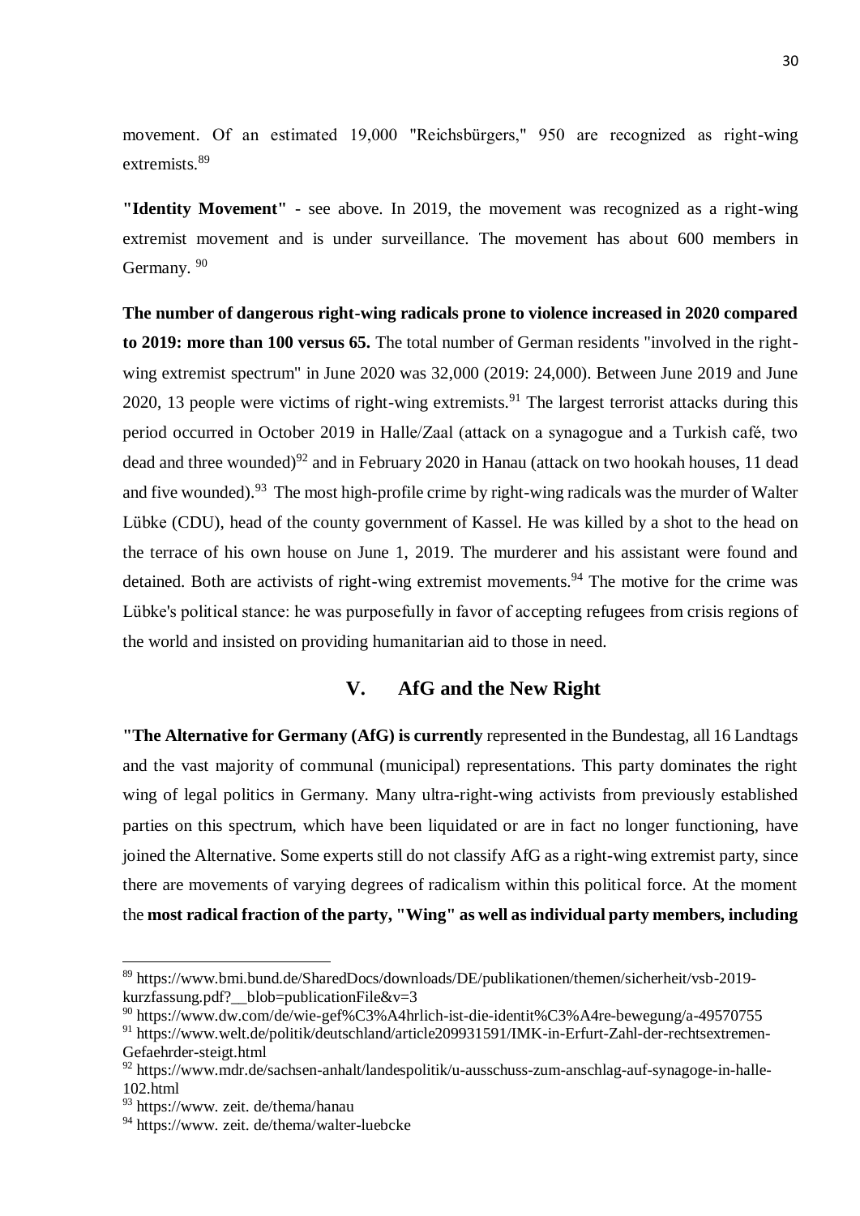movement. Of an estimated 19,000 "Reichsbürgers," 950 are recognized as right-wing extremists.[89]

**"Identity Movement"** - see above. In 2019, the movement was recognized as a right-wing extremist movement and is under surveillance. The movement has about 600 members in Germany. [90]

**The number of dangerous right-wing radicals prone to violence increased in 2020 compared to 2019: more than 100 versus 65.** The total number of German residents "involved in the right-wing extremist spectrum" in June 2020 was 32,000 (2019: 24,000). Between June 2019 and June 2020, 13 people were victims of right-wing extremists.[91] The largest terrorist attacks during this period occurred in October 2019 in Halle/Zaal (attack on a synagogue and a Turkish café, two dead and three wounded)[92] and in February 2020 in Hanau (attack on two hookah houses, 11 dead and five wounded).[93] The most high-profile crime by right-wing radicals was the murder of Walter Lübke (CDU), head of the county government of Kassel. He was killed by a shot to the head on the terrace of his own house on June 1, 2019. The murderer and his assistant were found and detained. Both are activists of right-wing extremist movements.[94] The motive for the crime was Lübke's political stance: he was purposefully in favor of accepting refugees from crisis regions of the world and insisted on providing humanitarian aid to those in need.

## V. AfG and the New Right

**"The Alternative for Germany (AfG) is currently** represented in the Bundestag, all 16 Landtags and the vast majority of communal (municipal) representations. This party dominates the right wing of legal politics in Germany. Many ultra-right-wing activists from previously established parties on this spectrum, which have been liquidated or are in fact no longer functioning, have joined the Alternative. Some experts still do not classify AfG as a right-wing extremist party, since there are movements of varying degrees of radicalism within this political force. At the moment the **most radical fraction of the party, "Wing" as well as individual party members, including**

---

[89] https://www.bmi.bund.de/SharedDocs/downloads/DE/publikationen/themen/sicherheit/vsb-2019-kurzfassung.pdf?__blob=publicationFile&v=3

[90] https://www.dw.com/de/wie-gef%C3%A4hrlich-ist-die-identit%C3%A4re-bewegung/a-49570755

[91] https://www.welt.de/politik/deutschland/article209931591/IMK-in-Erfurt-Zahl-der-rechtsextremen-Gefaehrder-steigt.html

[92] https://www.mdr.de/sachsen-anhalt/landespolitik/u-ausschuss-zum-anschlag-auf-synagoge-in-halle-102.html

[93] https://www. zeit. de/thema/hanau

[94] https://www. zeit. de/thema/walter-luebcke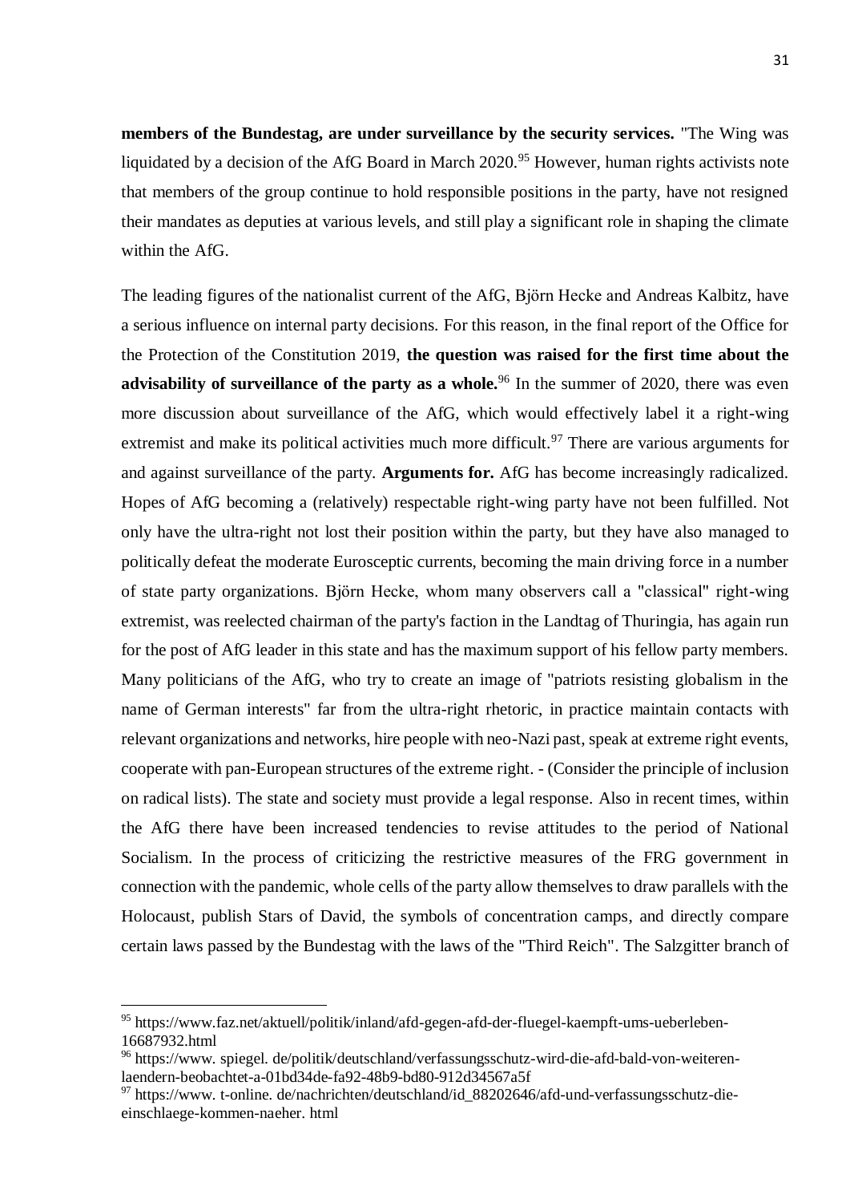**members of the Bundestag, are under surveillance by the security services.** "The Wing was liquidated by a decision of the AfG Board in March 2020.[95] However, human rights activists note that members of the group continue to hold responsible positions in the party, have not resigned their mandates as deputies at various levels, and still play a significant role in shaping the climate within the AfG.

The leading figures of the nationalist current of the AfG, Björn Hecke and Andreas Kalbitz, have a serious influence on internal party decisions. For this reason, in the final report of the Office for the Protection of the Constitution 2019, **the question was raised for the first time about the advisability of surveillance of the party as a whole.**[96] In the summer of 2020, there was even more discussion about surveillance of the AfG, which would effectively label it a right-wing extremist and make its political activities much more difficult.[97] There are various arguments for and against surveillance of the party. **Arguments for.** AfG has become increasingly radicalized. Hopes of AfG becoming a (relatively) respectable right-wing party have not been fulfilled. Not only have the ultra-right not lost their position within the party, but they have also managed to politically defeat the moderate Eurosceptic currents, becoming the main driving force in a number of state party organizations. Björn Hecke, whom many observers call a "classical" right-wing extremist, was reelected chairman of the party's faction in the Landtag of Thuringia, has again run for the post of AfG leader in this state and has the maximum support of his fellow party members. Many politicians of the AfG, who try to create an image of "patriots resisting globalism in the name of German interests" far from the ultra-right rhetoric, in practice maintain contacts with relevant organizations and networks, hire people with neo-Nazi past, speak at extreme right events, cooperate with pan-European structures of the extreme right. - (Consider the principle of inclusion on radical lists). The state and society must provide a legal response. Also in recent times, within the AfG there have been increased tendencies to revise attitudes to the period of National Socialism. In the process of criticizing the restrictive measures of the FRG government in connection with the pandemic, whole cells of the party allow themselves to draw parallels with the Holocaust, publish Stars of David, the symbols of concentration camps, and directly compare certain laws passed by the Bundestag with the laws of the "Third Reich". The Salzgitter branch of

---

[95] https://www.faz.net/aktuell/politik/inland/afd-gegen-afd-der-fluegel-kaempft-ums-ueberleben-16687932.html

[96] https://www. spiegel. de/politik/deutschland/verfassungsschutz-wird-die-afd-bald-von-weiteren-laendern-beobachtet-a-01bd34de-fa92-48b9-bd80-912d34567a5f

[97] https://www. t-online. de/nachrichten/deutschland/id_88202646/afd-und-verfassungsschutz-die-einschlaege-kommen-naeher. html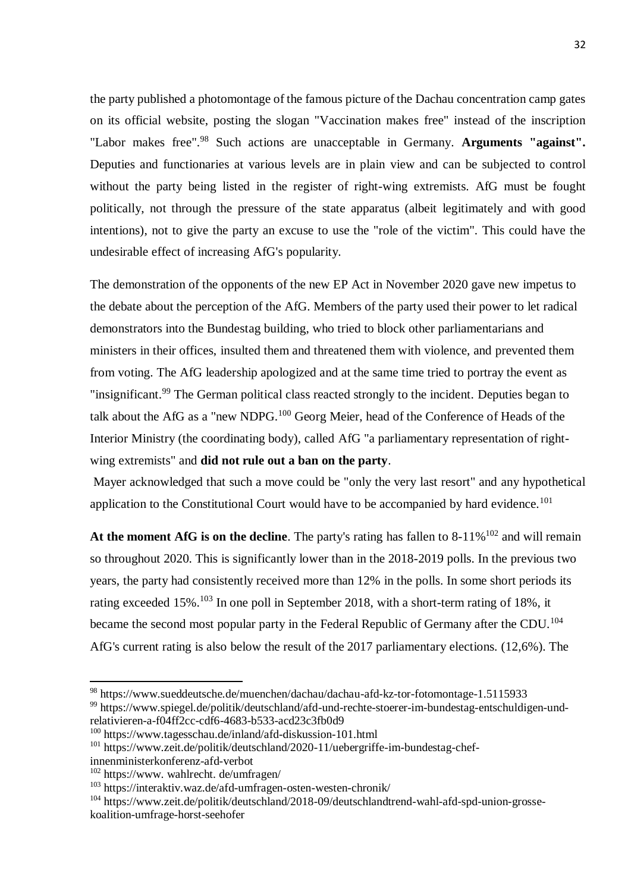the party published a photomontage of the famous picture of the Dachau concentration camp gates on its official website, posting the slogan "Vaccination makes free" instead of the inscription "Labor makes free".[98] Such actions are unacceptable in Germany. **Arguments "against".** Deputies and functionaries at various levels are in plain view and can be subjected to control without the party being listed in the register of right-wing extremists. AfG must be fought politically, not through the pressure of the state apparatus (albeit legitimately and with good intentions), not to give the party an excuse to use the "role of the victim". This could have the undesirable effect of increasing AfG's popularity.

The demonstration of the opponents of the new EP Act in November 2020 gave new impetus to the debate about the perception of the AfG. Members of the party used their power to let radical demonstrators into the Bundestag building, who tried to block other parliamentarians and ministers in their offices, insulted them and threatened them with violence, and prevented them from voting. The AfG leadership apologized and at the same time tried to portray the event as "insignificant.[99] The German political class reacted strongly to the incident. Deputies began to talk about the AfG as a "new NDPG.[100] Georg Meier, head of the Conference of Heads of the Interior Ministry (the coordinating body), called AfG "a parliamentary representation of right-wing extremists" and **did not rule out a ban on the party**.

Mayer acknowledged that such a move could be "only the very last resort" and any hypothetical application to the Constitutional Court would have to be accompanied by hard evidence.[101]

**At the moment AfG is on the decline**. The party's rating has fallen to 8-11%[102] and will remain so throughout 2020. This is significantly lower than in the 2018-2019 polls. In the previous two years, the party had consistently received more than 12% in the polls. In some short periods its rating exceeded 15%.[103] In one poll in September 2018, with a short-term rating of 18%, it became the second most popular party in the Federal Republic of Germany after the CDU.[104] AfG's current rating is also below the result of the 2017 parliamentary elections. (12,6%). The

---

[98] https://www.sueddeutsche.de/muenchen/dachau/dachau-afd-kz-tor-fotomontage-1.5115933

[99] https://www.spiegel.de/politik/deutschland/afd-und-rechte-stoerer-im-bundestag-entschuldigen-und-relativieren-a-f04ff2cc-cdf6-4683-b533-acd23c3fb0d9

[100] https://www.tagesschau.de/inland/afd-diskussion-101.html

[101] https://www.zeit.de/politik/deutschland/2020-11/uebergriffe-im-bundestag-chef-innenministerkonferenz-afd-verbot

[102] https://www. wahlrecht. de/umfragen/

[103] https://interaktiv.waz.de/afd-umfragen-osten-westen-chronik/

[104] https://www.zeit.de/politik/deutschland/2018-09/deutschlandtrend-wahl-afd-spd-union-grosse-koalition-umfrage-horst-seehofer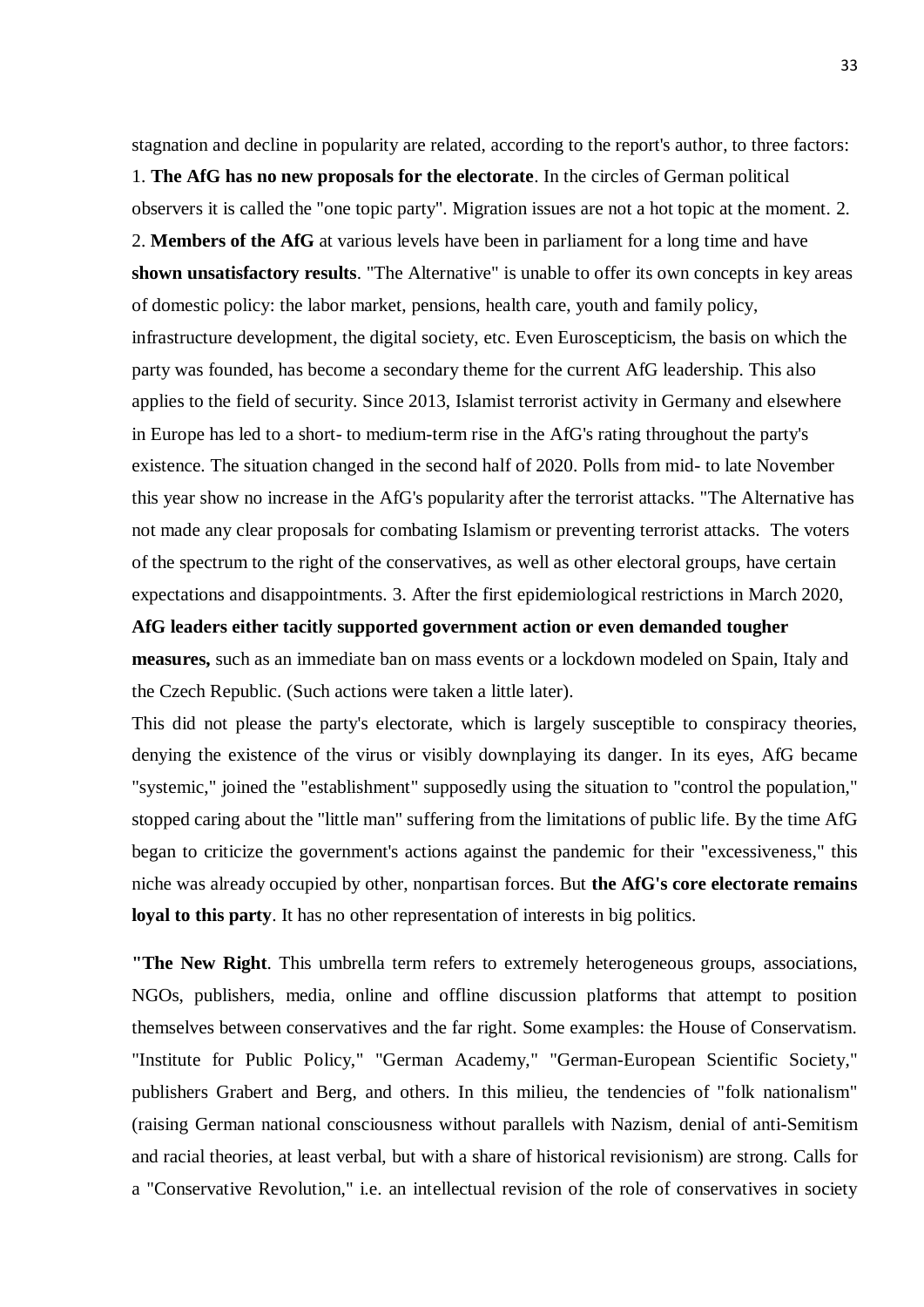stagnation and decline in popularity are related, according to the report's author, to three factors: 1. **The AfG has no new proposals for the electorate**. In the circles of German political observers it is called the "one topic party". Migration issues are not a hot topic at the moment. 2. 2. **Members of the AfG** at various levels have been in parliament for a long time and have **shown unsatisfactory results**. "The Alternative" is unable to offer its own concepts in key areas of domestic policy: the labor market, pensions, health care, youth and family policy, infrastructure development, the digital society, etc. Even Euroscepticism, the basis on which the party was founded, has become a secondary theme for the current AfG leadership. This also applies to the field of security. Since 2013, Islamist terrorist activity in Germany and elsewhere in Europe has led to a short- to medium-term rise in the AfG's rating throughout the party's existence. The situation changed in the second half of 2020. Polls from mid- to late November this year show no increase in the AfG's popularity after the terrorist attacks. "The Alternative has not made any clear proposals for combating Islamism or preventing terrorist attacks. The voters of the spectrum to the right of the conservatives, as well as other electoral groups, have certain expectations and disappointments. 3. After the first epidemiological restrictions in March 2020, **AfG leaders either tacitly supported government action or even demanded tougher measures,** such as an immediate ban on mass events or a lockdown modeled on Spain, Italy and the Czech Republic. (Such actions were taken a little later).

This did not please the party's electorate, which is largely susceptible to conspiracy theories, denying the existence of the virus or visibly downplaying its danger. In its eyes, AfG became "systemic," joined the "establishment" supposedly using the situation to "control the population," stopped caring about the "little man" suffering from the limitations of public life. By the time AfG began to criticize the government's actions against the pandemic for their "excessiveness," this niche was already occupied by other, nonpartisan forces. But **the AfG's core electorate remains loyal to this party**. It has no other representation of interests in big politics.

**"The New Right**. This umbrella term refers to extremely heterogeneous groups, associations, NGOs, publishers, media, online and offline discussion platforms that attempt to position themselves between conservatives and the far right. Some examples: the House of Conservatism. "Institute for Public Policy," "German Academy," "German-European Scientific Society," publishers Grabert and Berg, and others. In this milieu, the tendencies of "folk nationalism" (raising German national consciousness without parallels with Nazism, denial of anti-Semitism and racial theories, at least verbal, but with a share of historical revisionism) are strong. Calls for a "Conservative Revolution," i.e. an intellectual revision of the role of conservatives in society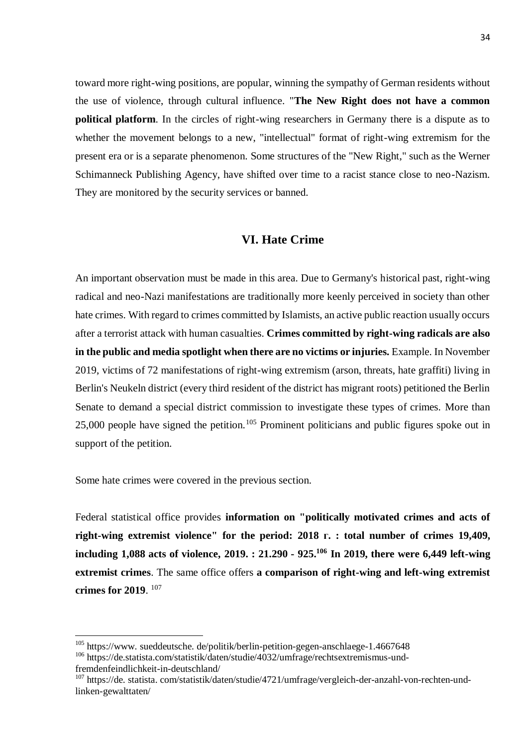toward more right-wing positions, are popular, winning the sympathy of German residents without the use of violence, through cultural influence. "**The New Right does not have a common political platform**. In the circles of right-wing researchers in Germany there is a dispute as to whether the movement belongs to a new, "intellectual" format of right-wing extremism for the present era or is a separate phenomenon. Some structures of the "New Right," such as the Werner Schimanneck Publishing Agency, have shifted over time to a racist stance close to neo-Nazism. They are monitored by the security services or banned.

## VI. Hate Crime

An important observation must be made in this area. Due to Germany's historical past, right-wing radical and neo-Nazi manifestations are traditionally more keenly perceived in society than other hate crimes. With regard to crimes committed by Islamists, an active public reaction usually occurs after a terrorist attack with human casualties. **Crimes committed by right-wing radicals are also in the public and media spotlight when there are no victims or injuries.** Example. In November 2019, victims of 72 manifestations of right-wing extremism (arson, threats, hate graffiti) living in Berlin's Neukeln district (every third resident of the district has migrant roots) petitioned the Berlin Senate to demand a special district commission to investigate these types of crimes. More than 25,000 people have signed the petition.[105] Prominent politicians and public figures spoke out in support of the petition.

Some hate crimes were covered in the previous section.

Federal statistical office provides **information on "politically motivated crimes and acts of right-wing extremist violence" for the period: 2018 г. : total number of crimes 19,409, including 1,088 acts of violence, 2019. : 21.290 - 925.[106] In 2019, there were 6,449 left-wing extremist crimes**. The same office offers **a comparison of right-wing and left-wing extremist crimes for 2019**. [107]

---

[105] https://www. sueddeutsche. de/politik/berlin-petition-gegen-anschlaege-1.4667648

[106] https://de.statista.com/statistik/daten/studie/4032/umfrage/rechtsextremismus-und-fremdenfeindlichkeit-in-deutschland/

[107] https://de. statista. com/statistik/daten/studie/4721/umfrage/vergleich-der-anzahl-von-rechten-und-linken-gewalttaten/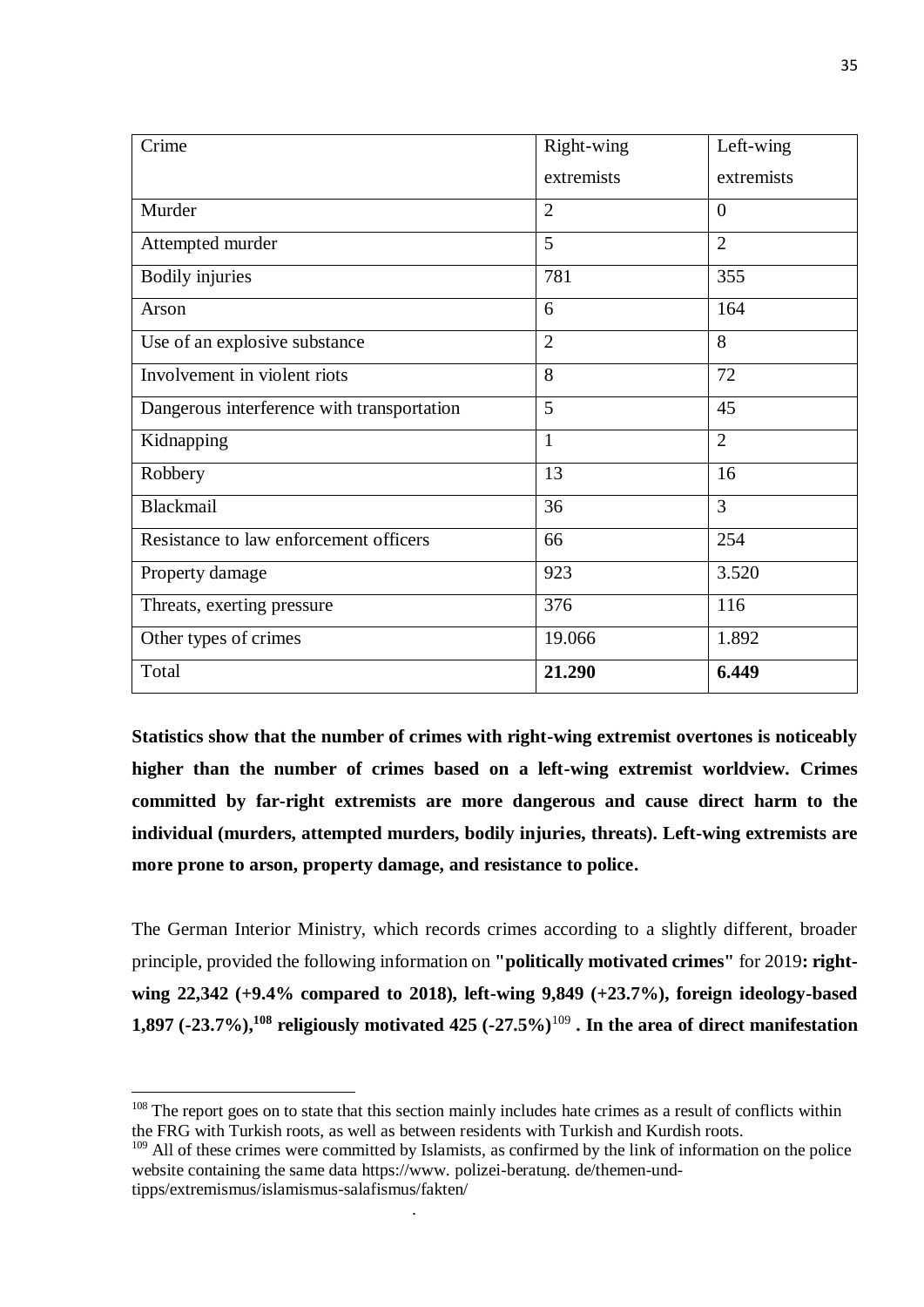| Crime | Right-wing extremists | Left-wing extremists |
|---|---|---|
| Murder | 2 | 0 |
| Attempted murder | 5 | 2 |
| Bodily injuries | 781 | 355 |
| Arson | 6 | 164 |
| Use of an explosive substance | 2 | 8 |
| Involvement in violent riots | 8 | 72 |
| Dangerous interference with transportation | 5 | 45 |
| Kidnapping | 1 | 2 |
| Robbery | 13 | 16 |
| Blackmail | 36 | 3 |
| Resistance to law enforcement officers | 66 | 254 |
| Property damage | 923 | 3.520 |
| Threats, exerting pressure | 376 | 116 |
| Other types of crimes | 19.066 | 1.892 |
| Total | **21.290** | **6.449** |

**Statistics show that the number of crimes with right-wing extremist overtones is noticeably higher than the number of crimes based on a left-wing extremist worldview. Crimes committed by far-right extremists are more dangerous and cause direct harm to the individual (murders, attempted murders, bodily injuries, threats). Left-wing extremists are more prone to arson, property damage, and resistance to police.**

The German Interior Ministry, which records crimes according to a slightly different, broader principle, provided the following information on **"politically motivated crimes"** for 2019**: right-wing 22,342 (+9.4% compared to 2018), left-wing 9,849 (+23.7%), foreign ideology-based 1,897 (-23.7%),[108] religiously motivated 425 (-27.5%)**[109] **. In the area of direct manifestation**

[108] The report goes on to state that this section mainly includes hate crimes as a result of conflicts within the FRG with Turkish roots, as well as between residents with Turkish and Kurdish roots.

[109] All of these crimes were committed by Islamists, as confirmed by the link of information on the police website containing the same data https://www. polizei-beratung. de/themen-und-tipps/extremismus/islamismus-salafismus/fakten/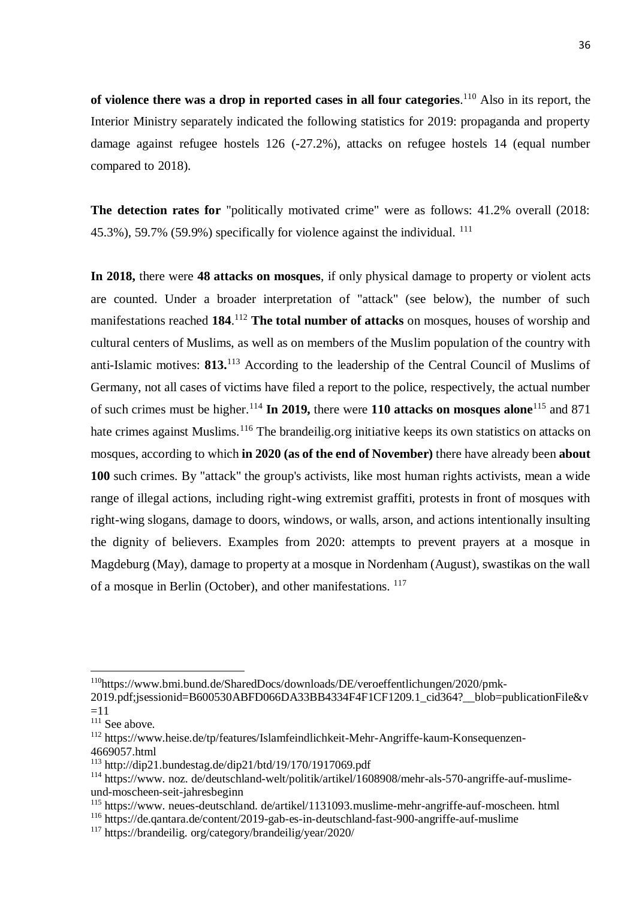**of violence there was a drop in reported cases in all four categories**.[110] Also in its report, the Interior Ministry separately indicated the following statistics for 2019: propaganda and property damage against refugee hostels 126 (-27.2%), attacks on refugee hostels 14 (equal number compared to 2018).

**The detection rates for** "politically motivated crime" were as follows: 41.2% overall (2018: 45.3%), 59.7% (59.9%) specifically for violence against the individual. [111]

**In 2018,** there were **48 attacks on mosques**, if only physical damage to property or violent acts are counted. Under a broader interpretation of "attack" (see below), the number of such manifestations reached **184**.[112] **The total number of attacks** on mosques, houses of worship and cultural centers of Muslims, as well as on members of the Muslim population of the country with anti-Islamic motives: **813.**[113] According to the leadership of the Central Council of Muslims of Germany, not all cases of victims have filed a report to the police, respectively, the actual number of such crimes must be higher.[114] **In 2019,** there were **110 attacks on mosques alone**[115] and 871 hate crimes against Muslims.[116] The brandeilig.org initiative keeps its own statistics on attacks on mosques, according to which **in 2020 (as of the end of November)** there have already been **about 100** such crimes. By "attack" the group's activists, like most human rights activists, mean a wide range of illegal actions, including right-wing extremist graffiti, protests in front of mosques with right-wing slogans, damage to doors, windows, or walls, arson, and actions intentionally insulting the dignity of believers. Examples from 2020: attempts to prevent prayers at a mosque in Magdeburg (May), damage to property at a mosque in Nordenham (August), swastikas on the wall of a mosque in Berlin (October), and other manifestations. [117]

---

[110] https://www.bmi.bund.de/SharedDocs/downloads/DE/veroeffentlichungen/2020/pmk-2019.pdf;jsessionid=B600530ABFD066DA33BB4334F4F1CF1209.1_cid364?__blob=publicationFile&v=11

[111] See above.

[112] https://www.heise.de/tp/features/Islamfeindlichkeit-Mehr-Angriffe-kaum-Konsequenzen-4669057.html

[113] http://dip21.bundestag.de/dip21/btd/19/170/1917069.pdf

[114] https://www. noz. de/deutschland-welt/politik/artikel/1608908/mehr-als-570-angriffe-auf-muslime-und-moscheen-seit-jahresbeginn

[115] https://www. neues-deutschland. de/artikel/1131093.muslime-mehr-angriffe-auf-moscheen. html

[116] https://de.qantara.de/content/2019-gab-es-in-deutschland-fast-900-angriffe-auf-muslime

[117] https://brandeilig. org/category/brandeilig/year/2020/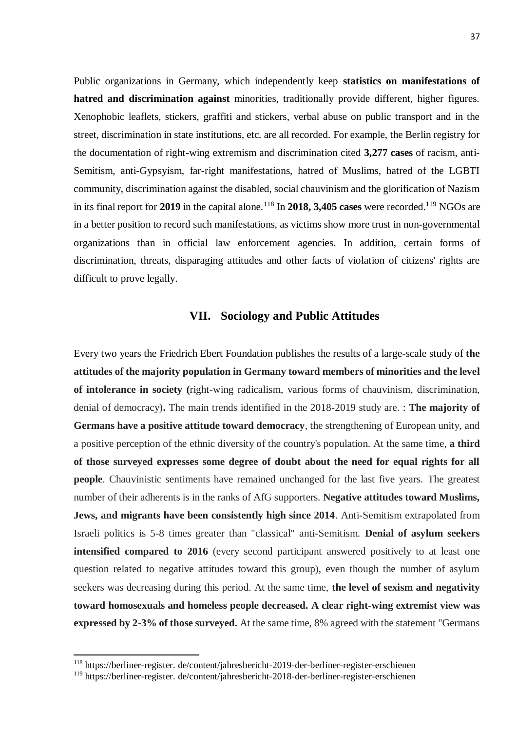Public organizations in Germany, which independently keep **statistics on manifestations of hatred and discrimination against** minorities, traditionally provide different, higher figures. Xenophobic leaflets, stickers, graffiti and stickers, verbal abuse on public transport and in the street, discrimination in state institutions, etc. are all recorded. For example, the Berlin registry for the documentation of right-wing extremism and discrimination cited **3,277 cases** of racism, anti-Semitism, anti-Gypsyism, far-right manifestations, hatred of Muslims, hatred of the LGBTI community, discrimination against the disabled, social chauvinism and the glorification of Nazism in its final report for **2019** in the capital alone.[118] In **2018, 3,405 cases** were recorded.[119] NGOs are in a better position to record such manifestations, as victims show more trust in non-governmental organizations than in official law enforcement agencies. In addition, certain forms of discrimination, threats, disparaging attitudes and other facts of violation of citizens' rights are difficult to prove legally.

## VII. Sociology and Public Attitudes

Every two years the Friedrich Ebert Foundation publishes the results of a large-scale study of **the attitudes of the majority population in Germany toward members of minorities and the level of intolerance in society (**right-wing radicalism, various forms of chauvinism, discrimination, denial of democracy)**.** The main trends identified in the 2018-2019 study are. : **The majority of Germans have a positive attitude toward democracy**, the strengthening of European unity, and a positive perception of the ethnic diversity of the country's population. At the same time, **a third of those surveyed expresses some degree of doubt about the need for equal rights for all people**. Chauvinistic sentiments have remained unchanged for the last five years. The greatest number of their adherents is in the ranks of AfG supporters. **Negative attitudes toward Muslims, Jews, and migrants have been consistently high since 2014**. Anti-Semitism extrapolated from Israeli politics is 5-8 times greater than "classical" anti-Semitism. **Denial of asylum seekers intensified compared to 2016** (every second participant answered positively to at least one question related to negative attitudes toward this group), even though the number of asylum seekers was decreasing during this period. At the same time, **the level of sexism and negativity toward homosexuals and homeless people decreased. A clear right-wing extremist view was expressed by 2-3% of those surveyed.** At the same time, 8% agreed with the statement "Germans

---

[118] https://berliner-register. de/content/jahresbericht-2019-der-berliner-register-erschienen

[119] https://berliner-register. de/content/jahresbericht-2018-der-berliner-register-erschienen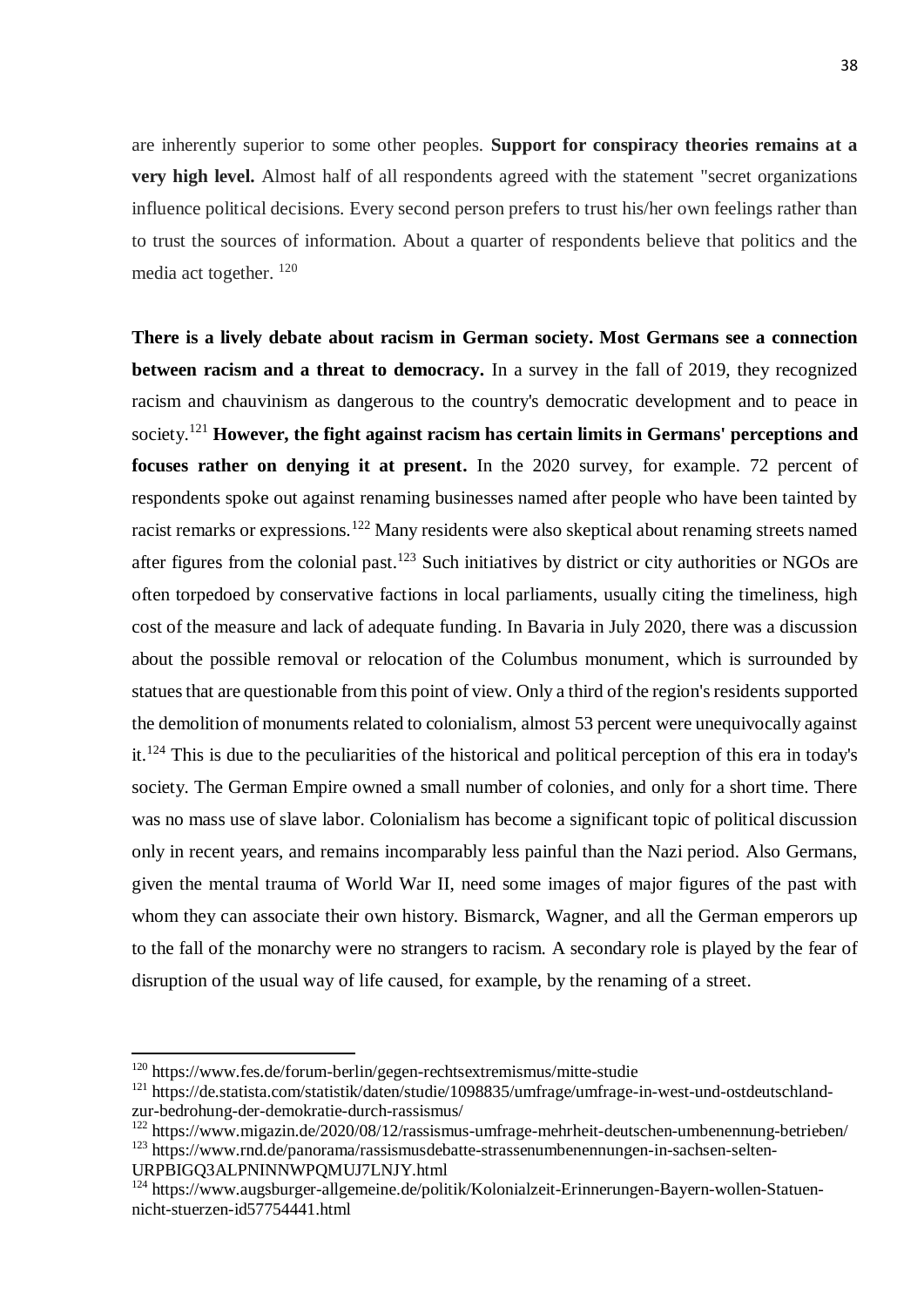are inherently superior to some other peoples. **Support for conspiracy theories remains at a very high level.** Almost half of all respondents agreed with the statement "secret organizations influence political decisions. Every second person prefers to trust his/her own feelings rather than to trust the sources of information. About a quarter of respondents believe that politics and the media act together. [120]

**There is a lively debate about racism in German society. Most Germans see a connection between racism and a threat to democracy.** In a survey in the fall of 2019, they recognized racism and chauvinism as dangerous to the country's democratic development and to peace in society.[121] **However, the fight against racism has certain limits in Germans' perceptions and focuses rather on denying it at present.** In the 2020 survey, for example. 72 percent of respondents spoke out against renaming businesses named after people who have been tainted by racist remarks or expressions.[122] Many residents were also skeptical about renaming streets named after figures from the colonial past.[123] Such initiatives by district or city authorities or NGOs are often torpedoed by conservative factions in local parliaments, usually citing the timeliness, high cost of the measure and lack of adequate funding. In Bavaria in July 2020, there was a discussion about the possible removal or relocation of the Columbus monument, which is surrounded by statues that are questionable from this point of view. Only a third of the region's residents supported the demolition of monuments related to colonialism, almost 53 percent were unequivocally against it.[124] This is due to the peculiarities of the historical and political perception of this era in today's society. The German Empire owned a small number of colonies, and only for a short time. There was no mass use of slave labor. Colonialism has become a significant topic of political discussion only in recent years, and remains incomparably less painful than the Nazi period. Also Germans, given the mental trauma of World War II, need some images of major figures of the past with whom they can associate their own history. Bismarck, Wagner, and all the German emperors up to the fall of the monarchy were no strangers to racism. A secondary role is played by the fear of disruption of the usual way of life caused, for example, by the renaming of a street.

---

[120] https://www.fes.de/forum-berlin/gegen-rechtsextremismus/mitte-studie

[121] https://de.statista.com/statistik/daten/studie/1098835/umfrage/umfrage-in-west-und-ostdeutschland-zur-bedrohung-der-demokratie-durch-rassismus/

[122] https://www.migazin.de/2020/08/12/rassismus-umfrage-mehrheit-deutschen-umbenennung-betrieben/

[123] https://www.rnd.de/panorama/rassismusdebatte-strassenumbenennungen-in-sachsen-selten-URPBIGQ3ALPNINNWPQMUJ7LNJY.html

[124] https://www.augsburger-allgemeine.de/politik/Kolonialzeit-Erinnerungen-Bayern-wollen-Statuen-nicht-stuerzen-id57754441.html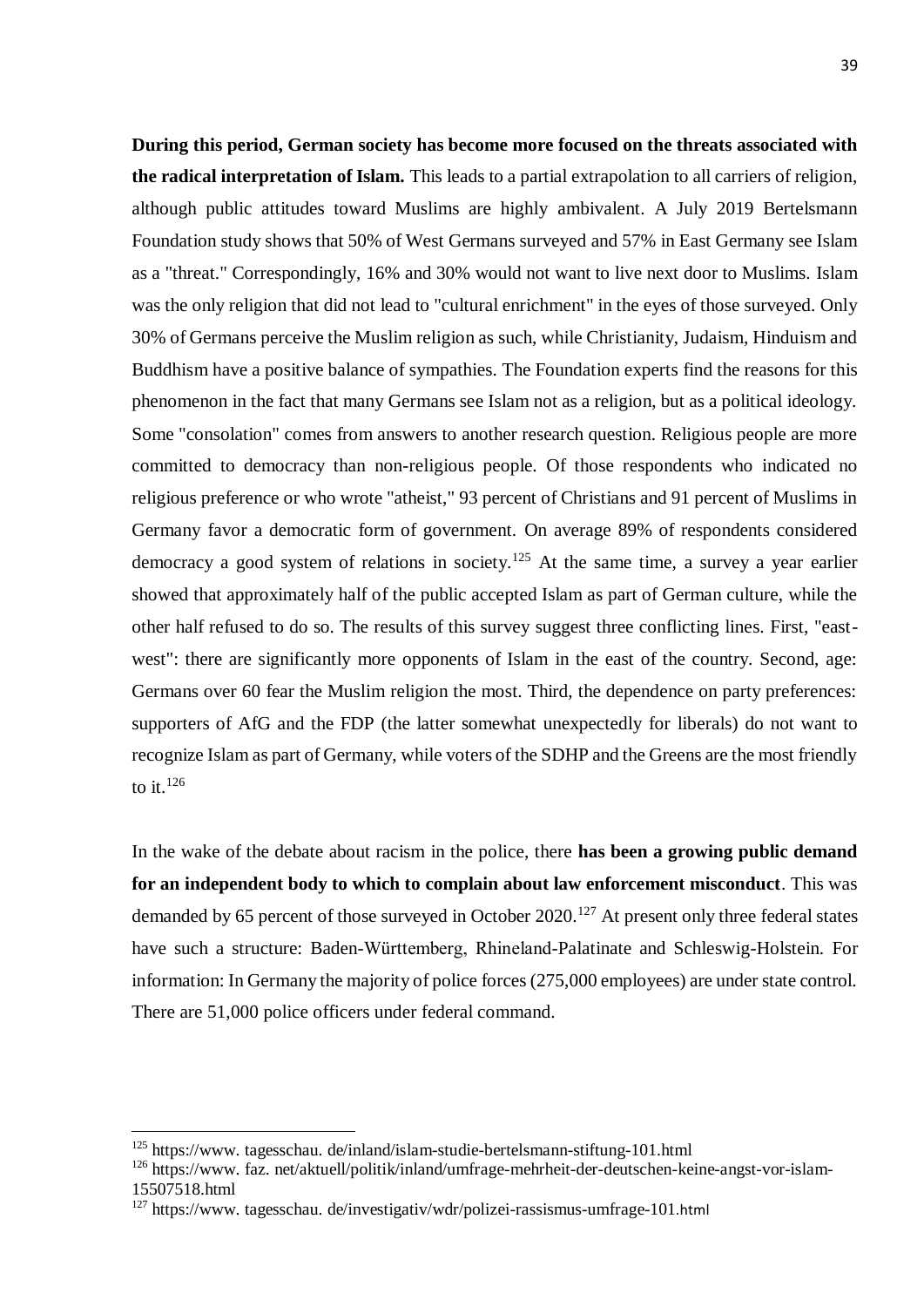**During this period, German society has become more focused on the threats associated with the radical interpretation of Islam.** This leads to a partial extrapolation to all carriers of religion, although public attitudes toward Muslims are highly ambivalent. A July 2019 Bertelsmann Foundation study shows that 50% of West Germans surveyed and 57% in East Germany see Islam as a "threat." Correspondingly, 16% and 30% would not want to live next door to Muslims. Islam was the only religion that did not lead to "cultural enrichment" in the eyes of those surveyed. Only 30% of Germans perceive the Muslim religion as such, while Christianity, Judaism, Hinduism and Buddhism have a positive balance of sympathies. The Foundation experts find the reasons for this phenomenon in the fact that many Germans see Islam not as a religion, but as a political ideology. Some "consolation" comes from answers to another research question. Religious people are more committed to democracy than non-religious people. Of those respondents who indicated no religious preference or who wrote "atheist," 93 percent of Christians and 91 percent of Muslims in Germany favor a democratic form of government. On average 89% of respondents considered democracy a good system of relations in society.[125] At the same time, a survey a year earlier showed that approximately half of the public accepted Islam as part of German culture, while the other half refused to do so. The results of this survey suggest three conflicting lines. First, "east-west": there are significantly more opponents of Islam in the east of the country. Second, age: Germans over 60 fear the Muslim religion the most. Third, the dependence on party preferences: supporters of AfG and the FDP (the latter somewhat unexpectedly for liberals) do not want to recognize Islam as part of Germany, while voters of the SDHP and the Greens are the most friendly to it.[126]

In the wake of the debate about racism in the police, there **has been a growing public demand for an independent body to which to complain about law enforcement misconduct**. This was demanded by 65 percent of those surveyed in October 2020.[127] At present only three federal states have such a structure: Baden-Württemberg, Rhineland-Palatinate and Schleswig-Holstein. For information: In Germany the majority of police forces (275,000 employees) are under state control. There are 51,000 police officers under federal command.

---

[125] https://www. tagesschau. de/inland/islam-studie-bertelsmann-stiftung-101.html

[126] https://www. faz. net/aktuell/politik/inland/umfrage-mehrheit-der-deutschen-keine-angst-vor-islam-15507518.html

[127] https://www. tagesschau. de/investigativ/wdr/polizei-rassismus-umfrage-101.html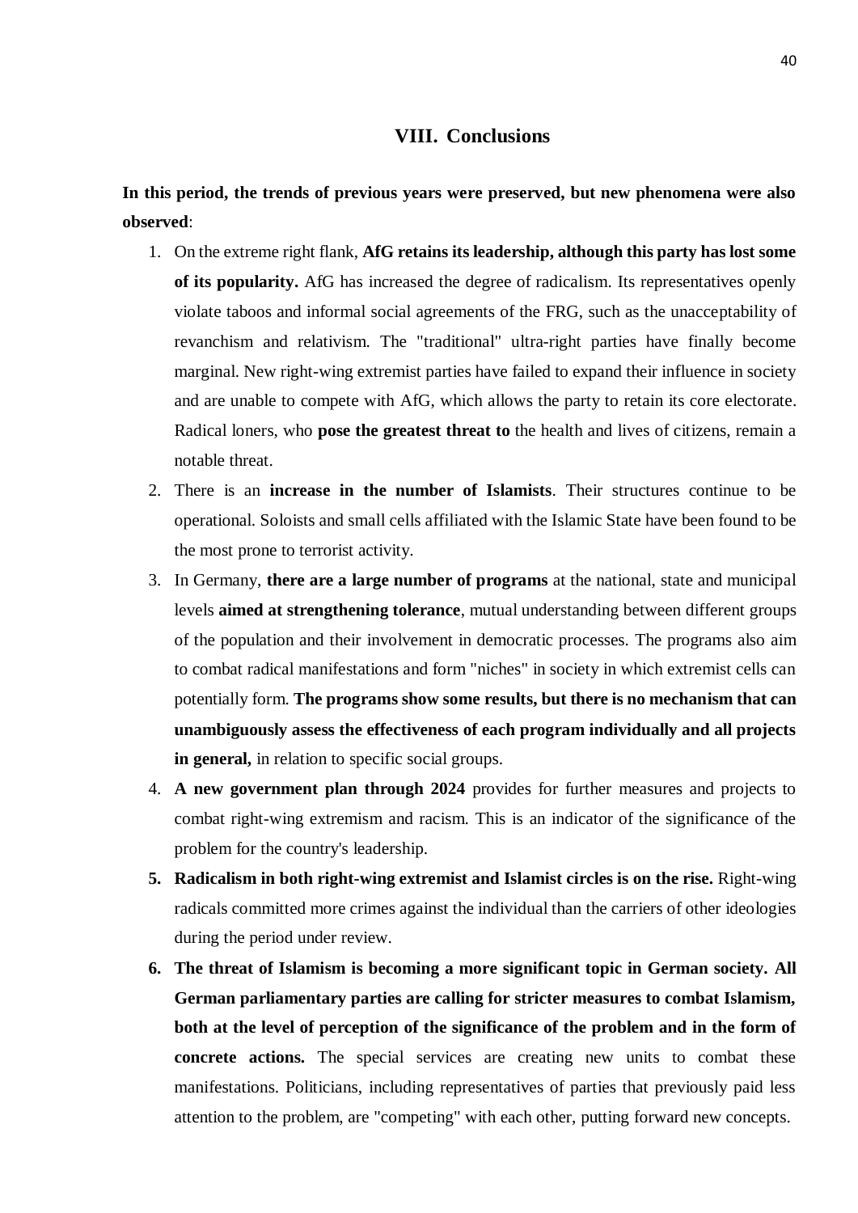## VIII. Conclusions

**In this period, the trends of previous years were preserved, but new phenomena were also observed**:

1. On the extreme right flank, **AfG retains its leadership, although this party has lost some of its popularity.** AfG has increased the degree of radicalism. Its representatives openly violate taboos and informal social agreements of the FRG, such as the unacceptability of revanchism and relativism. The "traditional" ultra-right parties have finally become marginal. New right-wing extremist parties have failed to expand their influence in society and are unable to compete with AfG, which allows the party to retain its core electorate. Radical loners, who **pose the greatest threat to** the health and lives of citizens, remain a notable threat.
2. There is an **increase in the number of Islamists**. Their structures continue to be operational. Soloists and small cells affiliated with the Islamic State have been found to be the most prone to terrorist activity.
3. In Germany, **there are a large number of programs** at the national, state and municipal levels **aimed at strengthening tolerance**, mutual understanding between different groups of the population and their involvement in democratic processes. The programs also aim to combat radical manifestations and form "niches" in society in which extremist cells can potentially form. **The programs show some results, but there is no mechanism that can unambiguously assess the effectiveness of each program individually and all projects in general,** in relation to specific social groups.
4. **A new government plan through 2024** provides for further measures and projects to combat right-wing extremism and racism. This is an indicator of the significance of the problem for the country's leadership.
5. **Radicalism in both right-wing extremist and Islamist circles is on the rise.** Right-wing radicals committed more crimes against the individual than the carriers of other ideologies during the period under review.
6. **The threat of Islamism is becoming a more significant topic in German society. All German parliamentary parties are calling for stricter measures to combat Islamism, both at the level of perception of the significance of the problem and in the form of concrete actions.** The special services are creating new units to combat these manifestations. Politicians, including representatives of parties that previously paid less attention to the problem, are "competing" with each other, putting forward new concepts.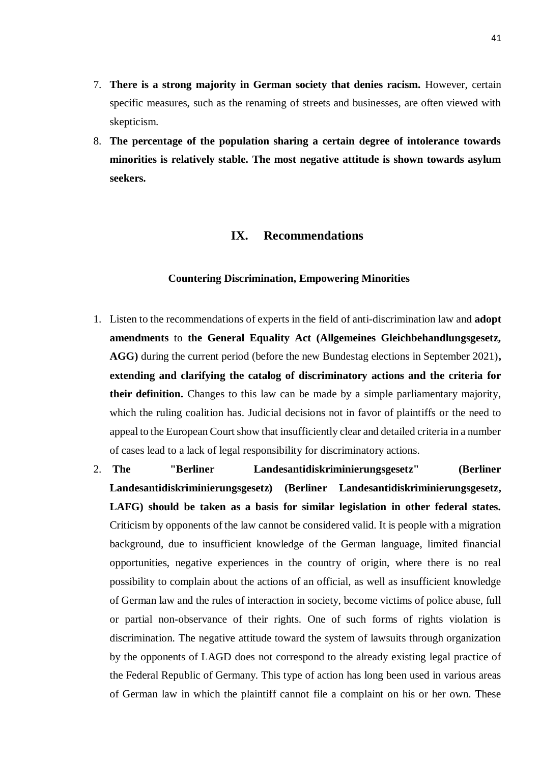7. **There is a strong majority in German society that denies racism.** However, certain specific measures, such as the renaming of streets and businesses, are often viewed with skepticism.
8. **The percentage of the population sharing a certain degree of intolerance towards minorities is relatively stable. The most negative attitude is shown towards asylum seekers.**

## IX. Recommendations

### Countering Discrimination, Empowering Minorities

1. Listen to the recommendations of experts in the field of anti-discrimination law and **adopt amendments** to **the General Equality Act (Allgemeines Gleichbehandlungsgesetz, AGG)** during the current period (before the new Bundestag elections in September 2021)**, extending and clarifying the catalog of discriminatory actions and the criteria for their definition.** Changes to this law can be made by a simple parliamentary majority, which the ruling coalition has. Judicial decisions not in favor of plaintiffs or the need to appeal to the European Court show that insufficiently clear and detailed criteria in a number of cases lead to a lack of legal responsibility for discriminatory actions.
2. **The "Berliner Landesantidiskriminierungsgesetz" (Berliner Landesantidiskriminierungsgesetz) (Berliner Landesantidiskriminierungsgesetz, LAFG) should be taken as a basis for similar legislation in other federal states.** Criticism by opponents of the law cannot be considered valid. It is people with a migration background, due to insufficient knowledge of the German language, limited financial opportunities, negative experiences in the country of origin, where there is no real possibility to complain about the actions of an official, as well as insufficient knowledge of German law and the rules of interaction in society, become victims of police abuse, full or partial non-observance of their rights. One of such forms of rights violation is discrimination. The negative attitude toward the system of lawsuits through organization by the opponents of LAGD does not correspond to the already existing legal practice of the Federal Republic of Germany. This type of action has long been used in various areas of German law in which the plaintiff cannot file a complaint on his or her own. These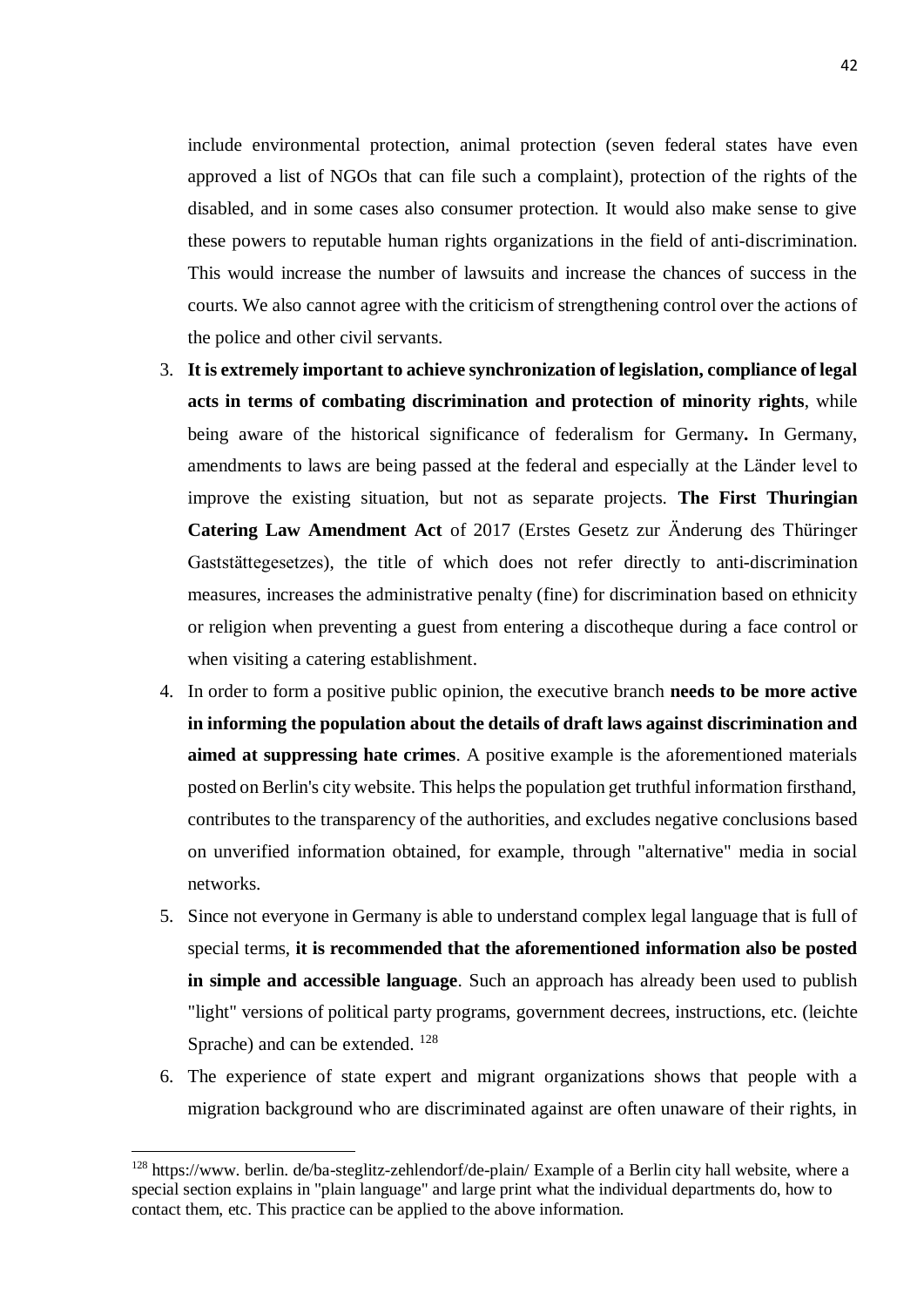include environmental protection, animal protection (seven federal states have even approved a list of NGOs that can file such a complaint), protection of the rights of the disabled, and in some cases also consumer protection. It would also make sense to give these powers to reputable human rights organizations in the field of anti-discrimination. This would increase the number of lawsuits and increase the chances of success in the courts. We also cannot agree with the criticism of strengthening control over the actions of the police and other civil servants.

3. **It is extremely important to achieve synchronization of legislation, compliance of legal acts in terms of combating discrimination and protection of minority rights**, while being aware of the historical significance of federalism for Germany**.** In Germany, amendments to laws are being passed at the federal and especially at the Länder level to improve the existing situation, but not as separate projects. **The First Thuringian Catering Law Amendment Act** of 2017 (Erstes Gesetz zur Änderung des Thüringer Gaststättegesetzes), the title of which does not refer directly to anti-discrimination measures, increases the administrative penalty (fine) for discrimination based on ethnicity or religion when preventing a guest from entering a discotheque during a face control or when visiting a catering establishment.
4. In order to form a positive public opinion, the executive branch **needs to be more active in informing the population about the details of draft laws against discrimination and aimed at suppressing hate crimes**. A positive example is the aforementioned materials posted on Berlin's city website. This helps the population get truthful information firsthand, contributes to the transparency of the authorities, and excludes negative conclusions based on unverified information obtained, for example, through "alternative" media in social networks.
5. Since not everyone in Germany is able to understand complex legal language that is full of special terms, **it is recommended that the aforementioned information also be posted in simple and accessible language**. Such an approach has already been used to publish "light" versions of political party programs, government decrees, instructions, etc. (leichte Sprache) and can be extended. [128]
6. The experience of state expert and migrant organizations shows that people with a migration background who are discriminated against are often unaware of their rights, in

[128] https://www. berlin. de/ba-steglitz-zehlendorf/de-plain/ Example of a Berlin city hall website, where a special section explains in "plain language" and large print what the individual departments do, how to contact them, etc. This practice can be applied to the above information.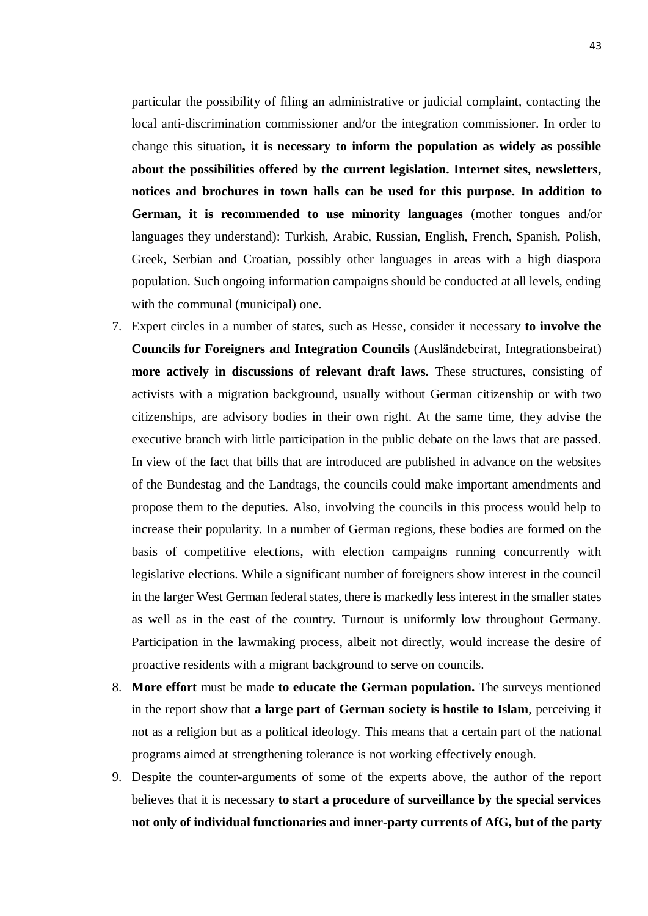particular the possibility of filing an administrative or judicial complaint, contacting the local anti-discrimination commissioner and/or the integration commissioner. In order to change this situation**, it is necessary to inform the population as widely as possible about the possibilities offered by the current legislation. Internet sites, newsletters, notices and brochures in town halls can be used for this purpose. In addition to German, it is recommended to use minority languages** (mother tongues and/or languages they understand): Turkish, Arabic, Russian, English, French, Spanish, Polish, Greek, Serbian and Croatian, possibly other languages in areas with a high diaspora population. Such ongoing information campaigns should be conducted at all levels, ending with the communal (municipal) one.

7. Expert circles in a number of states, such as Hesse, consider it necessary **to involve the Councils for Foreigners and Integration Councils** (Ausländebeirat, Integrationsbeirat) **more actively in discussions of relevant draft laws.** These structures, consisting of activists with a migration background, usually without German citizenship or with two citizenships, are advisory bodies in their own right. At the same time, they advise the executive branch with little participation in the public debate on the laws that are passed. In view of the fact that bills that are introduced are published in advance on the websites of the Bundestag and the Landtags, the councils could make important amendments and propose them to the deputies. Also, involving the councils in this process would help to increase their popularity. In a number of German regions, these bodies are formed on the basis of competitive elections, with election campaigns running concurrently with legislative elections. While a significant number of foreigners show interest in the council in the larger West German federal states, there is markedly less interest in the smaller states as well as in the east of the country. Turnout is uniformly low throughout Germany. Participation in the lawmaking process, albeit not directly, would increase the desire of proactive residents with a migrant background to serve on councils.
8. **More effort** must be made **to educate the German population.** The surveys mentioned in the report show that **a large part of German society is hostile to Islam**, perceiving it not as a religion but as a political ideology. This means that a certain part of the national programs aimed at strengthening tolerance is not working effectively enough.
9. Despite the counter-arguments of some of the experts above, the author of the report believes that it is necessary **to start a procedure of surveillance by the special services not only of individual functionaries and inner-party currents of AfG, but of the party**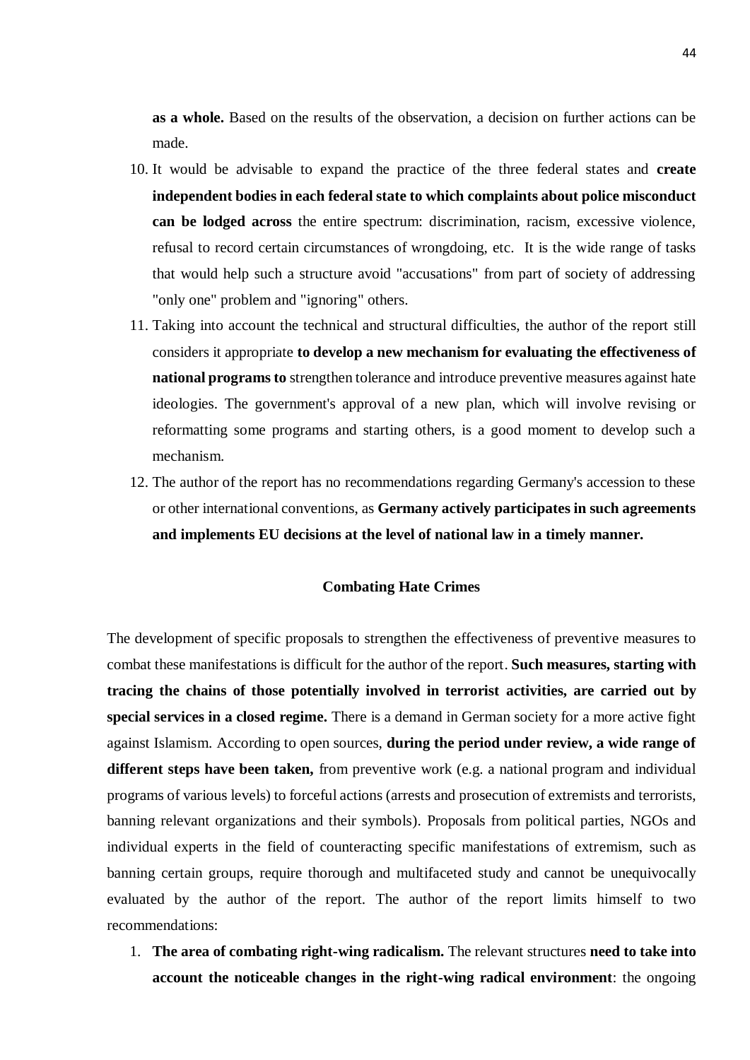**as a whole.** Based on the results of the observation, a decision on further actions can be made.

10. It would be advisable to expand the practice of the three federal states and **create independent bodies in each federal state to which complaints about police misconduct can be lodged across** the entire spectrum: discrimination, racism, excessive violence, refusal to record certain circumstances of wrongdoing, etc. It is the wide range of tasks that would help such a structure avoid "accusations" from part of society of addressing "only one" problem and "ignoring" others.
11. Taking into account the technical and structural difficulties, the author of the report still considers it appropriate **to develop a new mechanism for evaluating the effectiveness of national programs to** strengthen tolerance and introduce preventive measures against hate ideologies. The government's approval of a new plan, which will involve revising or reformatting some programs and starting others, is a good moment to develop such a mechanism.
12. The author of the report has no recommendations regarding Germany's accession to these or other international conventions, as **Germany actively participates in such agreements and implements EU decisions at the level of national law in a timely manner.**

## Combating Hate Crimes

The development of specific proposals to strengthen the effectiveness of preventive measures to combat these manifestations is difficult for the author of the report. **Such measures, starting with tracing the chains of those potentially involved in terrorist activities, are carried out by special services in a closed regime.** There is a demand in German society for a more active fight against Islamism. According to open sources, **during the period under review, a wide range of different steps have been taken,** from preventive work (e.g. a national program and individual programs of various levels) to forceful actions (arrests and prosecution of extremists and terrorists, banning relevant organizations and their symbols). Proposals from political parties, NGOs and individual experts in the field of counteracting specific manifestations of extremism, such as banning certain groups, require thorough and multifaceted study and cannot be unequivocally evaluated by the author of the report. The author of the report limits himself to two recommendations:

1. **The area of combating right-wing radicalism.** The relevant structures **need to take into account the noticeable changes in the right-wing radical environment**: the ongoing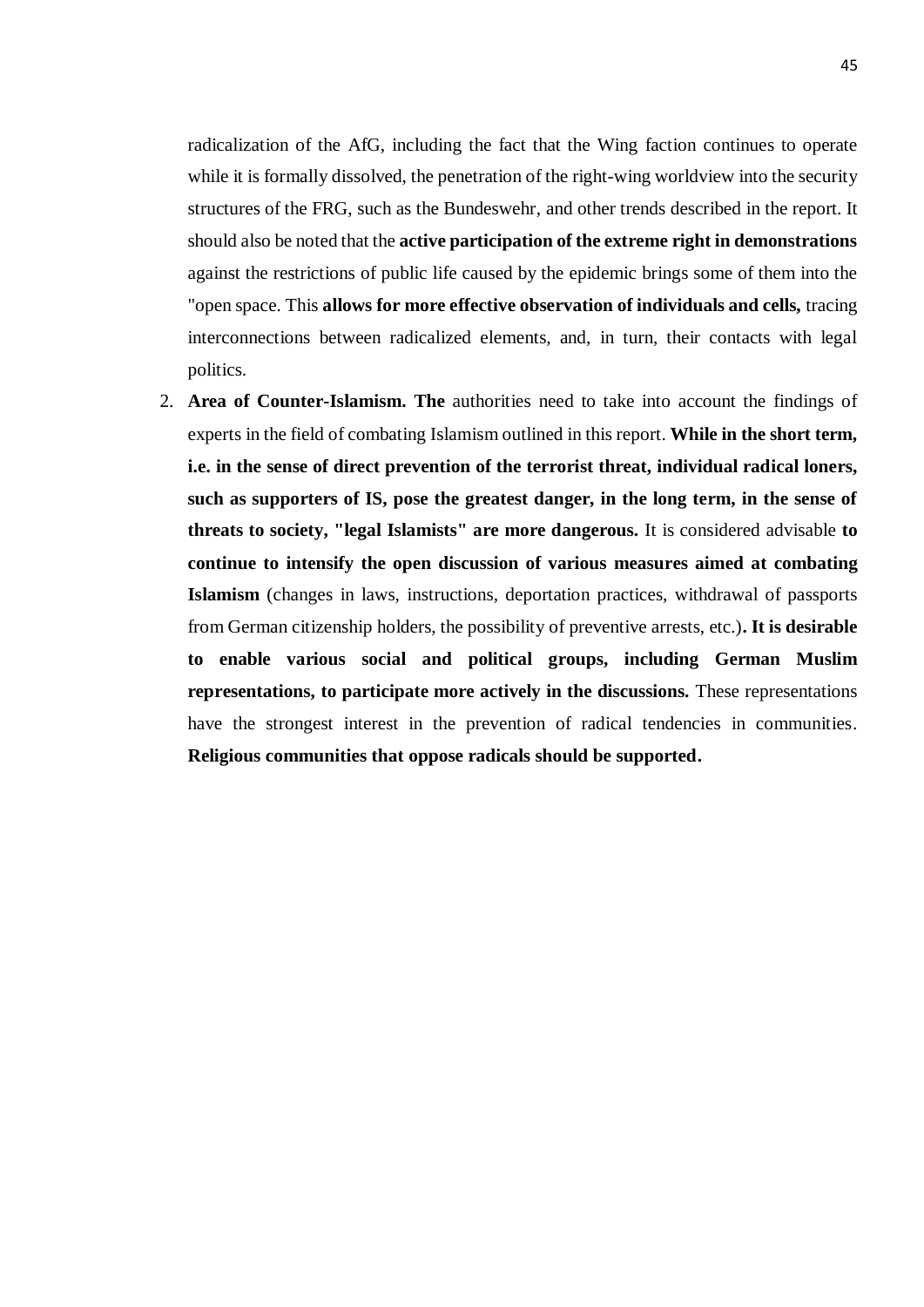radicalization of the AfG, including the fact that the Wing faction continues to operate while it is formally dissolved, the penetration of the right-wing worldview into the security structures of the FRG, such as the Bundeswehr, and other trends described in the report. It should also be noted that the **active participation of the extreme right in demonstrations** against the restrictions of public life caused by the epidemic brings some of them into the "open space. This **allows for more effective observation of individuals and cells,** tracing interconnections between radicalized elements, and, in turn, their contacts with legal politics.

2. **Area of Counter-Islamism. The** authorities need to take into account the findings of experts in the field of combating Islamism outlined in this report. **While in the short term, i.e. in the sense of direct prevention of the terrorist threat, individual radical loners, such as supporters of IS, pose the greatest danger, in the long term, in the sense of threats to society, "legal Islamists" are more dangerous.** It is considered advisable **to continue to intensify the open discussion of various measures aimed at combating Islamism** (changes in laws, instructions, deportation practices, withdrawal of passports from German citizenship holders, the possibility of preventive arrests, etc.)**. It is desirable to enable various social and political groups, including German Muslim representations, to participate more actively in the discussions.** These representations have the strongest interest in the prevention of radical tendencies in communities. **Religious communities that oppose radicals should be supported.**